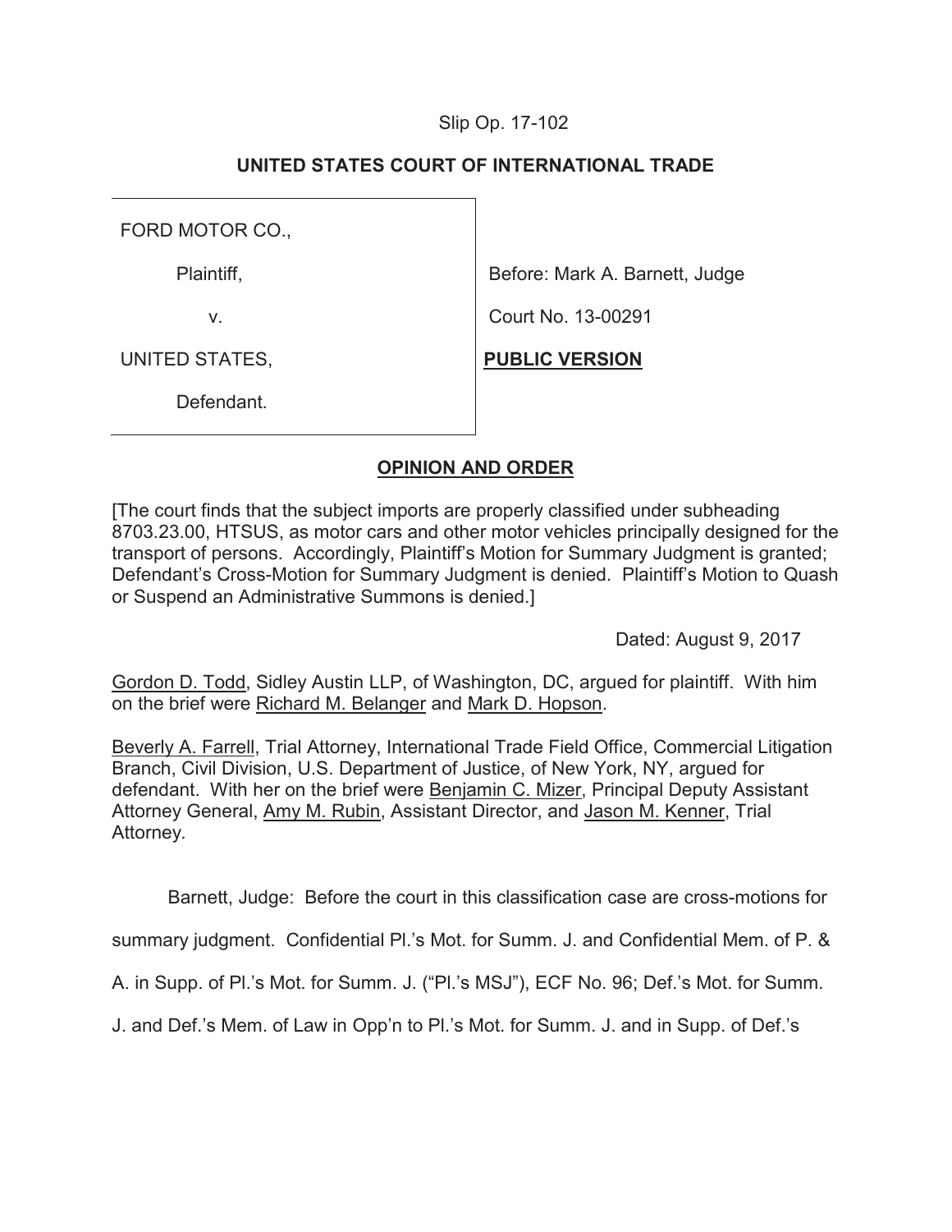Slip Op. 17-102

**UNITED STATES COURT OF INTERNATIONAL TRADE**

| | |
|---|---|
| FORD MOTOR CO., | |
| Plaintiff, | Before: Mark A. Barnett, Judge |
| v. | Court No. 13-00291 |
| UNITED STATES, | **PUBLIC VERSION** |
| Defendant. | |

**OPINION AND ORDER**

[The court finds that the subject imports are properly classified under subheading 8703.23.00, HTSUS, as motor cars and other motor vehicles principally designed for the transport of persons. Accordingly, Plaintiff's Motion for Summary Judgment is granted; Defendant's Cross-Motion for Summary Judgment is denied. Plaintiff's Motion to Quash or Suspend an Administrative Summons is denied.]

Dated: August 9, 2017

Gordon D. Todd, Sidley Austin LLP, of Washington, DC, argued for plaintiff. With him on the brief were Richard M. Belanger and Mark D. Hopson.

Beverly A. Farrell, Trial Attorney, International Trade Field Office, Commercial Litigation Branch, Civil Division, U.S. Department of Justice, of New York, NY, argued for defendant. With her on the brief were Benjamin C. Mizer, Principal Deputy Assistant Attorney General, Amy M. Rubin, Assistant Director, and Jason M. Kenner, Trial Attorney.

Barnett, Judge: Before the court in this classification case are cross-motions for summary judgment. Confidential Pl.'s Mot. for Summ. J. and Confidential Mem. of P. & A. in Supp. of Pl.'s Mot. for Summ. J. ("Pl.'s MSJ"), ECF No. 96; Def.'s Mot. for Summ. J. and Def.'s Mem. of Law in Opp'n to Pl.'s Mot. for Summ. J. and in Supp. of Def.'s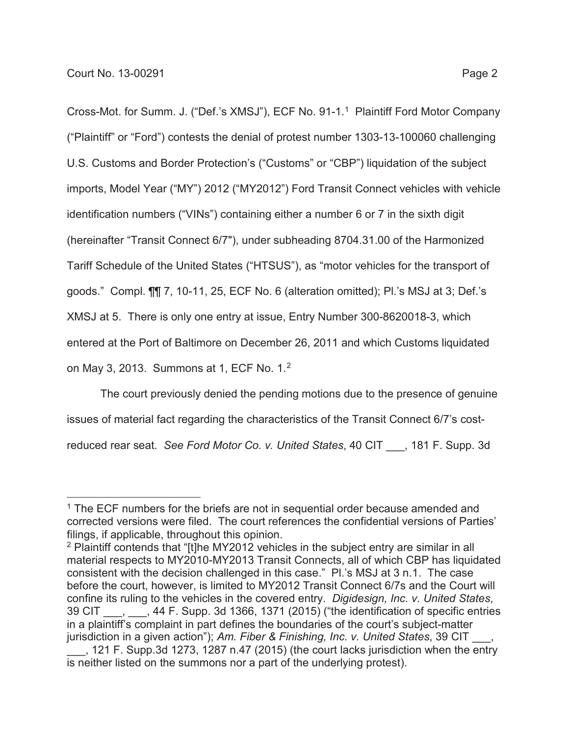Cross-Mot. for Summ. J. ("Def.'s XMSJ"), ECF No. 91-1.[1] Plaintiff Ford Motor Company ("Plaintiff" or "Ford") contests the denial of protest number 1303-13-100060 challenging U.S. Customs and Border Protection's ("Customs" or "CBP") liquidation of the subject imports, Model Year ("MY") 2012 ("MY2012") Ford Transit Connect vehicles with vehicle identification numbers ("VINs") containing either a number 6 or 7 in the sixth digit (hereinafter "Transit Connect 6/7"), under subheading 8704.31.00 of the Harmonized Tariff Schedule of the United States ("HTSUS"), as "motor vehicles for the transport of goods." Compl. ¶¶ 7, 10-11, 25, ECF No. 6 (alteration omitted); Pl.'s MSJ at 3; Def.'s XMSJ at 5. There is only one entry at issue, Entry Number 300-8620018-3, which entered at the Port of Baltimore on December 26, 2011 and which Customs liquidated on May 3, 2013. Summons at 1, ECF No. 1.[2]

The court previously denied the pending motions due to the presence of genuine issues of material fact regarding the characteristics of the Transit Connect 6/7's cost-reduced rear seat. *See Ford Motor Co. v. United States*, 40 CIT ___, 181 F. Supp. 3d

---

[1] The ECF numbers for the briefs are not in sequential order because amended and corrected versions were filed. The court references the confidential versions of Parties' filings, if applicable, throughout this opinion.

[2] Plaintiff contends that "[t]he MY2012 vehicles in the subject entry are similar in all material respects to MY2010-MY2013 Transit Connects, all of which CBP has liquidated consistent with the decision challenged in this case." Pl.'s MSJ at 3 n.1. The case before the court, however, is limited to MY2012 Transit Connect 6/7s and the Court will confine its ruling to the vehicles in the covered entry. *Digidesign, Inc. v. United States*, 39 CIT ___, ___, 44 F. Supp. 3d 1366, 1371 (2015) ("the identification of specific entries in a plaintiff's complaint in part defines the boundaries of the court's subject-matter jurisdiction in a given action"); *Am. Fiber & Finishing, Inc. v. United States*, 39 CIT ___, ___, 121 F. Supp.3d 1273, 1287 n.47 (2015) (the court lacks jurisdiction when the entry is neither listed on the summons nor a part of the underlying protest).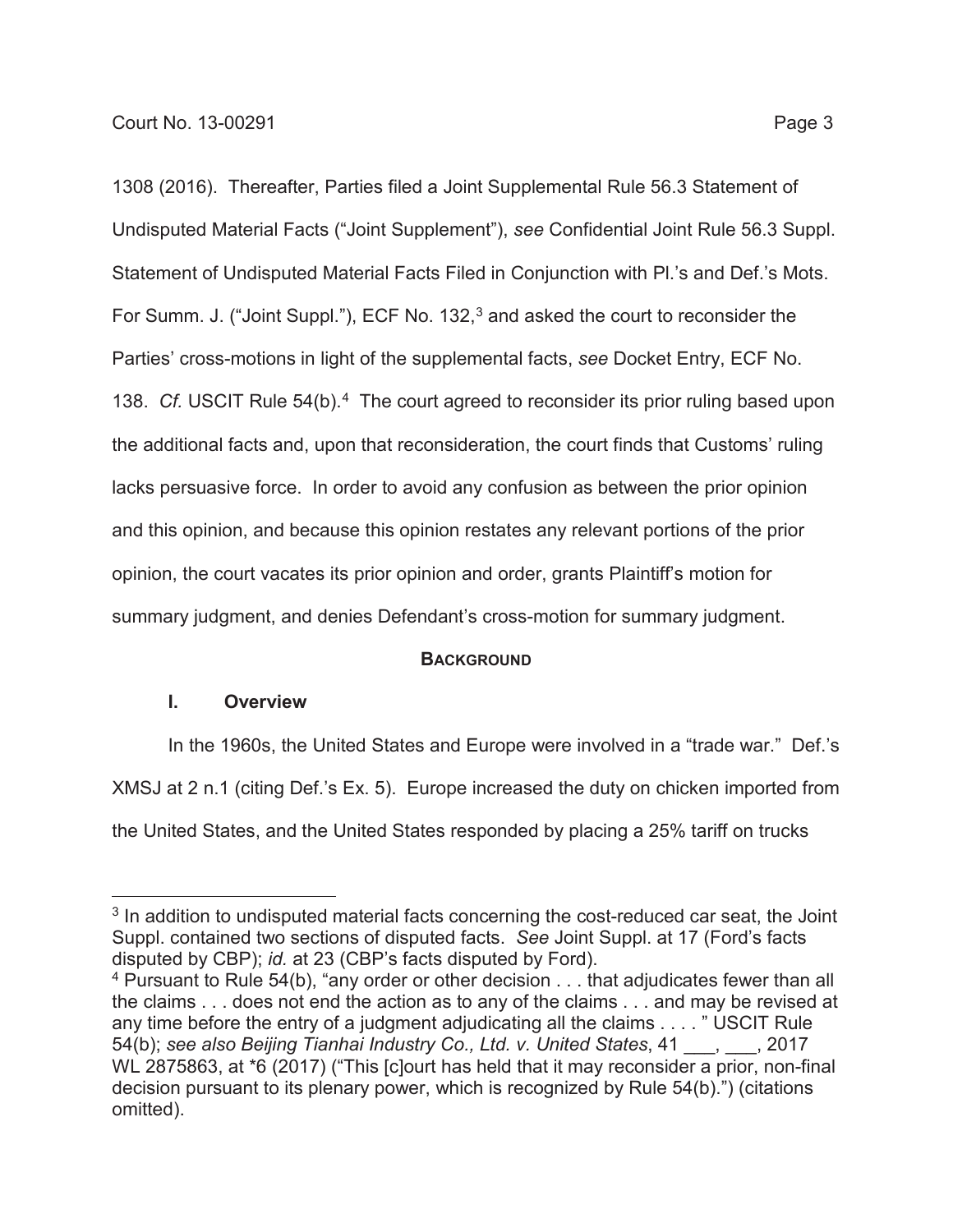1308 (2016). Thereafter, Parties filed a Joint Supplemental Rule 56.3 Statement of Undisputed Material Facts ("Joint Supplement"), *see* Confidential Joint Rule 56.3 Suppl. Statement of Undisputed Material Facts Filed in Conjunction with Pl.'s and Def.'s Mots. For Summ. J. ("Joint Suppl."), ECF No. 132,[3] and asked the court to reconsider the Parties' cross-motions in light of the supplemental facts, *see* Docket Entry, ECF No. 138. *Cf.* USCIT Rule 54(b).[4] The court agreed to reconsider its prior ruling based upon the additional facts and, upon that reconsideration, the court finds that Customs' ruling lacks persuasive force. In order to avoid any confusion as between the prior opinion and this opinion, and because this opinion restates any relevant portions of the prior opinion, the court vacates its prior opinion and order, grants Plaintiff's motion for summary judgment, and denies Defendant's cross-motion for summary judgment.

## BACKGROUND

### I. Overview

In the 1960s, the United States and Europe were involved in a "trade war." Def.'s XMSJ at 2 n.1 (citing Def.'s Ex. 5). Europe increased the duty on chicken imported from the United States, and the United States responded by placing a 25% tariff on trucks

---

[3] In addition to undisputed material facts concerning the cost-reduced car seat, the Joint Suppl. contained two sections of disputed facts. *See* Joint Suppl. at 17 (Ford's facts disputed by CBP); *id.* at 23 (CBP's facts disputed by Ford).

[4] Pursuant to Rule 54(b), "any order or other decision . . . that adjudicates fewer than all the claims . . . does not end the action as to any of the claims . . . and may be revised at any time before the entry of a judgment adjudicating all the claims . . . . " USCIT Rule 54(b); *see also Beijing Tianhai Industry Co., Ltd. v. United States*, 41 \_\_\_, \_\_\_, 2017 WL 2875863, at *6 (2017) ("This [c]ourt has held that it may reconsider a prior, non-final decision pursuant to its plenary power, which is recognized by Rule 54(b).") (citations omitted).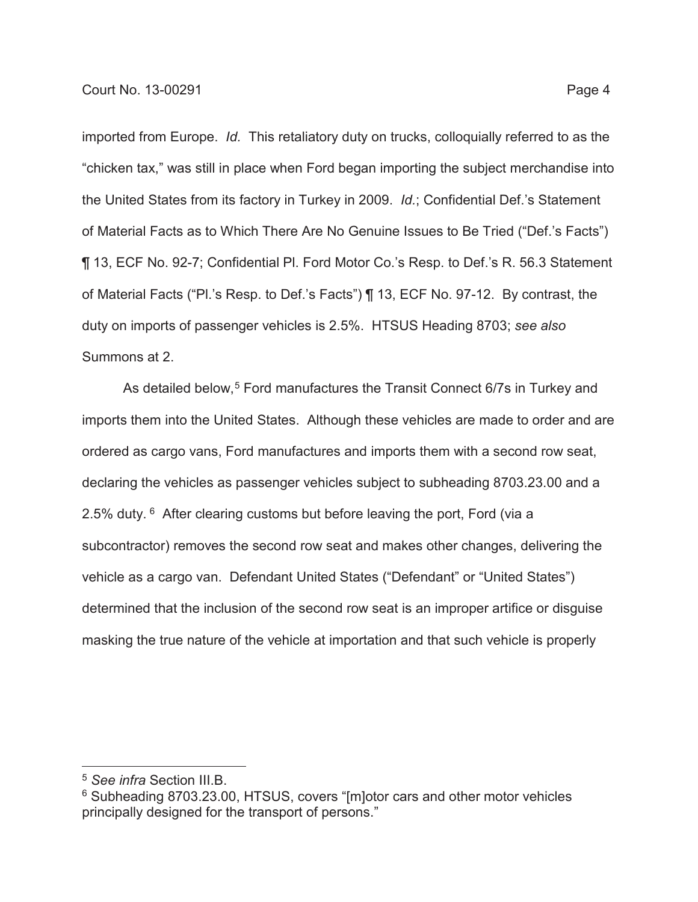imported from Europe. *Id.* This retaliatory duty on trucks, colloquially referred to as the "chicken tax," was still in place when Ford began importing the subject merchandise into the United States from its factory in Turkey in 2009. *Id.*; Confidential Def.'s Statement of Material Facts as to Which There Are No Genuine Issues to Be Tried ("Def.'s Facts") ¶ 13, ECF No. 92-7; Confidential Pl. Ford Motor Co.'s Resp. to Def.'s R. 56.3 Statement of Material Facts ("Pl.'s Resp. to Def.'s Facts") ¶ 13, ECF No. 97-12. By contrast, the duty on imports of passenger vehicles is 2.5%. HTSUS Heading 8703; *see also* Summons at 2.

As detailed below,[5] Ford manufactures the Transit Connect 6/7s in Turkey and imports them into the United States. Although these vehicles are made to order and are ordered as cargo vans, Ford manufactures and imports them with a second row seat, declaring the vehicles as passenger vehicles subject to subheading 8703.23.00 and a 2.5% duty.[6] After clearing customs but before leaving the port, Ford (via a subcontractor) removes the second row seat and makes other changes, delivering the vehicle as a cargo van. Defendant United States ("Defendant" or "United States") determined that the inclusion of the second row seat is an improper artifice or disguise masking the true nature of the vehicle at importation and that such vehicle is properly

---

[5] *See infra* Section III.B.

[6] Subheading 8703.23.00, HTSUS, covers "[m]otor cars and other motor vehicles principally designed for the transport of persons."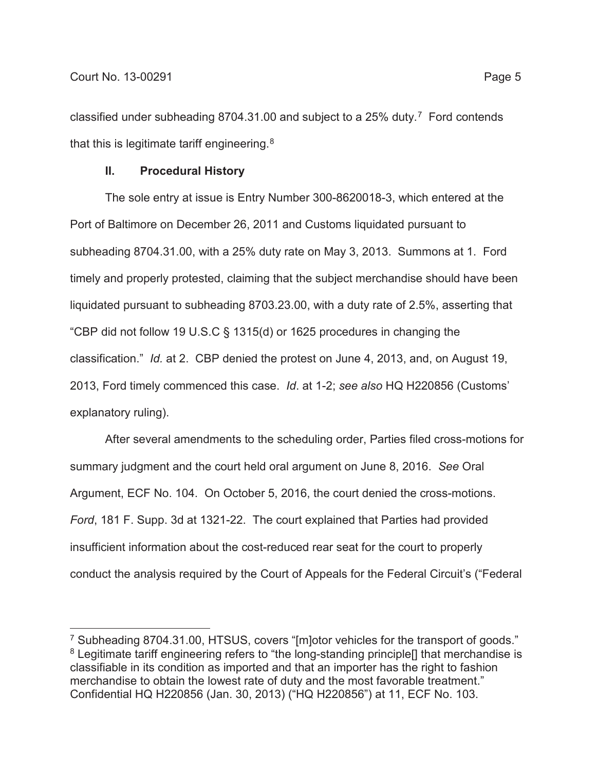classified under subheading 8704.31.00 and subject to a 25% duty.[7] Ford contends that this is legitimate tariff engineering.[8]

## II. Procedural History

The sole entry at issue is Entry Number 300-8620018-3, which entered at the Port of Baltimore on December 26, 2011 and Customs liquidated pursuant to subheading 8704.31.00, with a 25% duty rate on May 3, 2013. Summons at 1. Ford timely and properly protested, claiming that the subject merchandise should have been liquidated pursuant to subheading 8703.23.00, with a duty rate of 2.5%, asserting that "CBP did not follow 19 U.S.C § 1315(d) or 1625 procedures in changing the classification." *Id.* at 2. CBP denied the protest on June 4, 2013, and, on August 19, 2013, Ford timely commenced this case. *Id*. at 1-2; *see also* HQ H220856 (Customs' explanatory ruling).

After several amendments to the scheduling order, Parties filed cross-motions for summary judgment and the court held oral argument on June 8, 2016. *See* Oral Argument, ECF No. 104. On October 5, 2016, the court denied the cross-motions. *Ford*, 181 F. Supp. 3d at 1321-22. The court explained that Parties had provided insufficient information about the cost-reduced rear seat for the court to properly conduct the analysis required by the Court of Appeals for the Federal Circuit's ("Federal

---

[7] Subheading 8704.31.00, HTSUS, covers "[m]otor vehicles for the transport of goods."

[8] Legitimate tariff engineering refers to "the long-standing principle[] that merchandise is classifiable in its condition as imported and that an importer has the right to fashion merchandise to obtain the lowest rate of duty and the most favorable treatment." Confidential HQ H220856 (Jan. 30, 2013) ("HQ H220856") at 11, ECF No. 103.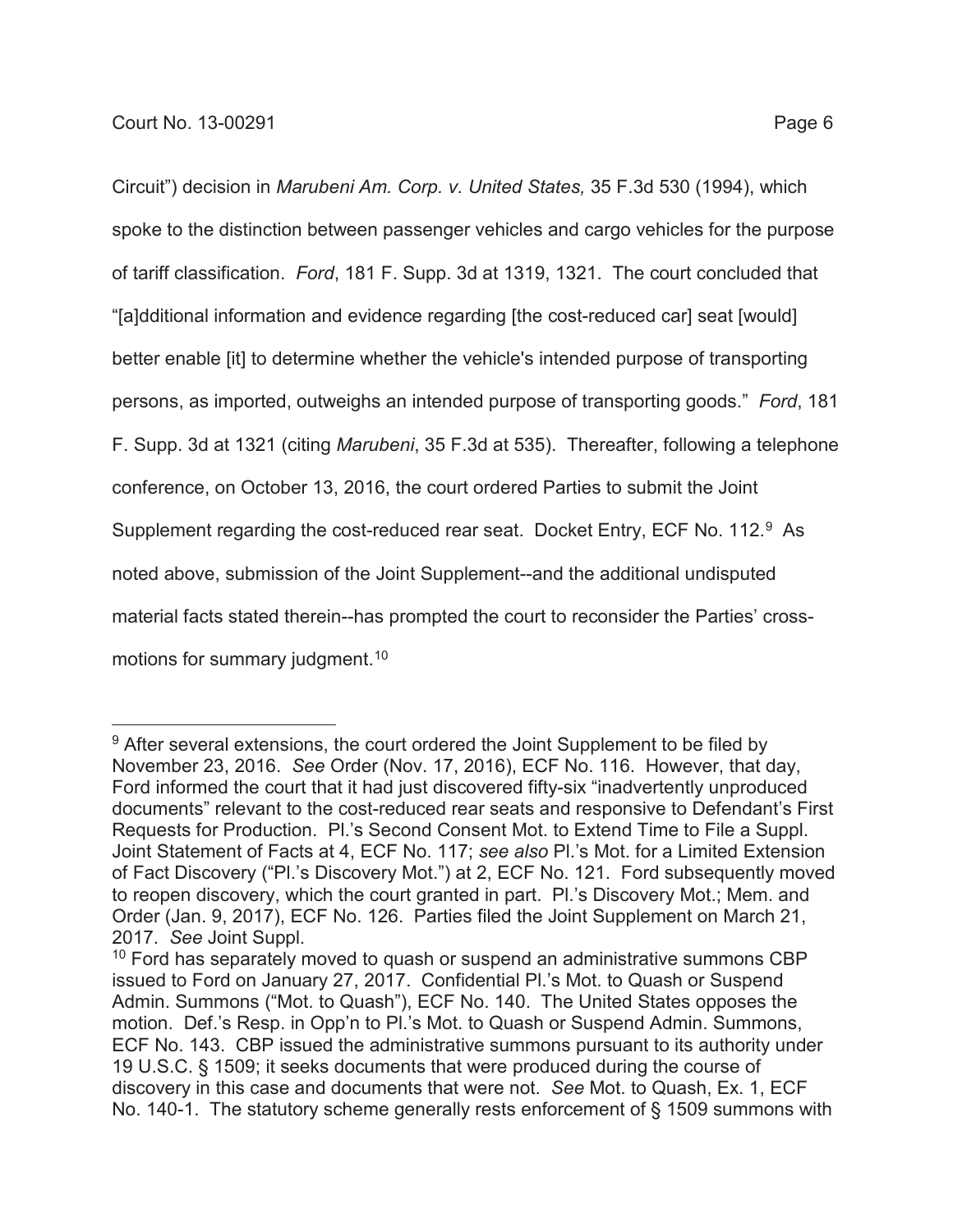Circuit") decision in *Marubeni Am. Corp. v. United States,* 35 F.3d 530 (1994), which spoke to the distinction between passenger vehicles and cargo vehicles for the purpose of tariff classification. *Ford*, 181 F. Supp. 3d at 1319, 1321. The court concluded that "[a]dditional information and evidence regarding [the cost-reduced car] seat [would] better enable [it] to determine whether the vehicle's intended purpose of transporting persons, as imported, outweighs an intended purpose of transporting goods." *Ford*, 181 F. Supp. 3d at 1321 (citing *Marubeni*, 35 F.3d at 535). Thereafter, following a telephone conference, on October 13, 2016, the court ordered Parties to submit the Joint Supplement regarding the cost-reduced rear seat. Docket Entry, ECF No. 112.[9] As noted above, submission of the Joint Supplement--and the additional undisputed material facts stated therein--has prompted the court to reconsider the Parties' cross-motions for summary judgment.[10]

[9] After several extensions, the court ordered the Joint Supplement to be filed by November 23, 2016. *See* Order (Nov. 17, 2016), ECF No. 116. However, that day, Ford informed the court that it had just discovered fifty-six "inadvertently unproduced documents" relevant to the cost-reduced rear seats and responsive to Defendant's First Requests for Production. Pl.'s Second Consent Mot. to Extend Time to File a Suppl. Joint Statement of Facts at 4, ECF No. 117; *see also* Pl.'s Mot. for a Limited Extension of Fact Discovery ("Pl.'s Discovery Mot.") at 2, ECF No. 121. Ford subsequently moved to reopen discovery, which the court granted in part. Pl.'s Discovery Mot.; Mem. and Order (Jan. 9, 2017), ECF No. 126. Parties filed the Joint Supplement on March 21, 2017. *See* Joint Suppl.

[10] Ford has separately moved to quash or suspend an administrative summons CBP issued to Ford on January 27, 2017. Confidential Pl.'s Mot. to Quash or Suspend Admin. Summons ("Mot. to Quash"), ECF No. 140. The United States opposes the motion. Def.'s Resp. in Opp'n to Pl.'s Mot. to Quash or Suspend Admin. Summons, ECF No. 143. CBP issued the administrative summons pursuant to its authority under 19 U.S.C. § 1509; it seeks documents that were produced during the course of discovery in this case and documents that were not. *See* Mot. to Quash, Ex. 1, ECF No. 140-1. The statutory scheme generally rests enforcement of § 1509 summons with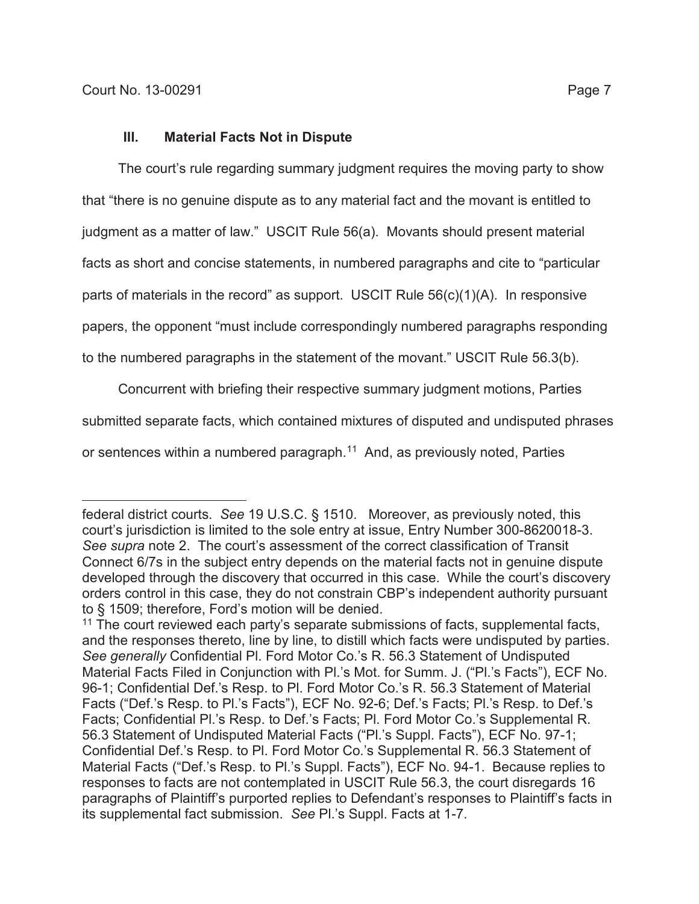### III. Material Facts Not in Dispute

The court's rule regarding summary judgment requires the moving party to show that "there is no genuine dispute as to any material fact and the movant is entitled to judgment as a matter of law." USCIT Rule 56(a). Movants should present material facts as short and concise statements, in numbered paragraphs and cite to "particular parts of materials in the record" as support. USCIT Rule 56(c)(1)(A). In responsive papers, the opponent "must include correspondingly numbered paragraphs responding to the numbered paragraphs in the statement of the movant." USCIT Rule 56.3(b).

Concurrent with briefing their respective summary judgment motions, Parties submitted separate facts, which contained mixtures of disputed and undisputed phrases or sentences within a numbered paragraph.[11] And, as previously noted, Parties

---

federal district courts. *See* 19 U.S.C. § 1510. Moreover, as previously noted, this court's jurisdiction is limited to the sole entry at issue, Entry Number 300-8620018-3. *See supra* note 2. The court's assessment of the correct classification of Transit Connect 6/7s in the subject entry depends on the material facts not in genuine dispute developed through the discovery that occurred in this case. While the court's discovery orders control in this case, they do not constrain CBP's independent authority pursuant to § 1509; therefore, Ford's motion will be denied.

[11] The court reviewed each party's separate submissions of facts, supplemental facts, and the responses thereto, line by line, to distill which facts were undisputed by parties. *See generally* Confidential Pl. Ford Motor Co.'s R. 56.3 Statement of Undisputed Material Facts Filed in Conjunction with Pl.'s Mot. for Summ. J. ("Pl.'s Facts"), ECF No. 96-1; Confidential Def.'s Resp. to Pl. Ford Motor Co.'s R. 56.3 Statement of Material Facts ("Def.'s Resp. to Pl.'s Facts"), ECF No. 92-6; Def.'s Facts; Pl.'s Resp. to Def.'s Facts; Confidential Pl.'s Resp. to Def.'s Facts; Pl. Ford Motor Co.'s Supplemental R. 56.3 Statement of Undisputed Material Facts ("Pl.'s Suppl. Facts"), ECF No. 97-1; Confidential Def.'s Resp. to Pl. Ford Motor Co.'s Supplemental R. 56.3 Statement of Material Facts ("Def.'s Resp. to Pl.'s Suppl. Facts"), ECF No. 94-1. Because replies to responses to facts are not contemplated in USCIT Rule 56.3, the court disregards 16 paragraphs of Plaintiff's purported replies to Defendant's responses to Plaintiff's facts in its supplemental fact submission. *See* Pl.'s Suppl. Facts at 1-7.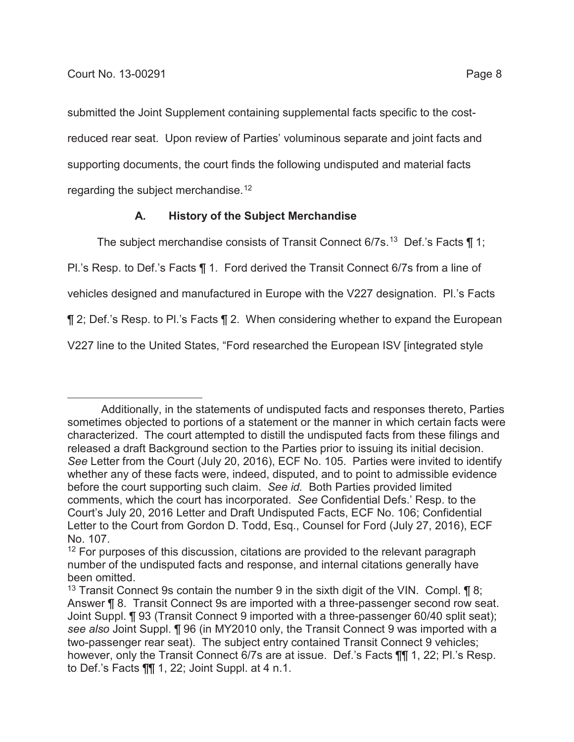submitted the Joint Supplement containing supplemental facts specific to the cost-reduced rear seat. Upon review of Parties' voluminous separate and joint facts and supporting documents, the court finds the following undisputed and material facts regarding the subject merchandise.[12]

### A. History of the Subject Merchandise

The subject merchandise consists of Transit Connect 6/7s.[13] Def.'s Facts ¶ 1; Pl.'s Resp. to Def.'s Facts ¶ 1. Ford derived the Transit Connect 6/7s from a line of vehicles designed and manufactured in Europe with the V227 designation. Pl.'s Facts ¶ 2; Def.'s Resp. to Pl.'s Facts ¶ 2. When considering whether to expand the European V227 line to the United States, "Ford researched the European ISV [integrated style

---

Additionally, in the statements of undisputed facts and responses thereto, Parties sometimes objected to portions of a statement or the manner in which certain facts were characterized. The court attempted to distill the undisputed facts from these filings and released a draft Background section to the Parties prior to issuing its initial decision. *See* Letter from the Court (July 20, 2016), ECF No. 105. Parties were invited to identify whether any of these facts were, indeed, disputed, and to point to admissible evidence before the court supporting such claim. *See id.* Both Parties provided limited comments, which the court has incorporated. *See* Confidential Defs.' Resp. to the Court's July 20, 2016 Letter and Draft Undisputed Facts, ECF No. 106; Confidential Letter to the Court from Gordon D. Todd, Esq., Counsel for Ford (July 27, 2016), ECF No. 107.

[12] For purposes of this discussion, citations are provided to the relevant paragraph number of the undisputed facts and response, and internal citations generally have been omitted.

[13] Transit Connect 9s contain the number 9 in the sixth digit of the VIN. Compl. ¶ 8; Answer ¶ 8. Transit Connect 9s are imported with a three-passenger second row seat. Joint Suppl. ¶ 93 (Transit Connect 9 imported with a three-passenger 60/40 split seat); *see also* Joint Suppl. ¶ 96 (in MY2010 only, the Transit Connect 9 was imported with a two-passenger rear seat). The subject entry contained Transit Connect 9 vehicles; however, only the Transit Connect 6/7s are at issue. Def.'s Facts ¶¶ 1, 22; Pl.'s Resp. to Def.'s Facts ¶¶ 1, 22; Joint Suppl. at 4 n.1.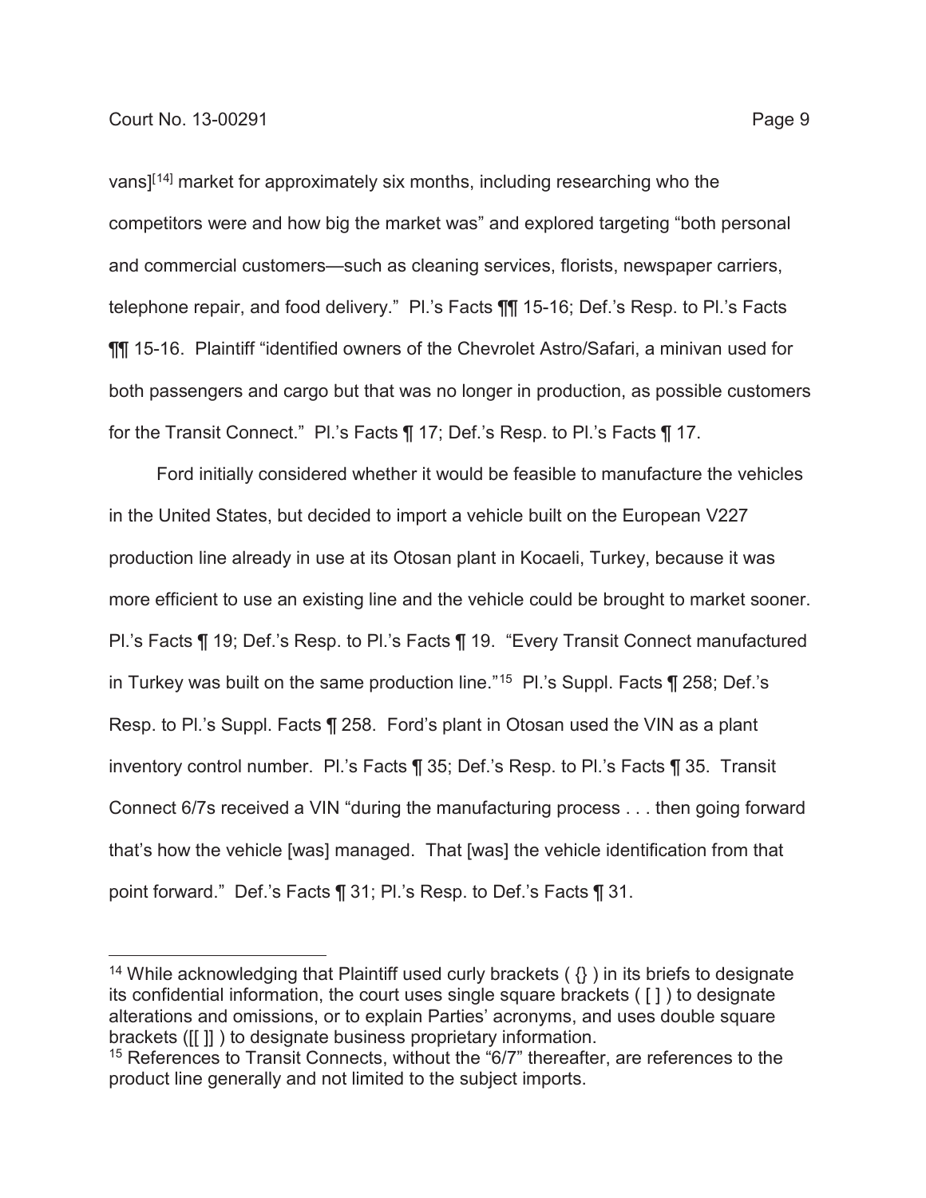vans][14] market for approximately six months, including researching who the competitors were and how big the market was" and explored targeting "both personal and commercial customers—such as cleaning services, florists, newspaper carriers, telephone repair, and food delivery." Pl.'s Facts ¶¶ 15-16; Def.'s Resp. to Pl.'s Facts ¶¶ 15-16. Plaintiff "identified owners of the Chevrolet Astro/Safari, a minivan used for both passengers and cargo but that was no longer in production, as possible customers for the Transit Connect." Pl.'s Facts ¶ 17; Def.'s Resp. to Pl.'s Facts ¶ 17.

Ford initially considered whether it would be feasible to manufacture the vehicles in the United States, but decided to import a vehicle built on the European V227 production line already in use at its Otosan plant in Kocaeli, Turkey, because it was more efficient to use an existing line and the vehicle could be brought to market sooner. Pl.'s Facts ¶ 19; Def.'s Resp. to Pl.'s Facts ¶ 19. "Every Transit Connect manufactured in Turkey was built on the same production line."[15] Pl.'s Suppl. Facts ¶ 258; Def.'s Resp. to Pl.'s Suppl. Facts ¶ 258. Ford's plant in Otosan used the VIN as a plant inventory control number. Pl.'s Facts ¶ 35; Def.'s Resp. to Pl.'s Facts ¶ 35. Transit Connect 6/7s received a VIN "during the manufacturing process . . . then going forward that's how the vehicle [was] managed. That [was] the vehicle identification from that point forward." Def.'s Facts ¶ 31; Pl.'s Resp. to Def.'s Facts ¶ 31.

---

[14] While acknowledging that Plaintiff used curly brackets ( {} ) in its briefs to designate its confidential information, the court uses single square brackets ( [ ] ) to designate alterations and omissions, or to explain Parties' acronyms, and uses double square brackets ([[ ]] ) to designate business proprietary information.

[15] References to Transit Connects, without the "6/7" thereafter, are references to the product line generally and not limited to the subject imports.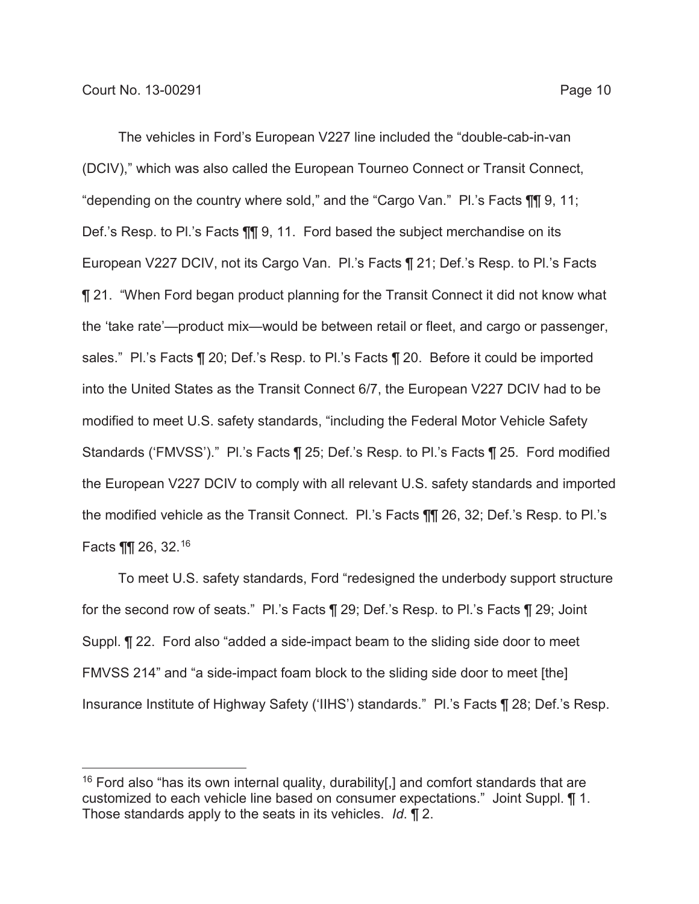The vehicles in Ford's European V227 line included the "double-cab-in-van (DCIV)," which was also called the European Tourneo Connect or Transit Connect, "depending on the country where sold," and the "Cargo Van." Pl.'s Facts ¶¶ 9, 11; Def.'s Resp. to Pl.'s Facts ¶¶ 9, 11. Ford based the subject merchandise on its European V227 DCIV, not its Cargo Van. Pl.'s Facts ¶ 21; Def.'s Resp. to Pl.'s Facts ¶ 21. "When Ford began product planning for the Transit Connect it did not know what the 'take rate'—product mix—would be between retail or fleet, and cargo or passenger, sales." Pl.'s Facts ¶ 20; Def.'s Resp. to Pl.'s Facts ¶ 20. Before it could be imported into the United States as the Transit Connect 6/7, the European V227 DCIV had to be modified to meet U.S. safety standards, "including the Federal Motor Vehicle Safety Standards ('FMVSS')." Pl.'s Facts ¶ 25; Def.'s Resp. to Pl.'s Facts ¶ 25. Ford modified the European V227 DCIV to comply with all relevant U.S. safety standards and imported the modified vehicle as the Transit Connect. Pl.'s Facts ¶¶ 26, 32; Def.'s Resp. to Pl.'s Facts ¶¶ 26, 32.[16]

To meet U.S. safety standards, Ford "redesigned the underbody support structure for the second row of seats." Pl.'s Facts ¶ 29; Def.'s Resp. to Pl.'s Facts ¶ 29; Joint Suppl. ¶ 22. Ford also "added a side-impact beam to the sliding side door to meet FMVSS 214" and "a side-impact foam block to the sliding side door to meet [the] Insurance Institute of Highway Safety ('IIHS') standards." Pl.'s Facts ¶ 28; Def.'s Resp.

---

[16] Ford also "has its own internal quality, durability[,] and comfort standards that are customized to each vehicle line based on consumer expectations." Joint Suppl. ¶ 1. Those standards apply to the seats in its vehicles. *Id*. ¶ 2.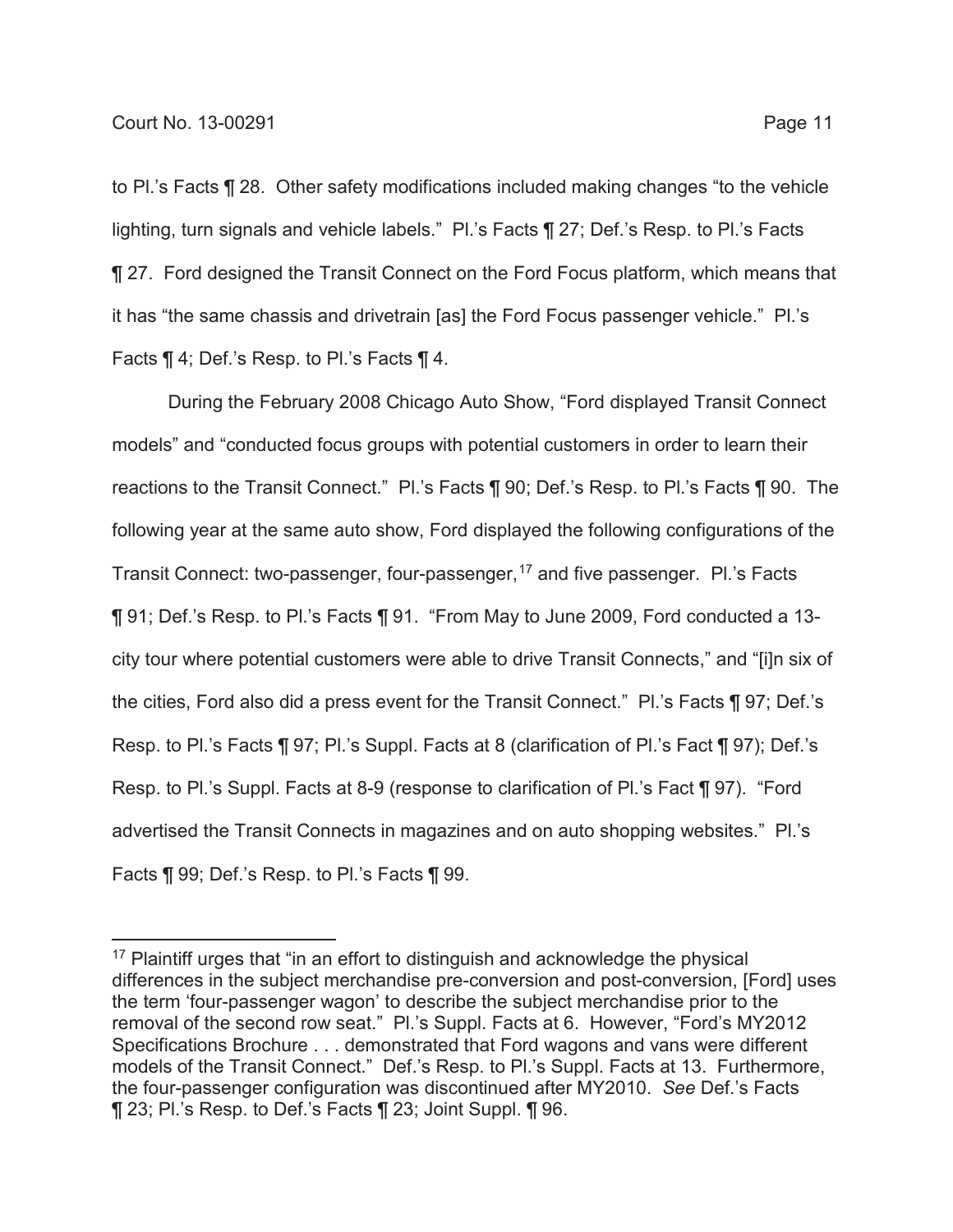to Pl.'s Facts ¶ 28. Other safety modifications included making changes "to the vehicle lighting, turn signals and vehicle labels." Pl.'s Facts ¶ 27; Def.'s Resp. to Pl.'s Facts ¶ 27. Ford designed the Transit Connect on the Ford Focus platform, which means that it has "the same chassis and drivetrain [as] the Ford Focus passenger vehicle." Pl.'s Facts ¶ 4; Def.'s Resp. to Pl.'s Facts ¶ 4.

During the February 2008 Chicago Auto Show, "Ford displayed Transit Connect models" and "conducted focus groups with potential customers in order to learn their reactions to the Transit Connect." Pl.'s Facts ¶ 90; Def.'s Resp. to Pl.'s Facts ¶ 90. The following year at the same auto show, Ford displayed the following configurations of the Transit Connect: two-passenger, four-passenger,[17] and five passenger. Pl.'s Facts ¶ 91; Def.'s Resp. to Pl.'s Facts ¶ 91. "From May to June 2009, Ford conducted a 13-city tour where potential customers were able to drive Transit Connects," and "[i]n six of the cities, Ford also did a press event for the Transit Connect." Pl.'s Facts ¶ 97; Def.'s Resp. to Pl.'s Facts ¶ 97; Pl.'s Suppl. Facts at 8 (clarification of Pl.'s Fact ¶ 97); Def.'s Resp. to Pl.'s Suppl. Facts at 8-9 (response to clarification of Pl.'s Fact ¶ 97). "Ford advertised the Transit Connects in magazines and on auto shopping websites." Pl.'s Facts ¶ 99; Def.'s Resp. to Pl.'s Facts ¶ 99.

[17] Plaintiff urges that "in an effort to distinguish and acknowledge the physical differences in the subject merchandise pre-conversion and post-conversion, [Ford] uses the term 'four-passenger wagon' to describe the subject merchandise prior to the removal of the second row seat." Pl.'s Suppl. Facts at 6. However, "Ford's MY2012 Specifications Brochure . . . demonstrated that Ford wagons and vans were different models of the Transit Connect." Def.'s Resp. to Pl.'s Suppl. Facts at 13. Furthermore, the four-passenger configuration was discontinued after MY2010. *See* Def.'s Facts ¶ 23; Pl.'s Resp. to Def.'s Facts ¶ 23; Joint Suppl. ¶ 96.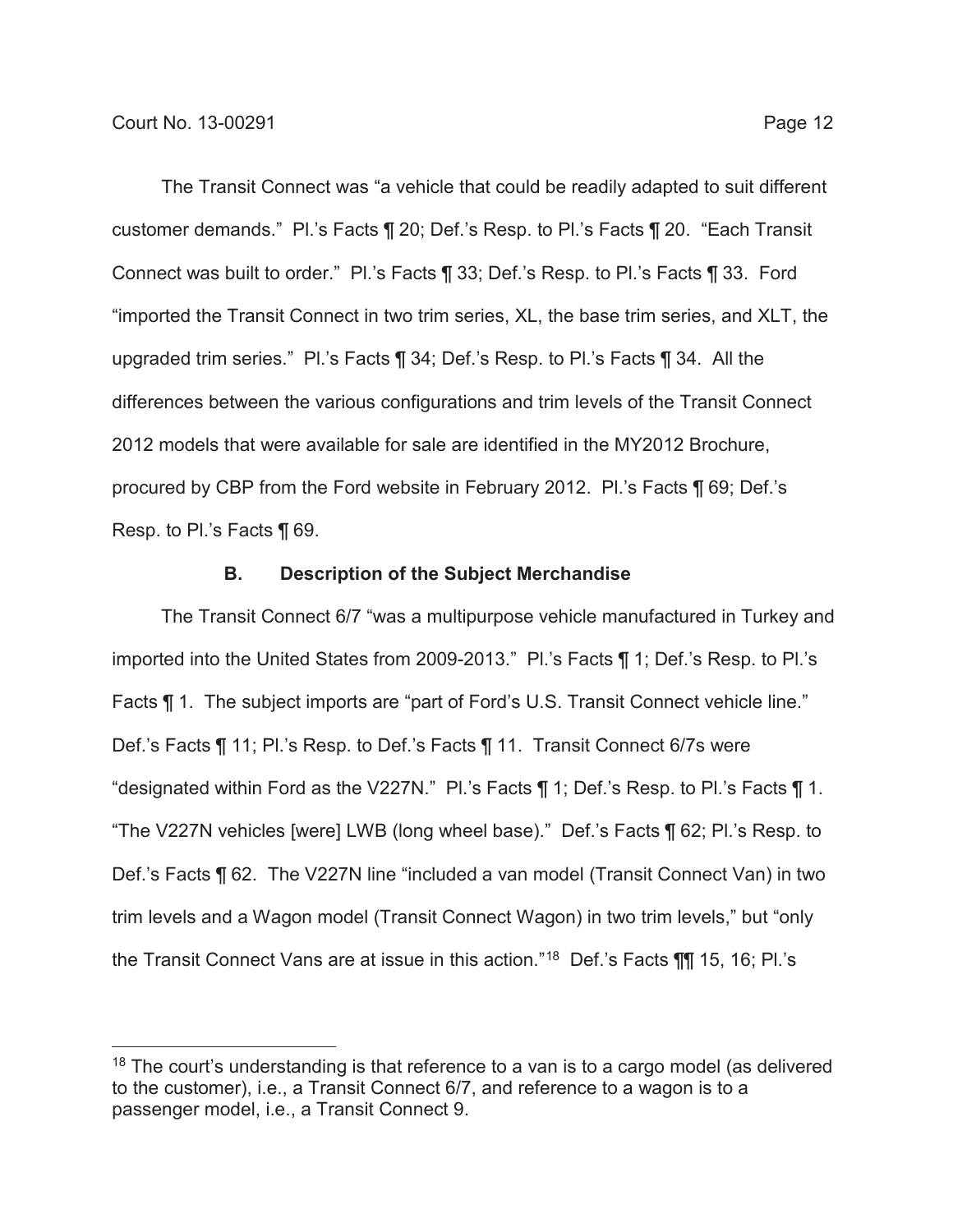The Transit Connect was "a vehicle that could be readily adapted to suit different customer demands." Pl.'s Facts ¶ 20; Def.'s Resp. to Pl.'s Facts ¶ 20. "Each Transit Connect was built to order." Pl.'s Facts ¶ 33; Def.'s Resp. to Pl.'s Facts ¶ 33. Ford "imported the Transit Connect in two trim series, XL, the base trim series, and XLT, the upgraded trim series." Pl.'s Facts ¶ 34; Def.'s Resp. to Pl.'s Facts ¶ 34. All the differences between the various configurations and trim levels of the Transit Connect 2012 models that were available for sale are identified in the MY2012 Brochure, procured by CBP from the Ford website in February 2012. Pl.'s Facts ¶ 69; Def.'s Resp. to Pl.'s Facts ¶ 69.

### B. Description of the Subject Merchandise

The Transit Connect 6/7 "was a multipurpose vehicle manufactured in Turkey and imported into the United States from 2009-2013." Pl.'s Facts ¶ 1; Def.'s Resp. to Pl.'s Facts ¶ 1. The subject imports are "part of Ford's U.S. Transit Connect vehicle line." Def.'s Facts ¶ 11; Pl.'s Resp. to Def.'s Facts ¶ 11. Transit Connect 6/7s were "designated within Ford as the V227N." Pl.'s Facts ¶ 1; Def.'s Resp. to Pl.'s Facts ¶ 1. "The V227N vehicles [were] LWB (long wheel base)." Def.'s Facts ¶ 62; Pl.'s Resp. to Def.'s Facts ¶ 62. The V227N line "included a van model (Transit Connect Van) in two trim levels and a Wagon model (Transit Connect Wagon) in two trim levels," but "only the Transit Connect Vans are at issue in this action."[18] Def.'s Facts ¶¶ 15, 16; Pl.'s

[18] The court's understanding is that reference to a van is to a cargo model (as delivered to the customer), i.e., a Transit Connect 6/7, and reference to a wagon is to a passenger model, i.e., a Transit Connect 9.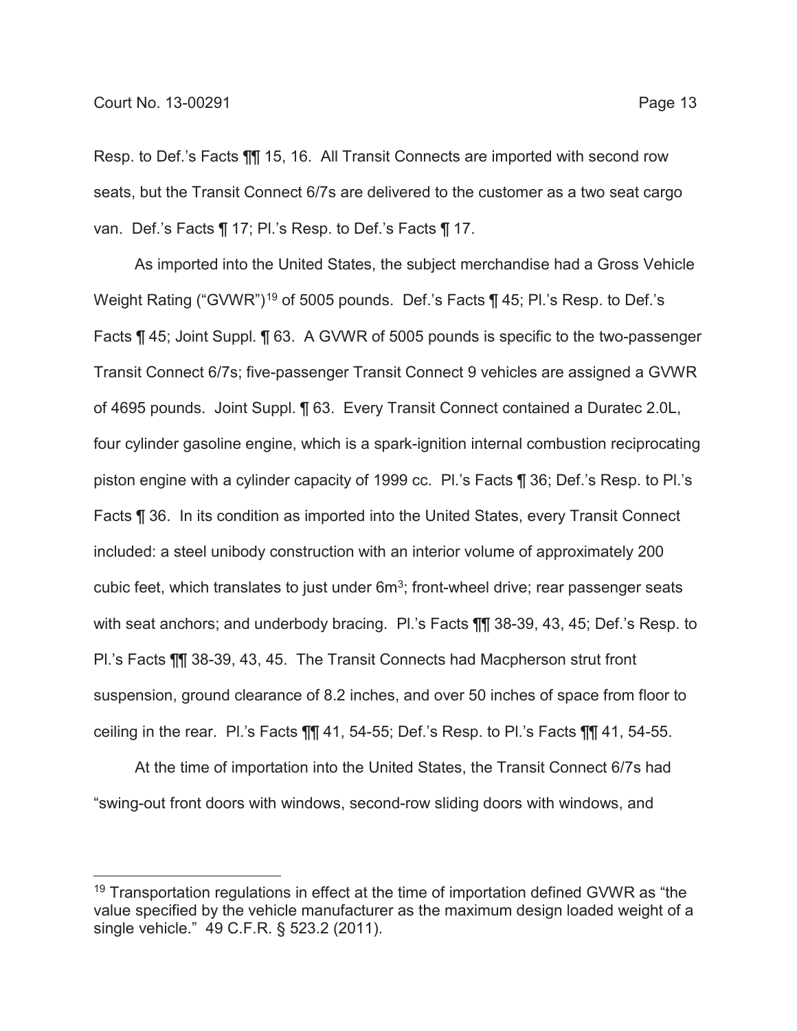Resp. to Def.'s Facts ¶¶ 15, 16. All Transit Connects are imported with second row seats, but the Transit Connect 6/7s are delivered to the customer as a two seat cargo van. Def.'s Facts ¶ 17; Pl.'s Resp. to Def.'s Facts ¶ 17.

As imported into the United States, the subject merchandise had a Gross Vehicle Weight Rating ("GVWR")[19] of 5005 pounds. Def.'s Facts ¶ 45; Pl.'s Resp. to Def.'s Facts ¶ 45; Joint Suppl. ¶ 63. A GVWR of 5005 pounds is specific to the two-passenger Transit Connect 6/7s; five-passenger Transit Connect 9 vehicles are assigned a GVWR of 4695 pounds. Joint Suppl. ¶ 63. Every Transit Connect contained a Duratec 2.0L, four cylinder gasoline engine, which is a spark-ignition internal combustion reciprocating piston engine with a cylinder capacity of 1999 cc. Pl.'s Facts ¶ 36; Def.'s Resp. to Pl.'s Facts ¶ 36. In its condition as imported into the United States, every Transit Connect included: a steel unibody construction with an interior volume of approximately 200 cubic feet, which translates to just under $6m^3$; front-wheel drive; rear passenger seats with seat anchors; and underbody bracing. Pl.'s Facts ¶¶ 38-39, 43, 45; Def.'s Resp. to Pl.'s Facts ¶¶ 38-39, 43, 45. The Transit Connects had Macpherson strut front suspension, ground clearance of 8.2 inches, and over 50 inches of space from floor to ceiling in the rear. Pl.'s Facts ¶¶ 41, 54-55; Def.'s Resp. to Pl.'s Facts ¶¶ 41, 54-55.

At the time of importation into the United States, the Transit Connect 6/7s had "swing-out front doors with windows, second-row sliding doors with windows, and

---

[19] Transportation regulations in effect at the time of importation defined GVWR as "the value specified by the vehicle manufacturer as the maximum design loaded weight of a single vehicle." 49 C.F.R. § 523.2 (2011).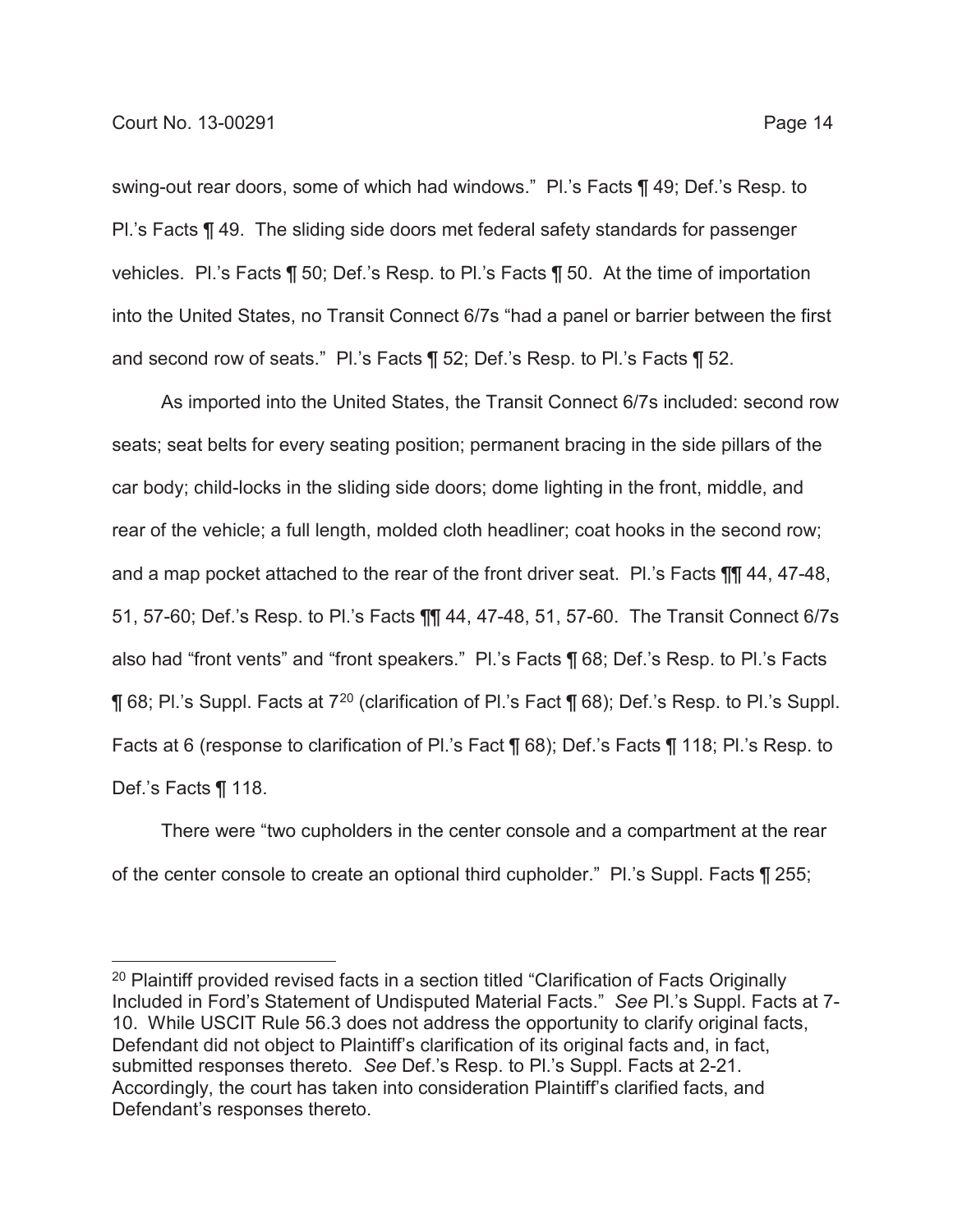swing-out rear doors, some of which had windows." Pl.'s Facts ¶ 49; Def.'s Resp. to Pl.'s Facts ¶ 49. The sliding side doors met federal safety standards for passenger vehicles. Pl.'s Facts ¶ 50; Def.'s Resp. to Pl.'s Facts ¶ 50. At the time of importation into the United States, no Transit Connect 6/7s "had a panel or barrier between the first and second row of seats." Pl.'s Facts ¶ 52; Def.'s Resp. to Pl.'s Facts ¶ 52.

As imported into the United States, the Transit Connect 6/7s included: second row seats; seat belts for every seating position; permanent bracing in the side pillars of the car body; child-locks in the sliding side doors; dome lighting in the front, middle, and rear of the vehicle; a full length, molded cloth headliner; coat hooks in the second row; and a map pocket attached to the rear of the front driver seat. Pl.'s Facts ¶¶ 44, 47-48, 51, 57-60; Def.'s Resp. to Pl.'s Facts ¶¶ 44, 47-48, 51, 57-60. The Transit Connect 6/7s also had "front vents" and "front speakers." Pl.'s Facts ¶ 68; Def.'s Resp. to Pl.'s Facts ¶ 68; Pl.'s Suppl. Facts at 7[20] (clarification of Pl.'s Fact ¶ 68); Def.'s Resp. to Pl.'s Suppl. Facts at 6 (response to clarification of Pl.'s Fact ¶ 68); Def.'s Facts ¶ 118; Pl.'s Resp. to Def.'s Facts ¶ 118.

There were "two cupholders in the center console and a compartment at the rear of the center console to create an optional third cupholder." Pl.'s Suppl. Facts ¶ 255;

[20] Plaintiff provided revised facts in a section titled "Clarification of Facts Originally Included in Ford's Statement of Undisputed Material Facts." *See* Pl.'s Suppl. Facts at 7-10. While USCIT Rule 56.3 does not address the opportunity to clarify original facts, Defendant did not object to Plaintiff's clarification of its original facts and, in fact, submitted responses thereto. *See* Def.'s Resp. to Pl.'s Suppl. Facts at 2-21. Accordingly, the court has taken into consideration Plaintiff's clarified facts, and Defendant's responses thereto.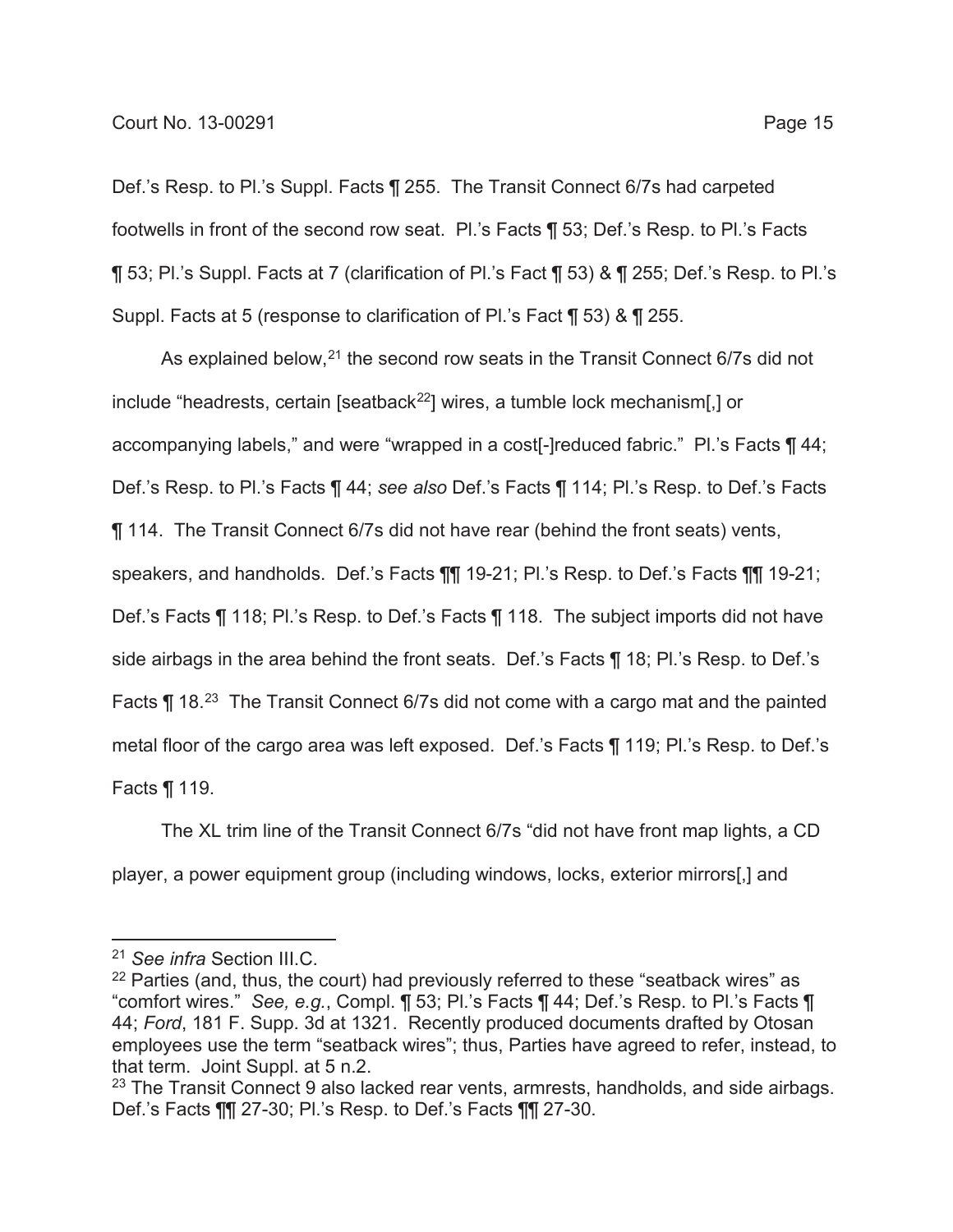Def.'s Resp. to Pl.'s Suppl. Facts ¶ 255. The Transit Connect 6/7s had carpeted footwells in front of the second row seat. Pl.'s Facts ¶ 53; Def.'s Resp. to Pl.'s Facts ¶ 53; Pl.'s Suppl. Facts at 7 (clarification of Pl.'s Fact ¶ 53) & ¶ 255; Def.'s Resp. to Pl.'s Suppl. Facts at 5 (response to clarification of Pl.'s Fact ¶ 53) & ¶ 255.

As explained below,[21] the second row seats in the Transit Connect 6/7s did not include "headrests, certain [seatback[22]] wires, a tumble lock mechanism[,] or accompanying labels," and were "wrapped in a cost[-]reduced fabric." Pl.'s Facts ¶ 44; Def.'s Resp. to Pl.'s Facts ¶ 44; *see also* Def.'s Facts ¶ 114; Pl.'s Resp. to Def.'s Facts ¶ 114. The Transit Connect 6/7s did not have rear (behind the front seats) vents, speakers, and handholds. Def.'s Facts ¶¶ 19-21; Pl.'s Resp. to Def.'s Facts ¶¶ 19-21; Def.'s Facts ¶ 118; Pl.'s Resp. to Def.'s Facts ¶ 118. The subject imports did not have side airbags in the area behind the front seats. Def.'s Facts ¶ 18; Pl.'s Resp. to Def.'s Facts ¶ 18.[23] The Transit Connect 6/7s did not come with a cargo mat and the painted metal floor of the cargo area was left exposed. Def.'s Facts ¶ 119; Pl.'s Resp. to Def.'s Facts ¶ 119.

The XL trim line of the Transit Connect 6/7s "did not have front map lights, a CD player, a power equipment group (including windows, locks, exterior mirrors[,] and

---

[21] *See infra* Section III.C.

[22] Parties (and, thus, the court) had previously referred to these "seatback wires" as "comfort wires." *See, e.g.*, Compl. ¶ 53; Pl.'s Facts ¶ 44; Def.'s Resp. to Pl.'s Facts ¶ 44; *Ford*, 181 F. Supp. 3d at 1321. Recently produced documents drafted by Otosan employees use the term "seatback wires"; thus, Parties have agreed to refer, instead, to that term. Joint Suppl. at 5 n.2.

[23] The Transit Connect 9 also lacked rear vents, armrests, handholds, and side airbags. Def.'s Facts ¶¶ 27-30; Pl.'s Resp. to Def.'s Facts ¶¶ 27-30.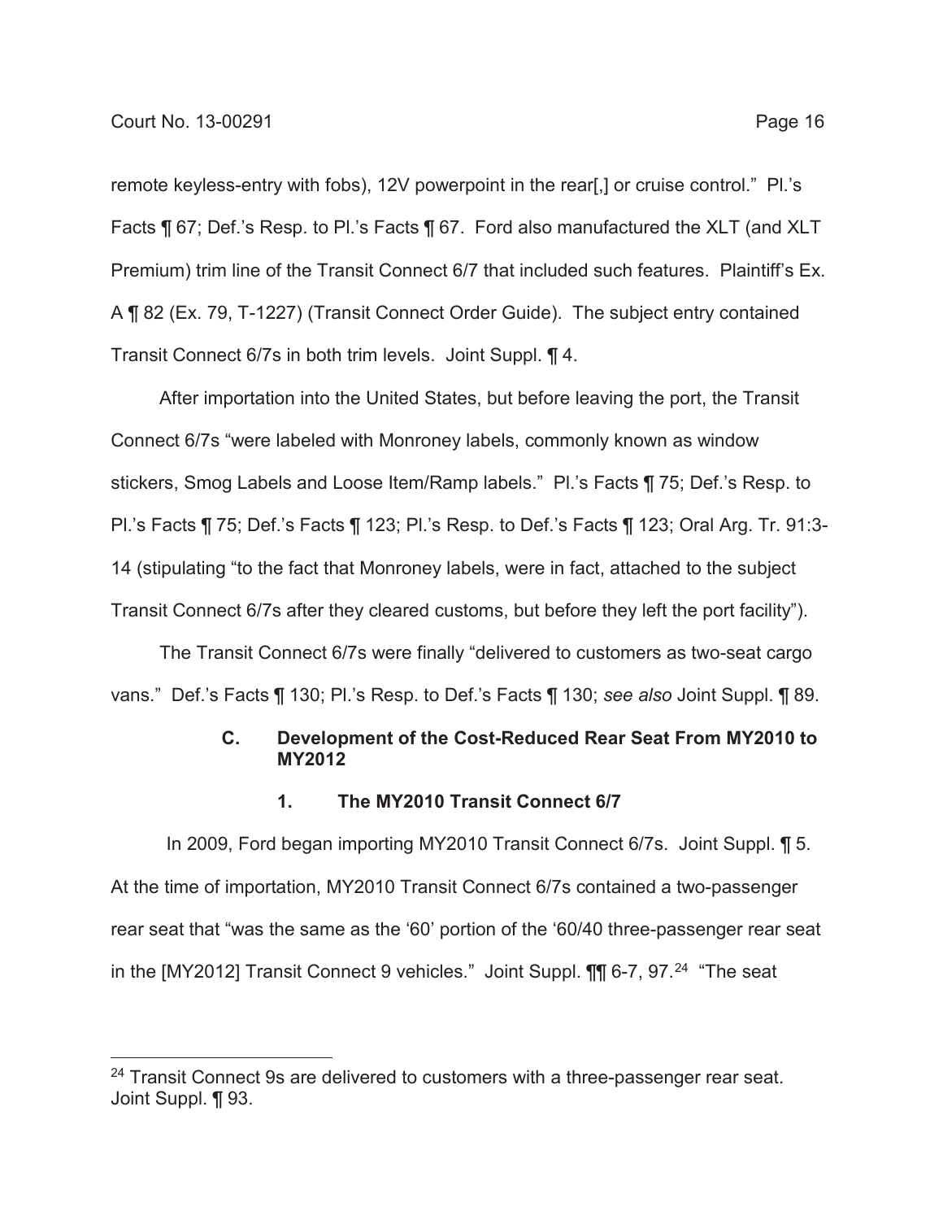remote keyless-entry with fobs), 12V powerpoint in the rear[,] or cruise control." Pl.'s Facts ¶ 67; Def.'s Resp. to Pl.'s Facts ¶ 67. Ford also manufactured the XLT (and XLT Premium) trim line of the Transit Connect 6/7 that included such features. Plaintiff's Ex. A ¶ 82 (Ex. 79, T-1227) (Transit Connect Order Guide). The subject entry contained Transit Connect 6/7s in both trim levels. Joint Suppl. ¶ 4.

After importation into the United States, but before leaving the port, the Transit Connect 6/7s "were labeled with Monroney labels, commonly known as window stickers, Smog Labels and Loose Item/Ramp labels." Pl.'s Facts ¶ 75; Def.'s Resp. to Pl.'s Facts ¶ 75; Def.'s Facts ¶ 123; Pl.'s Resp. to Def.'s Facts ¶ 123; Oral Arg. Tr. 91:3-14 (stipulating "to the fact that Monroney labels, were in fact, attached to the subject Transit Connect 6/7s after they cleared customs, but before they left the port facility").

The Transit Connect 6/7s were finally "delivered to customers as two-seat cargo vans." Def.'s Facts ¶ 130; Pl.'s Resp. to Def.'s Facts ¶ 130; *see also* Joint Suppl. ¶ 89.

### C. Development of the Cost-Reduced Rear Seat From MY2010 to MY2012

#### 1. The MY2010 Transit Connect 6/7

In 2009, Ford began importing MY2010 Transit Connect 6/7s. Joint Suppl. ¶ 5. At the time of importation, MY2010 Transit Connect 6/7s contained a two-passenger rear seat that "was the same as the '60' portion of the '60/40 three-passenger rear seat in the [MY2012] Transit Connect 9 vehicles." Joint Suppl. ¶¶ 6-7, 97.[24] "The seat

---

[24] Transit Connect 9s are delivered to customers with a three-passenger rear seat. Joint Suppl. ¶ 93.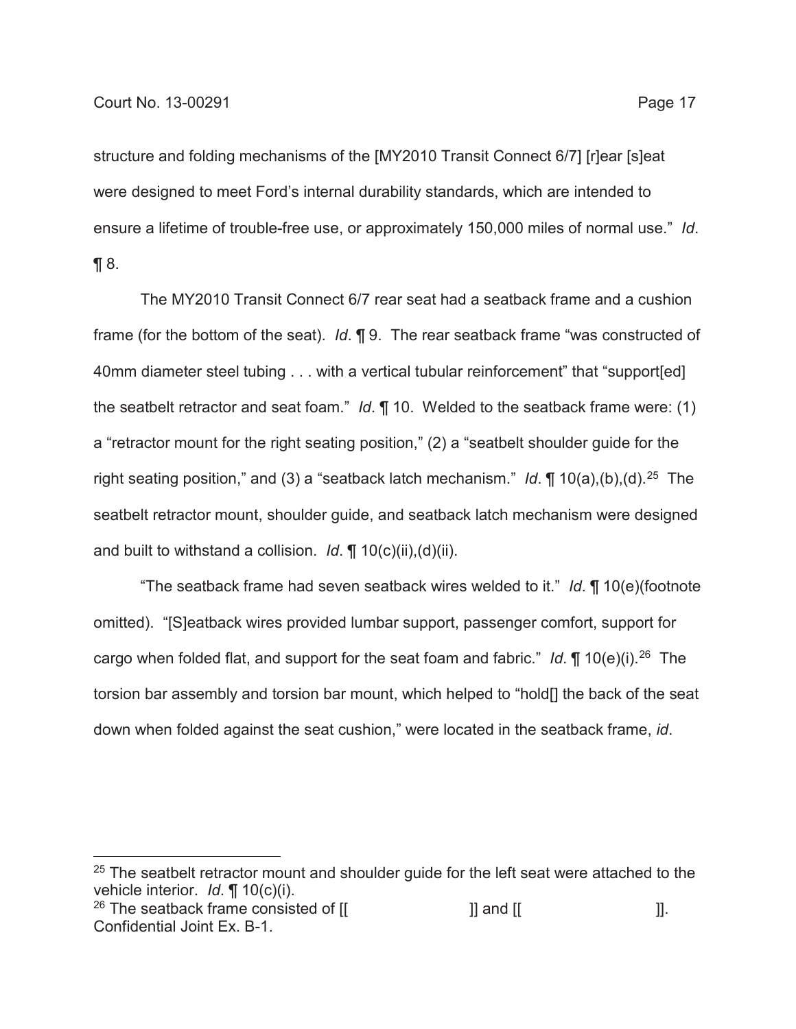structure and folding mechanisms of the [MY2010 Transit Connect 6/7] [r]ear [s]eat were designed to meet Ford's internal durability standards, which are intended to ensure a lifetime of trouble-free use, or approximately 150,000 miles of normal use." *Id*. ¶ 8.

The MY2010 Transit Connect 6/7 rear seat had a seatback frame and a cushion frame (for the bottom of the seat). *Id*. ¶ 9. The rear seatback frame "was constructed of 40mm diameter steel tubing . . . with a vertical tubular reinforcement" that "support[ed] the seatbelt retractor and seat foam." *Id*. ¶ 10. Welded to the seatback frame were: (1) a "retractor mount for the right seating position," (2) a "seatbelt shoulder guide for the right seating position," and (3) a "seatback latch mechanism." *Id*. ¶ 10(a),(b),(d).[25] The seatbelt retractor mount, shoulder guide, and seatback latch mechanism were designed and built to withstand a collision. *Id*. ¶ 10(c)(ii),(d)(ii).

"The seatback frame had seven seatback wires welded to it." *Id*. ¶ 10(e)(footnote omitted). "[S]eatback wires provided lumbar support, passenger comfort, support for cargo when folded flat, and support for the seat foam and fabric." *Id*. ¶ 10(e)(i).[26] The torsion bar assembly and torsion bar mount, which helped to "hold[] the back of the seat down when folded against the seat cushion," were located in the seatback frame, *id*.

---

[25] The seatbelt retractor mount and shoulder guide for the left seat were attached to the vehicle interior. *Id*. ¶ 10(c)(i).

[26] The seatback frame consisted of [[ ]] and [[ ]]. Confidential Joint Ex. B-1.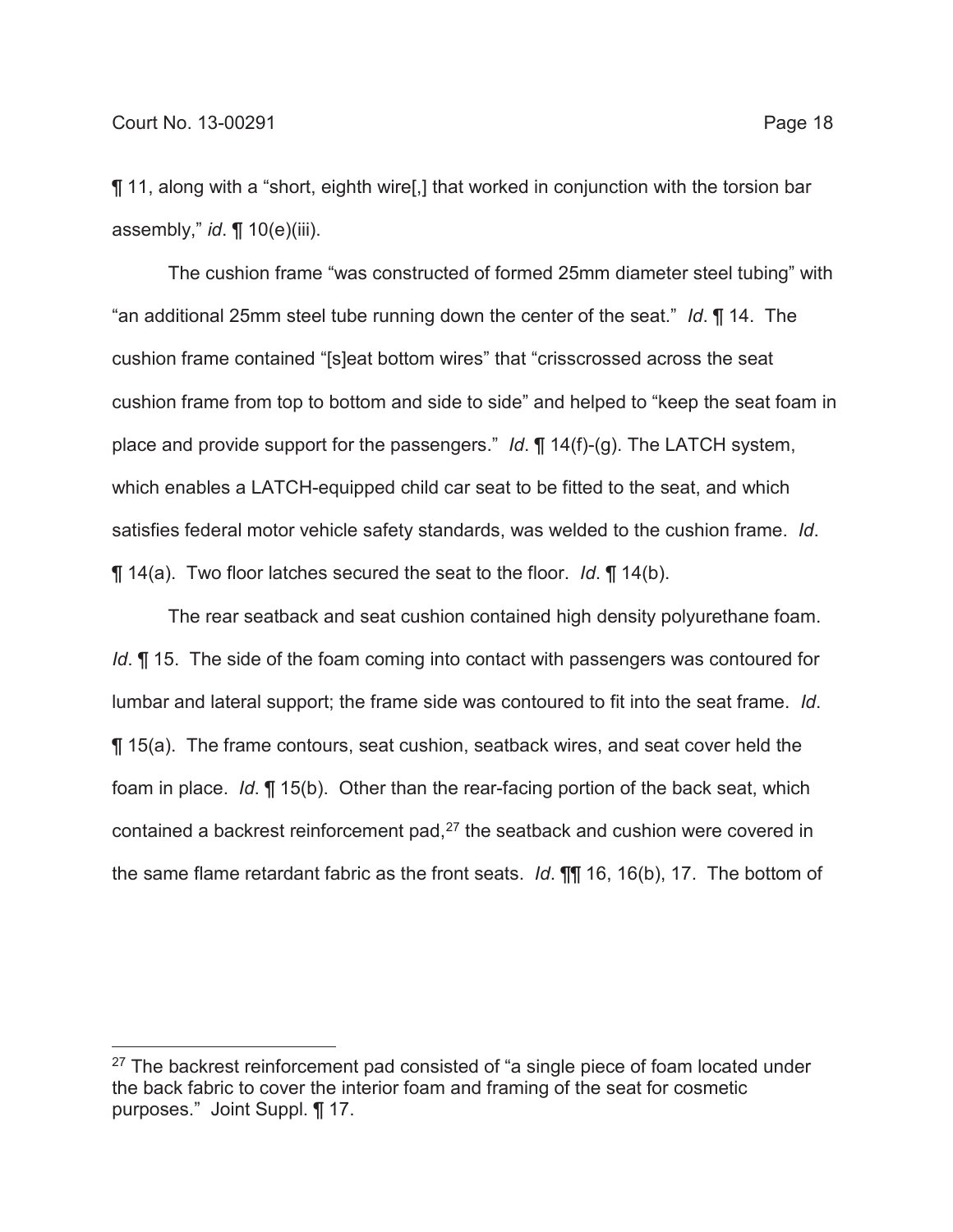¶ 11, along with a "short, eighth wire[,] that worked in conjunction with the torsion bar assembly," *id*. ¶ 10(e)(iii).

The cushion frame "was constructed of formed 25mm diameter steel tubing" with "an additional 25mm steel tube running down the center of the seat." *Id*. ¶ 14. The cushion frame contained "[s]eat bottom wires" that "crisscrossed across the seat cushion frame from top to bottom and side to side" and helped to "keep the seat foam in place and provide support for the passengers." *Id*. ¶ 14(f)-(g). The LATCH system, which enables a LATCH-equipped child car seat to be fitted to the seat, and which satisfies federal motor vehicle safety standards, was welded to the cushion frame. *Id*. ¶ 14(a). Two floor latches secured the seat to the floor. *Id*. ¶ 14(b).

The rear seatback and seat cushion contained high density polyurethane foam. *Id*. ¶ 15. The side of the foam coming into contact with passengers was contoured for lumbar and lateral support; the frame side was contoured to fit into the seat frame. *Id*. ¶ 15(a). The frame contours, seat cushion, seatback wires, and seat cover held the foam in place. *Id*. ¶ 15(b). Other than the rear-facing portion of the back seat, which contained a backrest reinforcement pad,[27] the seatback and cushion were covered in the same flame retardant fabric as the front seats. *Id*. ¶¶ 16, 16(b), 17. The bottom of

---

[27] The backrest reinforcement pad consisted of "a single piece of foam located under the back fabric to cover the interior foam and framing of the seat for cosmetic purposes." Joint Suppl. ¶ 17.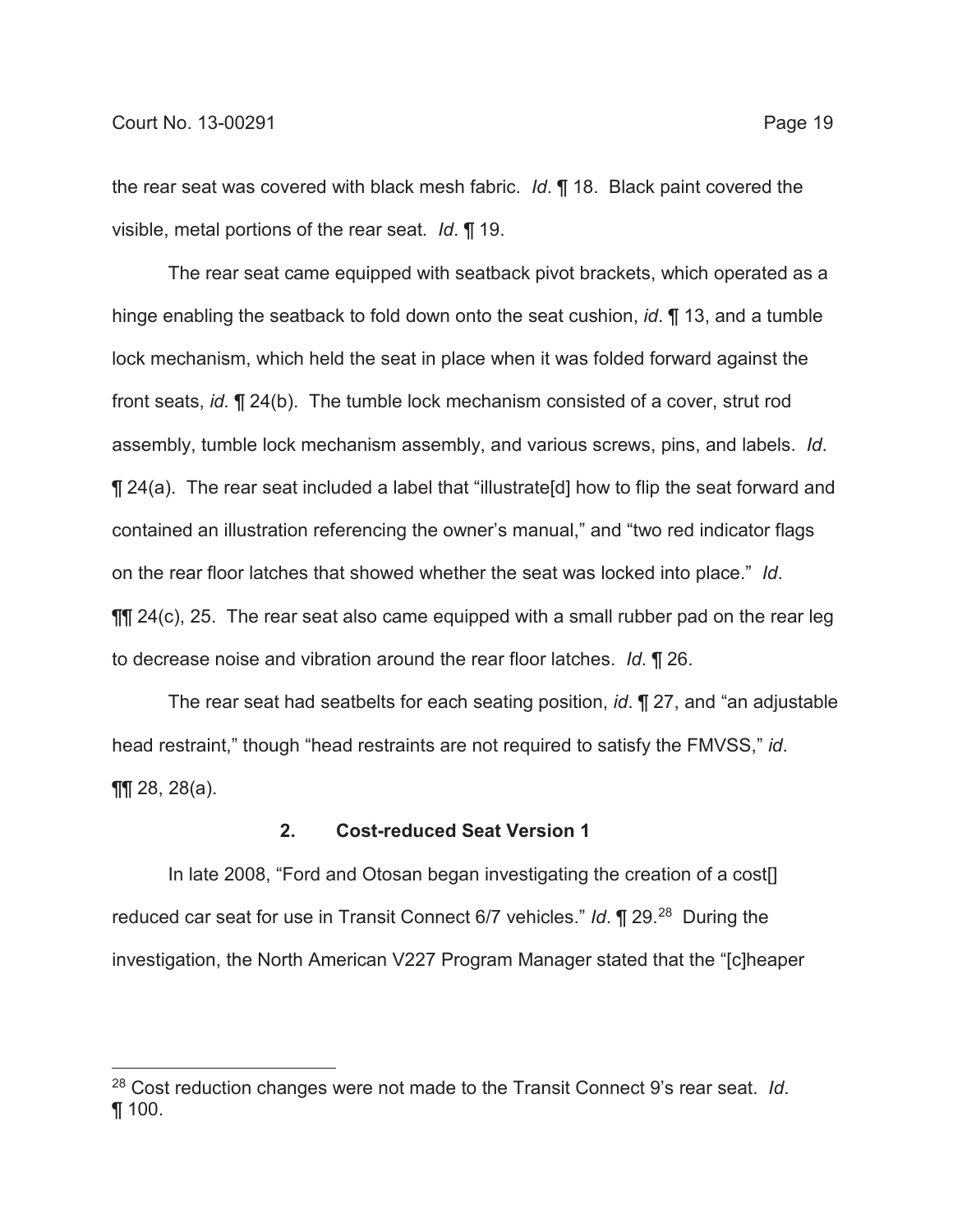the rear seat was covered with black mesh fabric. *Id*. ¶ 18. Black paint covered the visible, metal portions of the rear seat. *Id*. ¶ 19.

The rear seat came equipped with seatback pivot brackets, which operated as a hinge enabling the seatback to fold down onto the seat cushion, *id*. ¶ 13, and a tumble lock mechanism, which held the seat in place when it was folded forward against the front seats, *id.* ¶ 24(b). The tumble lock mechanism consisted of a cover, strut rod assembly, tumble lock mechanism assembly, and various screws, pins, and labels. *Id*. ¶ 24(a). The rear seat included a label that "illustrate[d] how to flip the seat forward and contained an illustration referencing the owner's manual," and "two red indicator flags on the rear floor latches that showed whether the seat was locked into place." *Id*. ¶¶ 24(c), 25. The rear seat also came equipped with a small rubber pad on the rear leg to decrease noise and vibration around the rear floor latches. *Id*. ¶ 26.

The rear seat had seatbelts for each seating position, *id*. ¶ 27, and "an adjustable head restraint," though "head restraints are not required to satisfy the FMVSS," *id*. ¶¶ 28, 28(a).

### 2. Cost-reduced Seat Version 1

In late 2008, "Ford and Otosan began investigating the creation of a cost[] reduced car seat for use in Transit Connect 6/7 vehicles." *Id*. ¶ 29.[28] During the investigation, the North American V227 Program Manager stated that the "[c]heaper

[28] Cost reduction changes were not made to the Transit Connect 9's rear seat. *Id*. ¶ 100.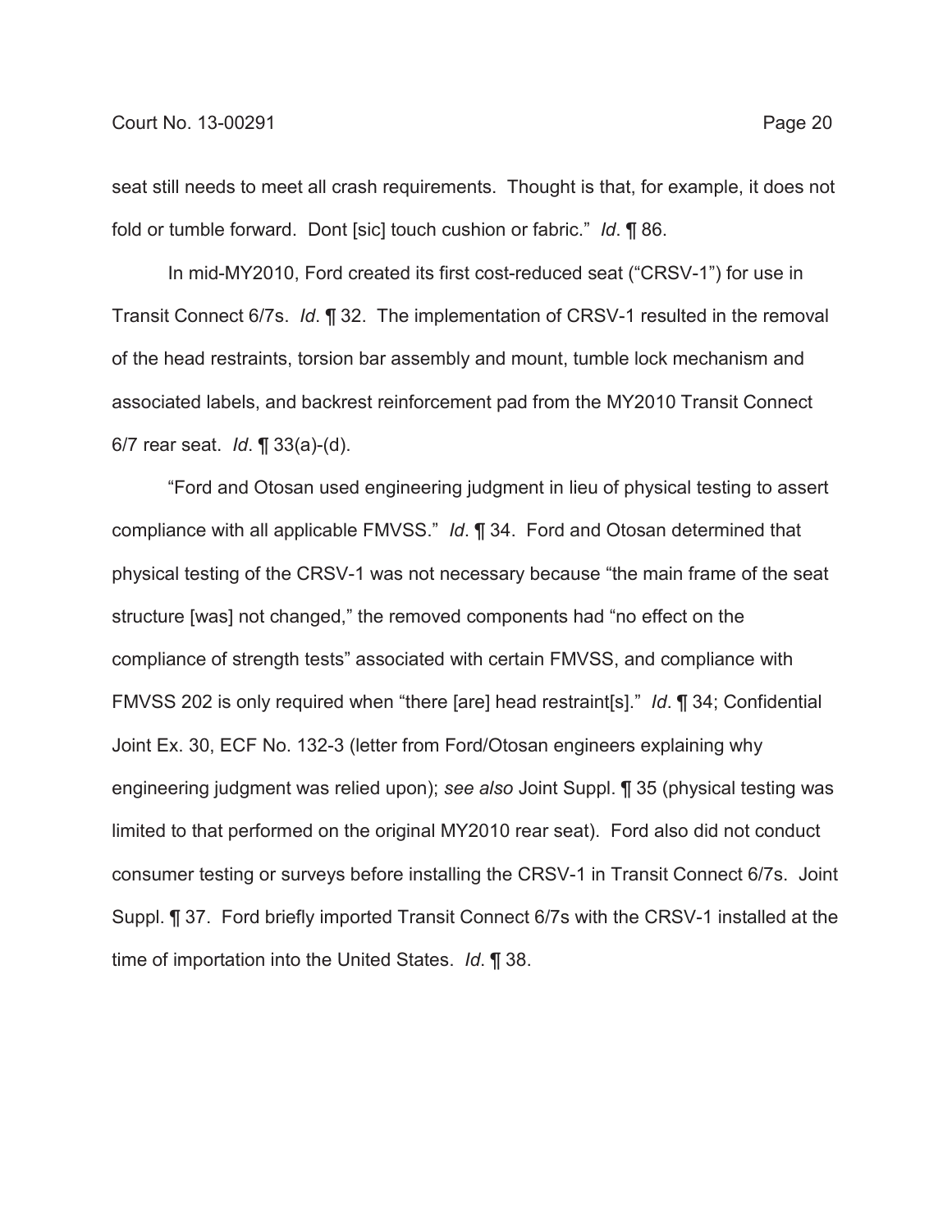seat still needs to meet all crash requirements. Thought is that, for example, it does not fold or tumble forward. Dont [sic] touch cushion or fabric." *Id*. ¶ 86.

In mid-MY2010, Ford created its first cost-reduced seat ("CRSV-1") for use in Transit Connect 6/7s. *Id*. ¶ 32. The implementation of CRSV-1 resulted in the removal of the head restraints, torsion bar assembly and mount, tumble lock mechanism and associated labels, and backrest reinforcement pad from the MY2010 Transit Connect 6/7 rear seat. *Id*. ¶ 33(a)-(d).

"Ford and Otosan used engineering judgment in lieu of physical testing to assert compliance with all applicable FMVSS." *Id*. ¶ 34. Ford and Otosan determined that physical testing of the CRSV-1 was not necessary because "the main frame of the seat structure [was] not changed," the removed components had "no effect on the compliance of strength tests" associated with certain FMVSS, and compliance with FMVSS 202 is only required when "there [are] head restraint[s]." *Id*. ¶ 34; Confidential Joint Ex. 30, ECF No. 132-3 (letter from Ford/Otosan engineers explaining why engineering judgment was relied upon); *see also* Joint Suppl. ¶ 35 (physical testing was limited to that performed on the original MY2010 rear seat). Ford also did not conduct consumer testing or surveys before installing the CRSV-1 in Transit Connect 6/7s. Joint Suppl. ¶ 37. Ford briefly imported Transit Connect 6/7s with the CRSV-1 installed at the time of importation into the United States. *Id*. ¶ 38.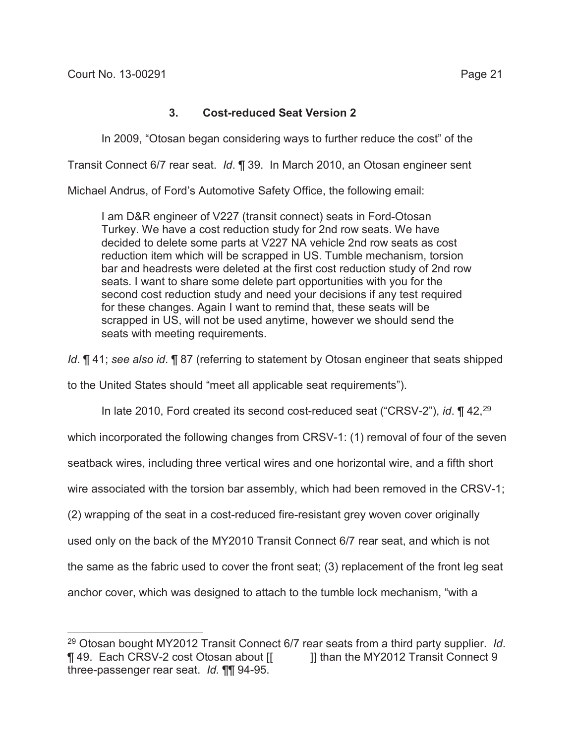### 3. Cost-reduced Seat Version 2

In 2009, "Otosan began considering ways to further reduce the cost" of the Transit Connect 6/7 rear seat. *Id*. ¶ 39. In March 2010, an Otosan engineer sent Michael Andrus, of Ford's Automotive Safety Office, the following email:

> I am D&R engineer of V227 (transit connect) seats in Ford-Otosan Turkey. We have a cost reduction study for 2nd row seats. We have decided to delete some parts at V227 NA vehicle 2nd row seats as cost reduction item which will be scrapped in US. Tumble mechanism, torsion bar and headrests were deleted at the first cost reduction study of 2nd row seats. I want to share some delete part opportunities with you for the second cost reduction study and need your decisions if any test required for these changes. Again I want to remind that, these seats will be scrapped in US, will not be used anytime, however we should send the seats with meeting requirements.

*Id*. ¶ 41; *see also id*. ¶ 87 (referring to statement by Otosan engineer that seats shipped to the United States should "meet all applicable seat requirements").

In late 2010, Ford created its second cost-reduced seat ("CRSV-2"), *id*. ¶ 42,[29] which incorporated the following changes from CRSV-1: (1) removal of four of the seven seatback wires, including three vertical wires and one horizontal wire, and a fifth short wire associated with the torsion bar assembly, which had been removed in the CRSV-1; (2) wrapping of the seat in a cost-reduced fire-resistant grey woven cover originally used only on the back of the MY2010 Transit Connect 6/7 rear seat, and which is not the same as the fabric used to cover the front seat; (3) replacement of the front leg seat anchor cover, which was designed to attach to the tumble lock mechanism, "with a

[29] Otosan bought MY2012 Transit Connect 6/7 rear seats from a third party supplier. *Id*. ¶ 49. Each CRSV-2 cost Otosan about [[ ]] than the MY2012 Transit Connect 9 three-passenger rear seat. *Id.* ¶¶ 94-95.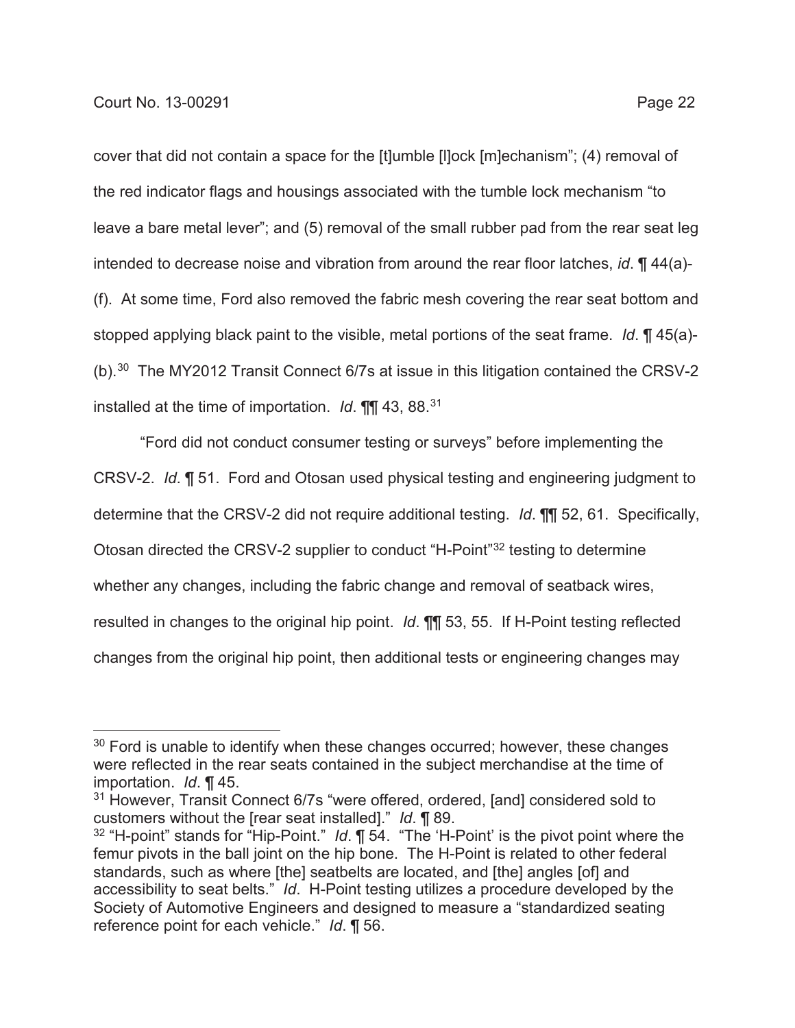cover that did not contain a space for the [t]umble [l]ock [m]echanism"; (4) removal of the red indicator flags and housings associated with the tumble lock mechanism "to leave a bare metal lever"; and (5) removal of the small rubber pad from the rear seat leg intended to decrease noise and vibration from around the rear floor latches, *id*. ¶ 44(a)-(f). At some time, Ford also removed the fabric mesh covering the rear seat bottom and stopped applying black paint to the visible, metal portions of the seat frame. *Id*. ¶ 45(a)-(b).[30] The MY2012 Transit Connect 6/7s at issue in this litigation contained the CRSV-2 installed at the time of importation. *Id*. ¶¶ 43, 88.[31]

"Ford did not conduct consumer testing or surveys" before implementing the CRSV-2. *Id*. ¶ 51. Ford and Otosan used physical testing and engineering judgment to determine that the CRSV-2 did not require additional testing. *Id*. ¶¶ 52, 61. Specifically, Otosan directed the CRSV-2 supplier to conduct "H-Point"[32] testing to determine whether any changes, including the fabric change and removal of seatback wires, resulted in changes to the original hip point. *Id*. ¶¶ 53, 55. If H-Point testing reflected changes from the original hip point, then additional tests or engineering changes may

---

[30] Ford is unable to identify when these changes occurred; however, these changes were reflected in the rear seats contained in the subject merchandise at the time of importation. *Id*. ¶ 45.

[31] However, Transit Connect 6/7s "were offered, ordered, [and] considered sold to customers without the [rear seat installed]." *Id*. ¶ 89.

[32] "H-point" stands for "Hip-Point." *Id*. ¶ 54. "The 'H-Point' is the pivot point where the femur pivots in the ball joint on the hip bone. The H-Point is related to other federal standards, such as where [the] seatbelts are located, and [the] angles [of] and accessibility to seat belts." *Id*. H-Point testing utilizes a procedure developed by the Society of Automotive Engineers and designed to measure a "standardized seating reference point for each vehicle." *Id*. ¶ 56.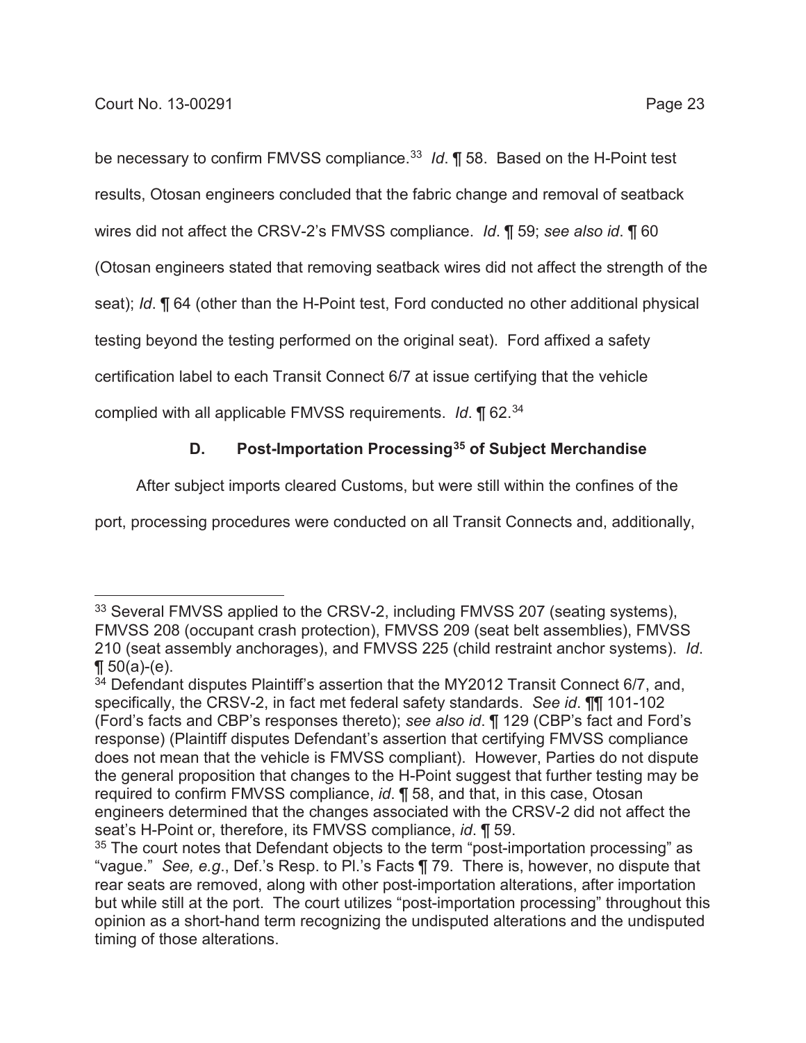be necessary to confirm FMVSS compliance.[33] *Id*. ¶ 58. Based on the H-Point test results, Otosan engineers concluded that the fabric change and removal of seatback wires did not affect the CRSV-2's FMVSS compliance. *Id*. ¶ 59; *see also id*. ¶ 60 (Otosan engineers stated that removing seatback wires did not affect the strength of the seat); *Id*. ¶ 64 (other than the H-Point test, Ford conducted no other additional physical testing beyond the testing performed on the original seat). Ford affixed a safety certification label to each Transit Connect 6/7 at issue certifying that the vehicle complied with all applicable FMVSS requirements. *Id*. ¶ 62.[34]

### D. Post-Importation Processing[35] of Subject Merchandise

After subject imports cleared Customs, but were still within the confines of the port, processing procedures were conducted on all Transit Connects and, additionally,

---

[33] Several FMVSS applied to the CRSV-2, including FMVSS 207 (seating systems), FMVSS 208 (occupant crash protection), FMVSS 209 (seat belt assemblies), FMVSS 210 (seat assembly anchorages), and FMVSS 225 (child restraint anchor systems). *Id*. ¶ 50(a)-(e).

[34] Defendant disputes Plaintiff's assertion that the MY2012 Transit Connect 6/7, and, specifically, the CRSV-2, in fact met federal safety standards. *See id*. ¶¶ 101-102 (Ford's facts and CBP's responses thereto); *see also id*. ¶ 129 (CBP's fact and Ford's response) (Plaintiff disputes Defendant's assertion that certifying FMVSS compliance does not mean that the vehicle is FMVSS compliant). However, Parties do not dispute the general proposition that changes to the H-Point suggest that further testing may be required to confirm FMVSS compliance, *id*. ¶ 58, and that, in this case, Otosan engineers determined that the changes associated with the CRSV-2 did not affect the seat's H-Point or, therefore, its FMVSS compliance, *id*. ¶ 59.

[35] The court notes that Defendant objects to the term "post-importation processing" as "vague." *See, e.g*., Def.'s Resp. to Pl.'s Facts ¶ 79. There is, however, no dispute that rear seats are removed, along with other post-importation alterations, after importation but while still at the port. The court utilizes "post-importation processing" throughout this opinion as a short-hand term recognizing the undisputed alterations and the undisputed timing of those alterations.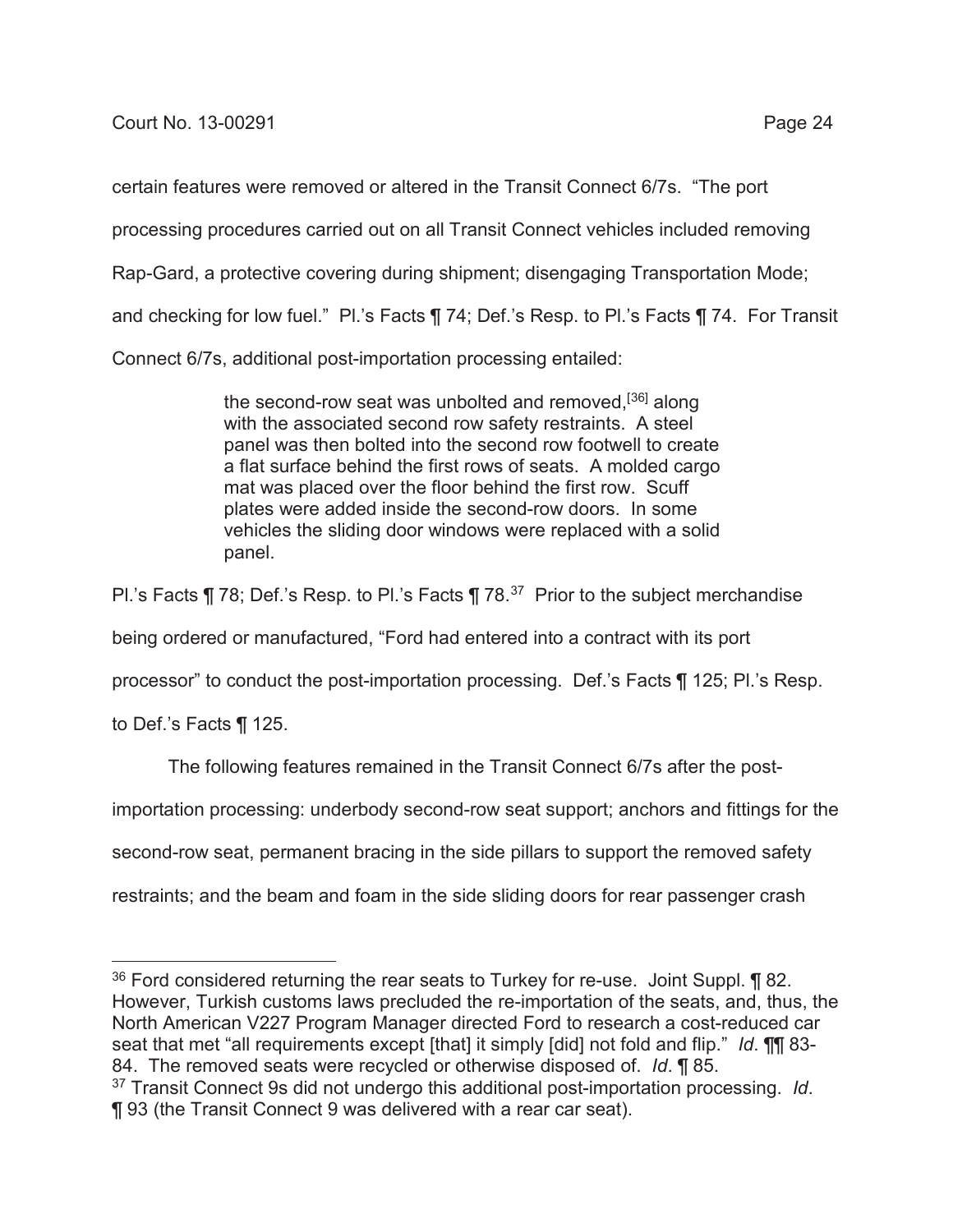certain features were removed or altered in the Transit Connect 6/7s. "The port processing procedures carried out on all Transit Connect vehicles included removing Rap-Gard, a protective covering during shipment; disengaging Transportation Mode; and checking for low fuel." Pl.'s Facts ¶ 74; Def.'s Resp. to Pl.'s Facts ¶ 74. For Transit Connect 6/7s, additional post-importation processing entailed:

> the second-row seat was unbolted and removed,[36] along with the associated second row safety restraints. A steel panel was then bolted into the second row footwell to create a flat surface behind the first rows of seats. A molded cargo mat was placed over the floor behind the first row. Scuff plates were added inside the second-row doors. In some vehicles the sliding door windows were replaced with a solid panel.

Pl.'s Facts ¶ 78; Def.'s Resp. to Pl.'s Facts ¶ 78.[37] Prior to the subject merchandise being ordered or manufactured, "Ford had entered into a contract with its port processor" to conduct the post-importation processing. Def.'s Facts ¶ 125; Pl.'s Resp. to Def.'s Facts ¶ 125.

The following features remained in the Transit Connect 6/7s after the post-importation processing: underbody second-row seat support; anchors and fittings for the second-row seat, permanent bracing in the side pillars to support the removed safety restraints; and the beam and foam in the side sliding doors for rear passenger crash

---

[36] Ford considered returning the rear seats to Turkey for re-use. Joint Suppl. ¶ 82. However, Turkish customs laws precluded the re-importation of the seats, and, thus, the North American V227 Program Manager directed Ford to research a cost-reduced car seat that met "all requirements except [that] it simply [did] not fold and flip." *Id*. ¶¶ 83-84. The removed seats were recycled or otherwise disposed of. *Id*. ¶ 85.

[37] Transit Connect 9s did not undergo this additional post-importation processing. *Id*. ¶ 93 (the Transit Connect 9 was delivered with a rear car seat).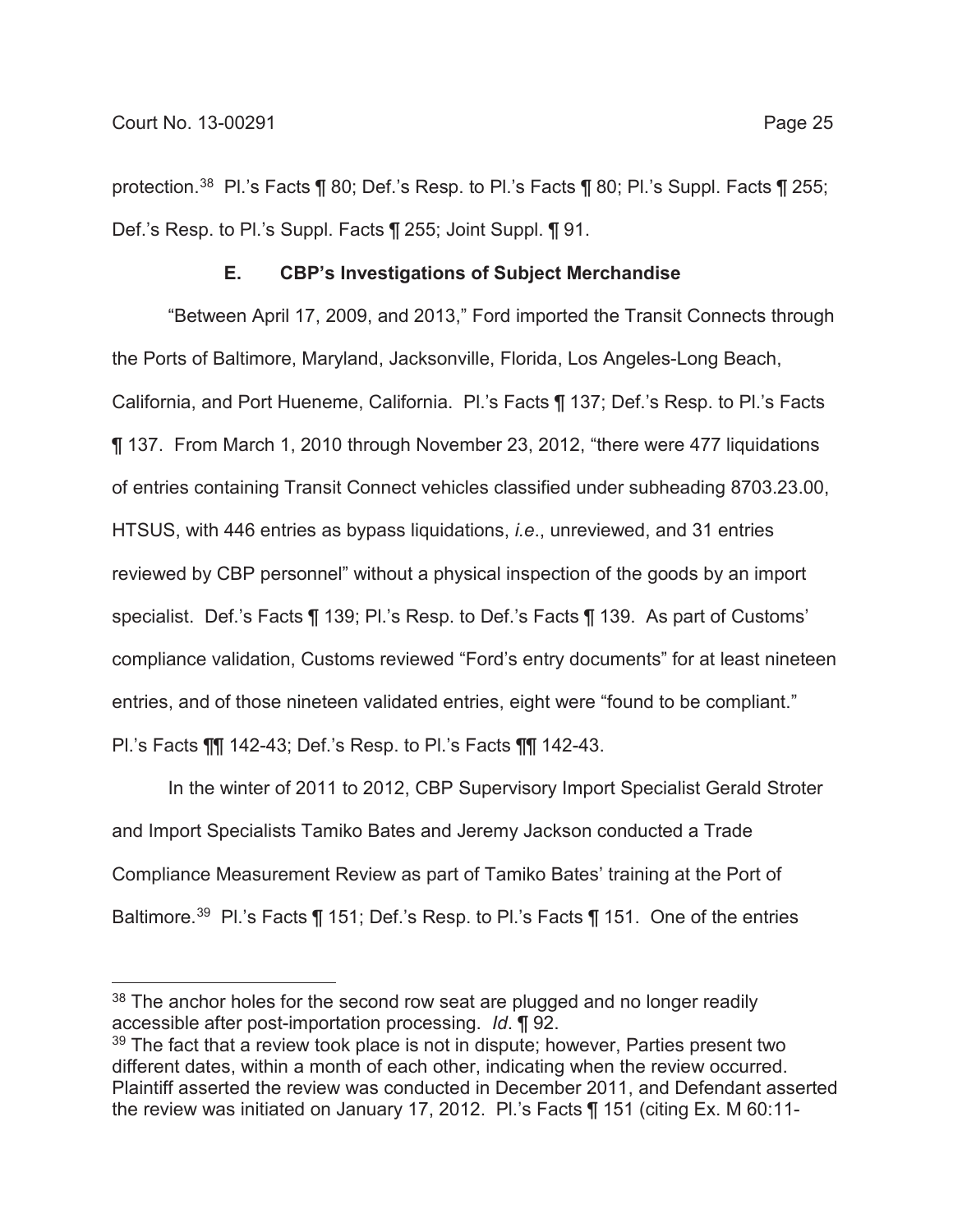protection.[38] Pl.'s Facts ¶ 80; Def.'s Resp. to Pl.'s Facts ¶ 80; Pl.'s Suppl. Facts ¶ 255; Def.'s Resp. to Pl.'s Suppl. Facts ¶ 255; Joint Suppl. ¶ 91.

### E. CBP's Investigations of Subject Merchandise

"Between April 17, 2009, and 2013," Ford imported the Transit Connects through the Ports of Baltimore, Maryland, Jacksonville, Florida, Los Angeles-Long Beach, California, and Port Hueneme, California. Pl.'s Facts ¶ 137; Def.'s Resp. to Pl.'s Facts ¶ 137. From March 1, 2010 through November 23, 2012, "there were 477 liquidations of entries containing Transit Connect vehicles classified under subheading 8703.23.00, HTSUS, with 446 entries as bypass liquidations, *i.e.*, unreviewed, and 31 entries reviewed by CBP personnel" without a physical inspection of the goods by an import specialist. Def.'s Facts ¶ 139; Pl.'s Resp. to Def.'s Facts ¶ 139. As part of Customs' compliance validation, Customs reviewed "Ford's entry documents" for at least nineteen entries, and of those nineteen validated entries, eight were "found to be compliant." Pl.'s Facts ¶¶ 142-43; Def.'s Resp. to Pl.'s Facts ¶¶ 142-43.

In the winter of 2011 to 2012, CBP Supervisory Import Specialist Gerald Stroter and Import Specialists Tamiko Bates and Jeremy Jackson conducted a Trade Compliance Measurement Review as part of Tamiko Bates' training at the Port of Baltimore.[39] Pl.'s Facts ¶ 151; Def.'s Resp. to Pl.'s Facts ¶ 151. One of the entries

---

[38] The anchor holes for the second row seat are plugged and no longer readily accessible after post-importation processing. *Id*. ¶ 92.

[39] The fact that a review took place is not in dispute; however, Parties present two different dates, within a month of each other, indicating when the review occurred. Plaintiff asserted the review was conducted in December 2011, and Defendant asserted the review was initiated on January 17, 2012. Pl.'s Facts ¶ 151 (citing Ex. M 60:11-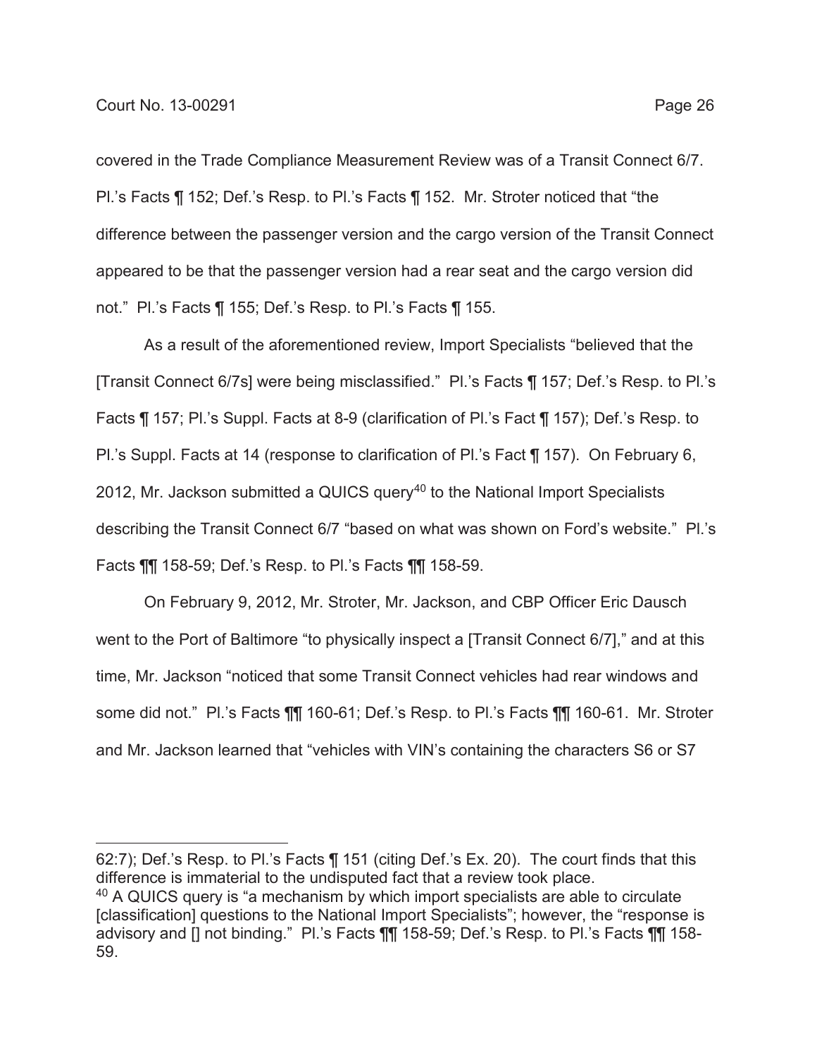covered in the Trade Compliance Measurement Review was of a Transit Connect 6/7. Pl.'s Facts ¶ 152; Def.'s Resp. to Pl.'s Facts ¶ 152. Mr. Stroter noticed that "the difference between the passenger version and the cargo version of the Transit Connect appeared to be that the passenger version had a rear seat and the cargo version did not." Pl.'s Facts ¶ 155; Def.'s Resp. to Pl.'s Facts ¶ 155.

As a result of the aforementioned review, Import Specialists "believed that the [Transit Connect 6/7s] were being misclassified." Pl.'s Facts ¶ 157; Def.'s Resp. to Pl.'s Facts ¶ 157; Pl.'s Suppl. Facts at 8-9 (clarification of Pl.'s Fact ¶ 157); Def.'s Resp. to Pl.'s Suppl. Facts at 14 (response to clarification of Pl.'s Fact ¶ 157). On February 6, 2012, Mr. Jackson submitted a QUICS query[40] to the National Import Specialists describing the Transit Connect 6/7 "based on what was shown on Ford's website." Pl.'s Facts ¶¶ 158-59; Def.'s Resp. to Pl.'s Facts ¶¶ 158-59.

On February 9, 2012, Mr. Stroter, Mr. Jackson, and CBP Officer Eric Dausch went to the Port of Baltimore "to physically inspect a [Transit Connect 6/7]," and at this time, Mr. Jackson "noticed that some Transit Connect vehicles had rear windows and some did not." Pl.'s Facts ¶¶ 160-61; Def.'s Resp. to Pl.'s Facts ¶¶ 160-61. Mr. Stroter and Mr. Jackson learned that "vehicles with VIN's containing the characters S6 or S7

---

62:7); Def.'s Resp. to Pl.'s Facts ¶ 151 (citing Def.'s Ex. 20). The court finds that this difference is immaterial to the undisputed fact that a review took place.

[40] A QUICS query is "a mechanism by which import specialists are able to circulate [classification] questions to the National Import Specialists"; however, the "response is advisory and [] not binding." Pl.'s Facts ¶¶ 158-59; Def.'s Resp. to Pl.'s Facts ¶¶ 158-59.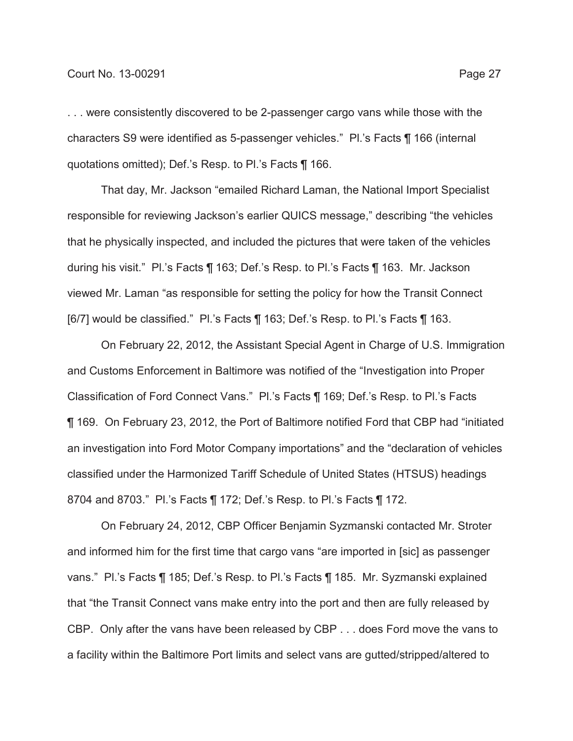. . . were consistently discovered to be 2-passenger cargo vans while those with the characters S9 were identified as 5-passenger vehicles." Pl.'s Facts ¶ 166 (internal quotations omitted); Def.'s Resp. to Pl.'s Facts ¶ 166.

That day, Mr. Jackson "emailed Richard Laman, the National Import Specialist responsible for reviewing Jackson's earlier QUICS message," describing "the vehicles that he physically inspected, and included the pictures that were taken of the vehicles during his visit." Pl.'s Facts ¶ 163; Def.'s Resp. to Pl.'s Facts ¶ 163. Mr. Jackson viewed Mr. Laman "as responsible for setting the policy for how the Transit Connect [6/7] would be classified." Pl.'s Facts ¶ 163; Def.'s Resp. to Pl.'s Facts ¶ 163.

On February 22, 2012, the Assistant Special Agent in Charge of U.S. Immigration and Customs Enforcement in Baltimore was notified of the "Investigation into Proper Classification of Ford Connect Vans." Pl.'s Facts ¶ 169; Def.'s Resp. to Pl.'s Facts ¶ 169. On February 23, 2012, the Port of Baltimore notified Ford that CBP had "initiated an investigation into Ford Motor Company importations" and the "declaration of vehicles classified under the Harmonized Tariff Schedule of United States (HTSUS) headings 8704 and 8703." Pl.'s Facts ¶ 172; Def.'s Resp. to Pl.'s Facts ¶ 172.

On February 24, 2012, CBP Officer Benjamin Syzmanski contacted Mr. Stroter and informed him for the first time that cargo vans "are imported in [sic] as passenger vans." Pl.'s Facts ¶ 185; Def.'s Resp. to Pl.'s Facts ¶ 185. Mr. Syzmanski explained that "the Transit Connect vans make entry into the port and then are fully released by CBP. Only after the vans have been released by CBP . . . does Ford move the vans to a facility within the Baltimore Port limits and select vans are gutted/stripped/altered to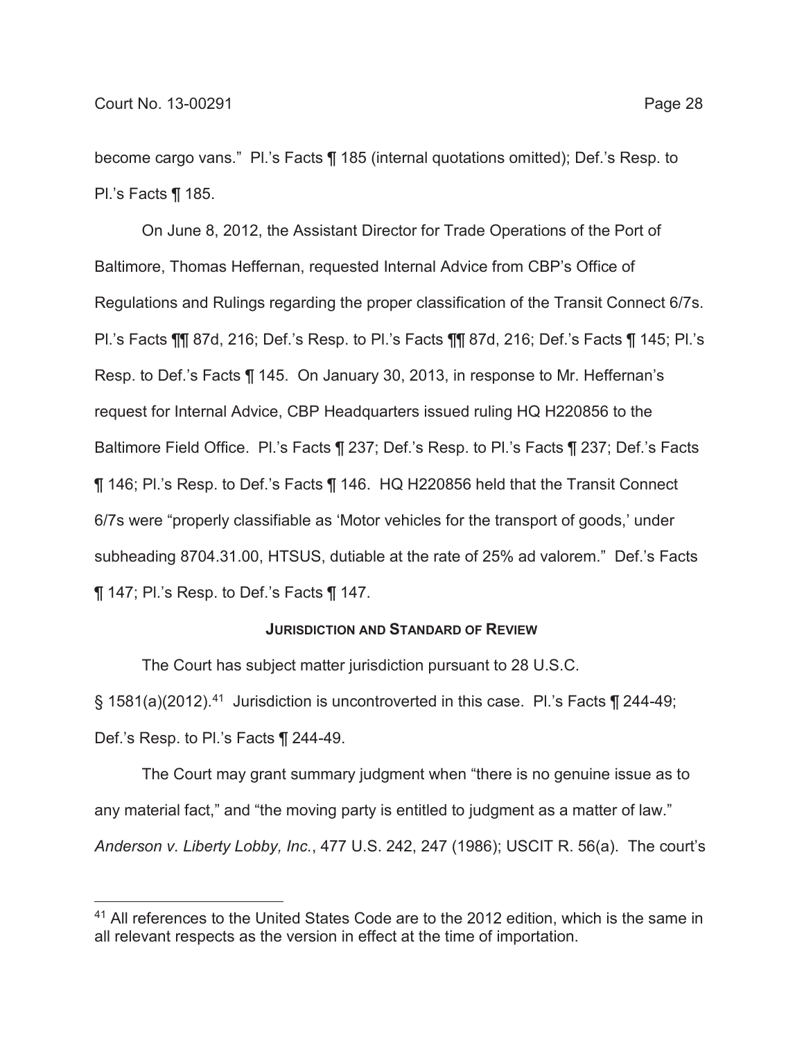become cargo vans." Pl.'s Facts ¶ 185 (internal quotations omitted); Def.'s Resp. to Pl.'s Facts ¶ 185.

On June 8, 2012, the Assistant Director for Trade Operations of the Port of Baltimore, Thomas Heffernan, requested Internal Advice from CBP's Office of Regulations and Rulings regarding the proper classification of the Transit Connect 6/7s. Pl.'s Facts ¶¶ 87d, 216; Def.'s Resp. to Pl.'s Facts ¶¶ 87d, 216; Def.'s Facts ¶ 145; Pl.'s Resp. to Def.'s Facts ¶ 145. On January 30, 2013, in response to Mr. Heffernan's request for Internal Advice, CBP Headquarters issued ruling HQ H220856 to the Baltimore Field Office. Pl.'s Facts ¶ 237; Def.'s Resp. to Pl.'s Facts ¶ 237; Def.'s Facts ¶ 146; Pl.'s Resp. to Def.'s Facts ¶ 146. HQ H220856 held that the Transit Connect 6/7s were "properly classifiable as 'Motor vehicles for the transport of goods,' under subheading 8704.31.00, HTSUS, dutiable at the rate of 25% ad valorem." Def.'s Facts ¶ 147; Pl.'s Resp. to Def.'s Facts ¶ 147.

## JURISDICTION AND STANDARD OF REVIEW

The Court has subject matter jurisdiction pursuant to 28 U.S.C. § 1581(a)(2012).[41] Jurisdiction is uncontroverted in this case. Pl.'s Facts ¶ 244-49; Def.'s Resp. to Pl.'s Facts ¶ 244-49.

The Court may grant summary judgment when "there is no genuine issue as to any material fact," and "the moving party is entitled to judgment as a matter of law." *Anderson v. Liberty Lobby, Inc.*, 477 U.S. 242, 247 (1986); USCIT R. 56(a). The court's

---

[41] All references to the United States Code are to the 2012 edition, which is the same in all relevant respects as the version in effect at the time of importation.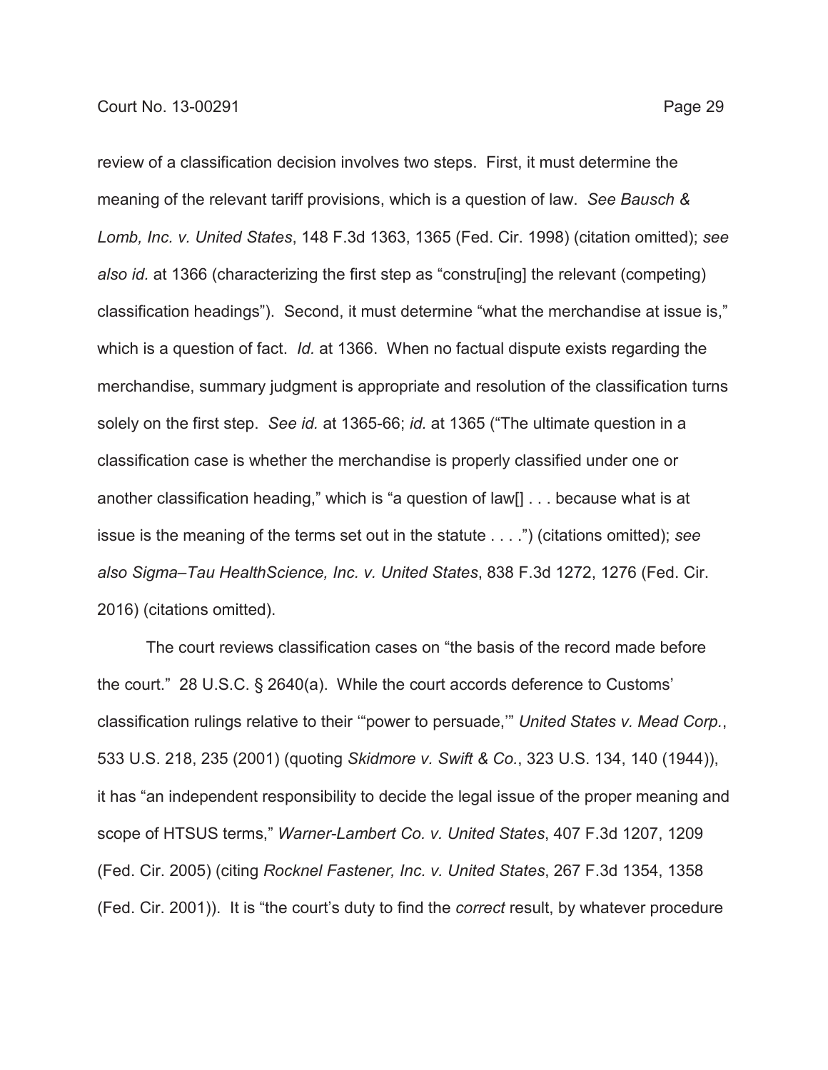review of a classification decision involves two steps. First, it must determine the meaning of the relevant tariff provisions, which is a question of law. *See Bausch & Lomb, Inc. v. United States*, 148 F.3d 1363, 1365 (Fed. Cir. 1998) (citation omitted); *see also id.* at 1366 (characterizing the first step as "constru[ing] the relevant (competing) classification headings"). Second, it must determine "what the merchandise at issue is," which is a question of fact. *Id.* at 1366. When no factual dispute exists regarding the merchandise, summary judgment is appropriate and resolution of the classification turns solely on the first step. *See id.* at 1365-66; *id.* at 1365 ("The ultimate question in a classification case is whether the merchandise is properly classified under one or another classification heading," which is "a question of law[] . . . because what is at issue is the meaning of the terms set out in the statute . . . .") (citations omitted); *see also Sigma–Tau HealthScience, Inc. v. United States*, 838 F.3d 1272, 1276 (Fed. Cir. 2016) (citations omitted).

The court reviews classification cases on "the basis of the record made before the court." 28 U.S.C. § 2640(a). While the court accords deference to Customs' classification rulings relative to their '"power to persuade,'" *United States v. Mead Corp.*, 533 U.S. 218, 235 (2001) (quoting *Skidmore v. Swift & Co.*, 323 U.S. 134, 140 (1944)), it has "an independent responsibility to decide the legal issue of the proper meaning and scope of HTSUS terms," *Warner-Lambert Co. v. United States*, 407 F.3d 1207, 1209 (Fed. Cir. 2005) (citing *Rocknel Fastener, Inc. v. United States*, 267 F.3d 1354, 1358 (Fed. Cir. 2001)). It is "the court's duty to find the *correct* result, by whatever procedure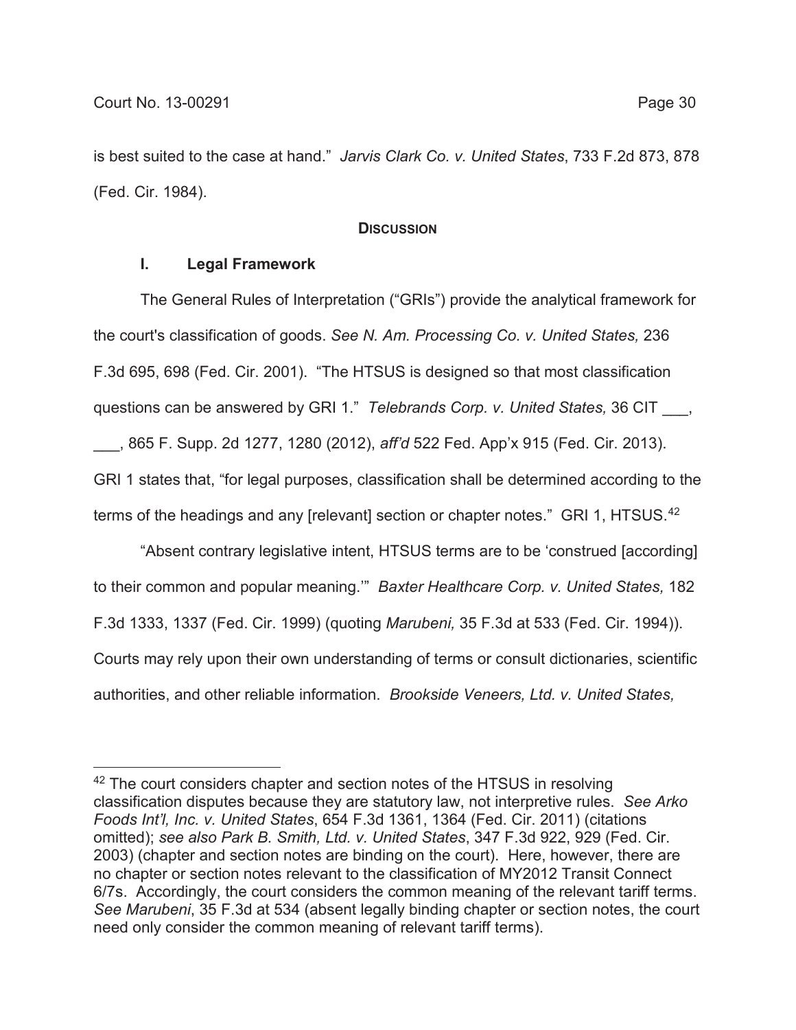is best suited to the case at hand." *Jarvis Clark Co. v. United States*, 733 F.2d 873, 878 (Fed. Cir. 1984).

## **DISCUSSION**

### I. Legal Framework

The General Rules of Interpretation ("GRIs") provide the analytical framework for the court's classification of goods. *See N. Am. Processing Co. v. United States,* 236 F.3d 695, 698 (Fed. Cir. 2001). "The HTSUS is designed so that most classification questions can be answered by GRI 1." *Telebrands Corp. v. United States,* 36 CIT ___, ___, 865 F. Supp. 2d 1277, 1280 (2012), *aff'd* 522 Fed. App'x 915 (Fed. Cir. 2013). GRI 1 states that, "for legal purposes, classification shall be determined according to the terms of the headings and any [relevant] section or chapter notes." GRI 1, HTSUS.[42]

"Absent contrary legislative intent, HTSUS terms are to be 'construed [according] to their common and popular meaning.'" *Baxter Healthcare Corp. v. United States,* 182 F.3d 1333, 1337 (Fed. Cir. 1999) (quoting *Marubeni,* 35 F.3d at 533 (Fed. Cir. 1994)). Courts may rely upon their own understanding of terms or consult dictionaries, scientific authorities, and other reliable information. *Brookside Veneers, Ltd. v. United States,*

---

[42] The court considers chapter and section notes of the HTSUS in resolving classification disputes because they are statutory law, not interpretive rules. *See Arko Foods Int'l, Inc. v. United States*, 654 F.3d 1361, 1364 (Fed. Cir. 2011) (citations omitted); *see also Park B. Smith, Ltd. v. United States*, 347 F.3d 922, 929 (Fed. Cir. 2003) (chapter and section notes are binding on the court). Here, however, there are no chapter or section notes relevant to the classification of MY2012 Transit Connect 6/7s. Accordingly, the court considers the common meaning of the relevant tariff terms. *See Marubeni*, 35 F.3d at 534 (absent legally binding chapter or section notes, the court need only consider the common meaning of relevant tariff terms).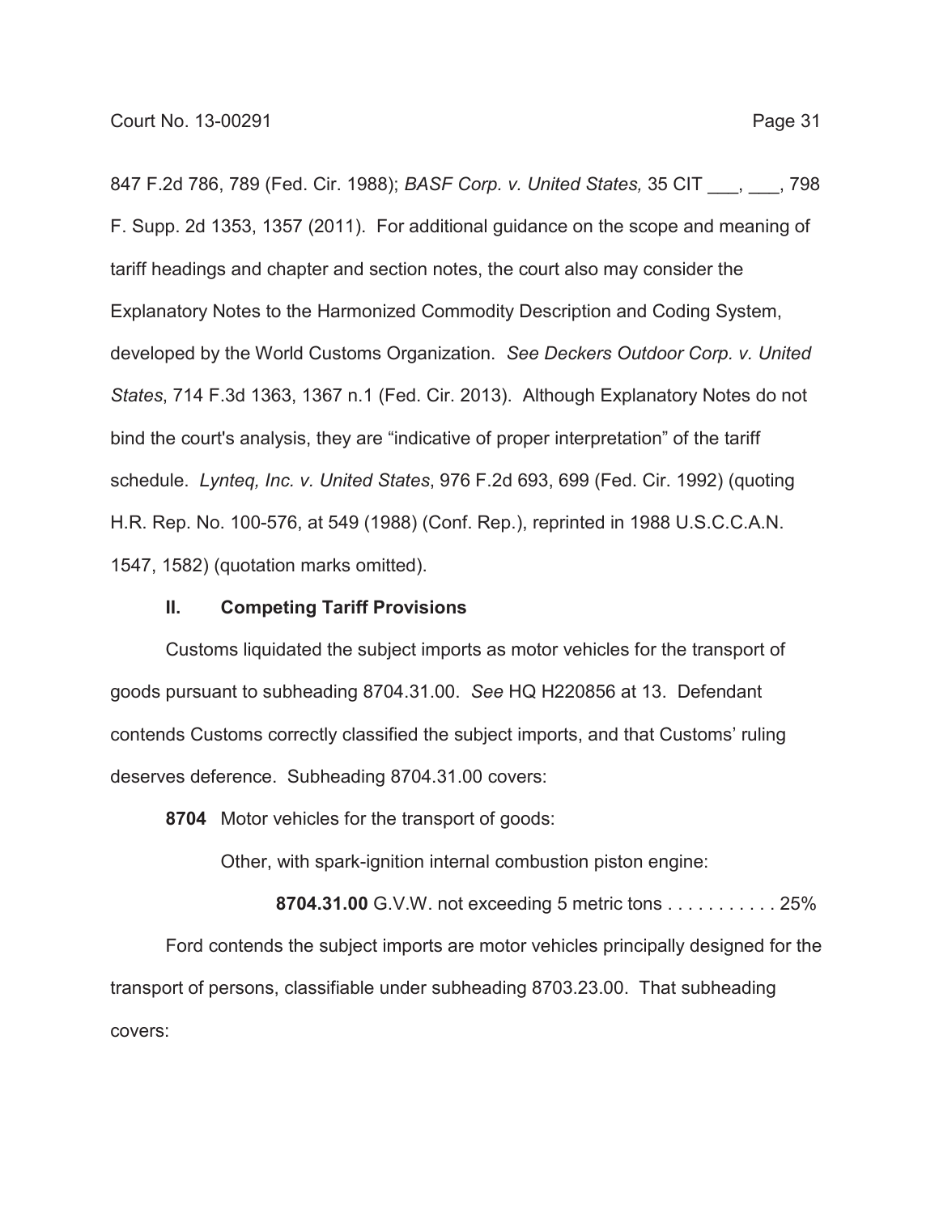847 F.2d 786, 789 (Fed. Cir. 1988); *BASF Corp. v. United States,* 35 CIT ___, ___, 798 F. Supp. 2d 1353, 1357 (2011). For additional guidance on the scope and meaning of tariff headings and chapter and section notes, the court also may consider the Explanatory Notes to the Harmonized Commodity Description and Coding System, developed by the World Customs Organization. *See Deckers Outdoor Corp. v. United States*, 714 F.3d 1363, 1367 n.1 (Fed. Cir. 2013). Although Explanatory Notes do not bind the court's analysis, they are "indicative of proper interpretation" of the tariff schedule. *Lynteq, Inc. v. United States*, 976 F.2d 693, 699 (Fed. Cir. 1992) (quoting H.R. Rep. No. 100-576, at 549 (1988) (Conf. Rep.), reprinted in 1988 U.S.C.C.A.N. 1547, 1582) (quotation marks omitted).

## II. Competing Tariff Provisions

Customs liquidated the subject imports as motor vehicles for the transport of goods pursuant to subheading 8704.31.00. *See* HQ H220856 at 13. Defendant contends Customs correctly classified the subject imports, and that Customs' ruling deserves deference. Subheading 8704.31.00 covers:

**8704** Motor vehicles for the transport of goods:

Other, with spark-ignition internal combustion piston engine:

**8704.31.00** G.V.W. not exceeding 5 metric tons . . . . . . . . . . . 25%

Ford contends the subject imports are motor vehicles principally designed for the transport of persons, classifiable under subheading 8703.23.00. That subheading covers: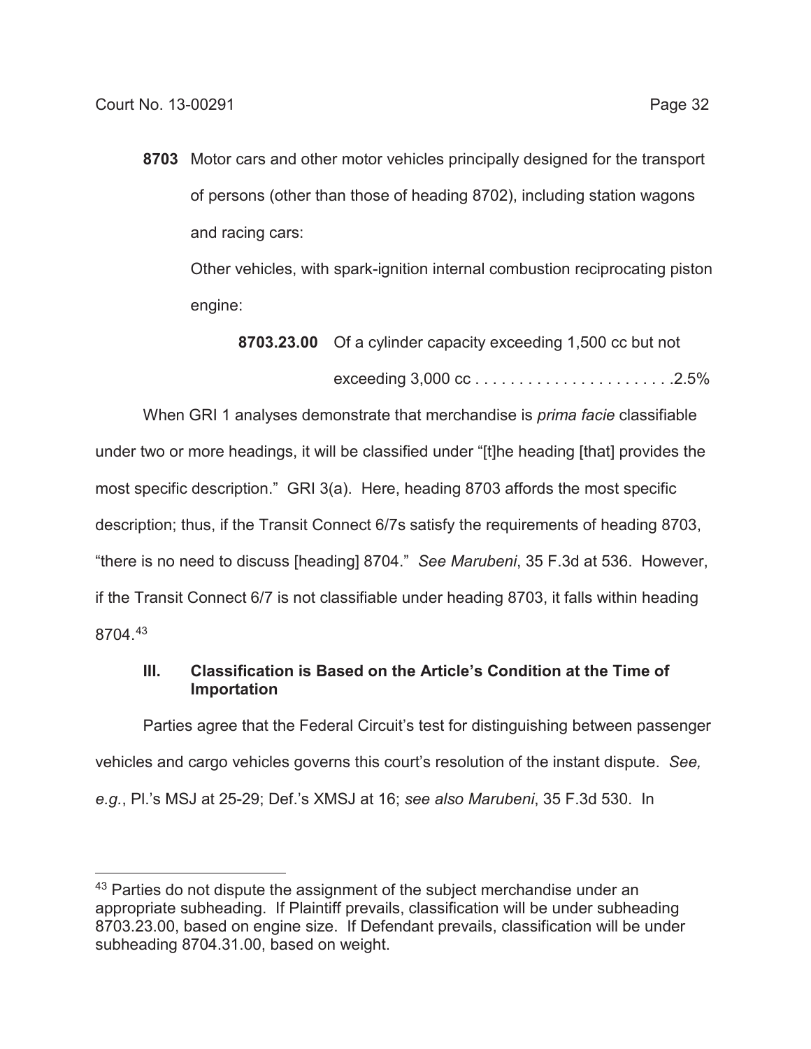**8703** Motor cars and other motor vehicles principally designed for the transport of persons (other than those of heading 8702), including station wagons and racing cars:

Other vehicles, with spark-ignition internal combustion reciprocating piston engine:

**8703.23.00** Of a cylinder capacity exceeding 1,500 cc but not exceeding 3,000 cc . . . . . . . . . . . . . . . . . . . . . . .2.5%

When GRI 1 analyses demonstrate that merchandise is *prima facie* classifiable under two or more headings, it will be classified under "[t]he heading [that] provides the most specific description." GRI 3(a). Here, heading 8703 affords the most specific description; thus, if the Transit Connect 6/7s satisfy the requirements of heading 8703, "there is no need to discuss [heading] 8704." *See Marubeni*, 35 F.3d at 536. However, if the Transit Connect 6/7 is not classifiable under heading 8703, it falls within heading 8704.[43]

### III. Classification is Based on the Article's Condition at the Time of Importation

Parties agree that the Federal Circuit's test for distinguishing between passenger vehicles and cargo vehicles governs this court's resolution of the instant dispute. *See, e.g.*, Pl.'s MSJ at 25-29; Def.'s XMSJ at 16; *see also Marubeni*, 35 F.3d 530. In

---

[43] Parties do not dispute the assignment of the subject merchandise under an appropriate subheading. If Plaintiff prevails, classification will be under subheading 8703.23.00, based on engine size. If Defendant prevails, classification will be under subheading 8704.31.00, based on weight.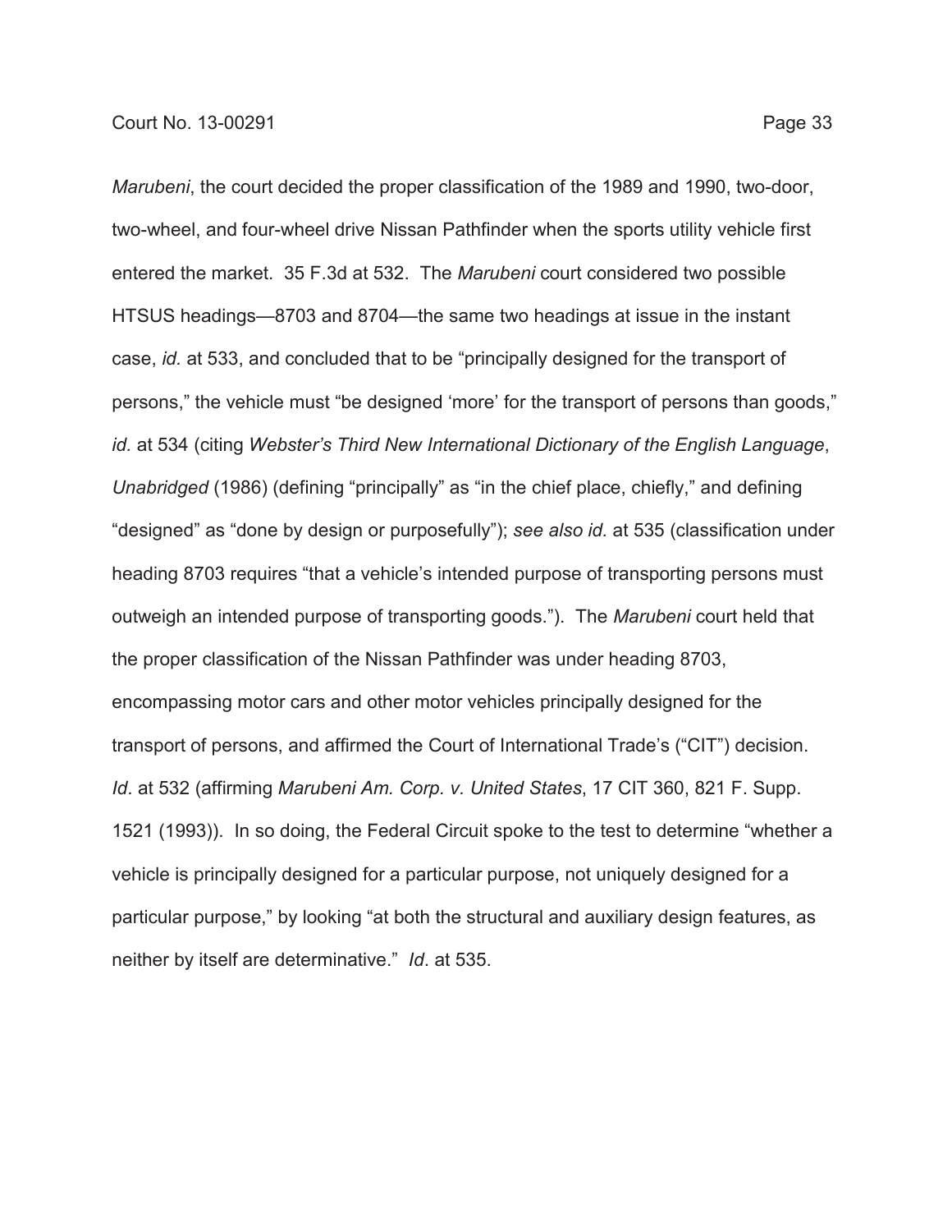*Marubeni*, the court decided the proper classification of the 1989 and 1990, two-door, two-wheel, and four-wheel drive Nissan Pathfinder when the sports utility vehicle first entered the market. 35 F.3d at 532. The *Marubeni* court considered two possible HTSUS headings—8703 and 8704—the same two headings at issue in the instant case, *id.* at 533, and concluded that to be "principally designed for the transport of persons," the vehicle must "be designed 'more' for the transport of persons than goods," *id.* at 534 (citing *Webster's Third New International Dictionary of the English Language*, *Unabridged* (1986) (defining "principally" as "in the chief place, chiefly," and defining "designed" as "done by design or purposefully"); *see also id.* at 535 (classification under heading 8703 requires "that a vehicle's intended purpose of transporting persons must outweigh an intended purpose of transporting goods."). The *Marubeni* court held that the proper classification of the Nissan Pathfinder was under heading 8703, encompassing motor cars and other motor vehicles principally designed for the transport of persons, and affirmed the Court of International Trade's ("CIT") decision. *Id*. at 532 (affirming *Marubeni Am. Corp. v. United States*, 17 CIT 360, 821 F. Supp. 1521 (1993)). In so doing, the Federal Circuit spoke to the test to determine "whether a vehicle is principally designed for a particular purpose, not uniquely designed for a particular purpose," by looking "at both the structural and auxiliary design features, as neither by itself are determinative." *Id*. at 535.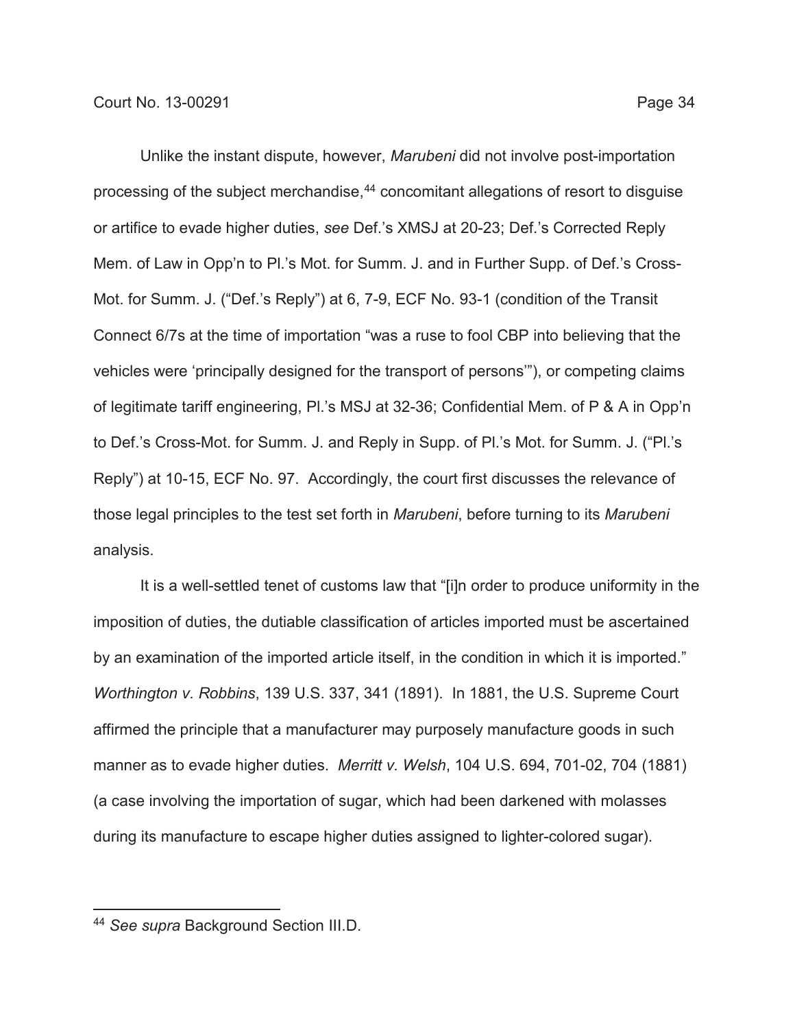Unlike the instant dispute, however, *Marubeni* did not involve post-importation processing of the subject merchandise,[44] concomitant allegations of resort to disguise or artifice to evade higher duties, *see* Def.'s XMSJ at 20-23; Def.'s Corrected Reply Mem. of Law in Opp'n to Pl.'s Mot. for Summ. J. and in Further Supp. of Def.'s Cross-Mot. for Summ. J. ("Def.'s Reply") at 6, 7-9, ECF No. 93-1 (condition of the Transit Connect 6/7s at the time of importation "was a ruse to fool CBP into believing that the vehicles were 'principally designed for the transport of persons'"), or competing claims of legitimate tariff engineering, Pl.'s MSJ at 32-36; Confidential Mem. of P & A in Opp'n to Def.'s Cross-Mot. for Summ. J. and Reply in Supp. of Pl.'s Mot. for Summ. J. ("Pl.'s Reply") at 10-15, ECF No. 97. Accordingly, the court first discusses the relevance of those legal principles to the test set forth in *Marubeni*, before turning to its *Marubeni* analysis.

It is a well-settled tenet of customs law that "[i]n order to produce uniformity in the imposition of duties, the dutiable classification of articles imported must be ascertained by an examination of the imported article itself, in the condition in which it is imported." *Worthington v. Robbins*, 139 U.S. 337, 341 (1891). In 1881, the U.S. Supreme Court affirmed the principle that a manufacturer may purposely manufacture goods in such manner as to evade higher duties. *Merritt v. Welsh*, 104 U.S. 694, 701-02, 704 (1881) (a case involving the importation of sugar, which had been darkened with molasses during its manufacture to escape higher duties assigned to lighter-colored sugar).

---

[44] *See supra* Background Section III.D.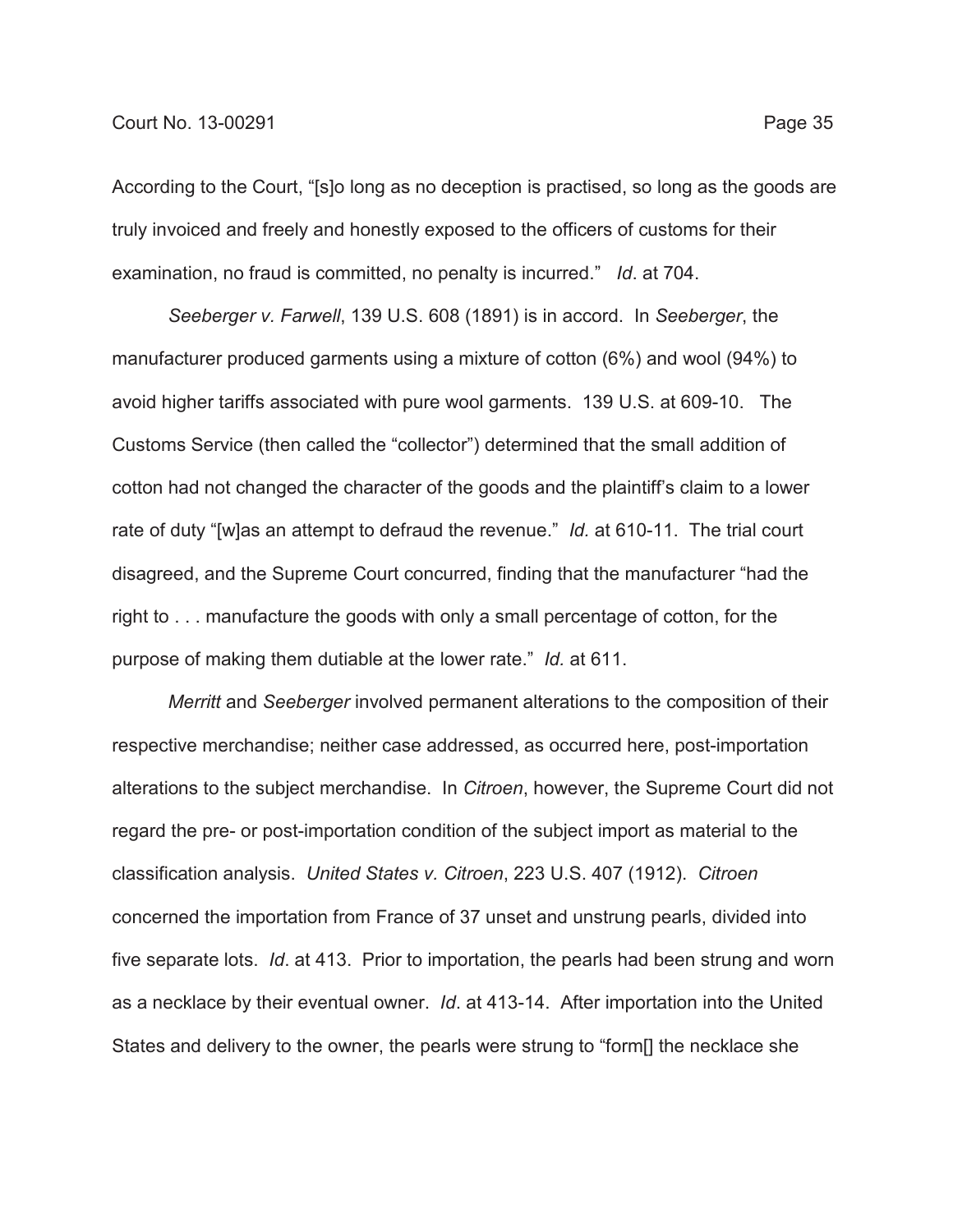According to the Court, "[s]o long as no deception is practised, so long as the goods are truly invoiced and freely and honestly exposed to the officers of customs for their examination, no fraud is committed, no penalty is incurred." *Id*. at 704.

*Seeberger v. Farwell*, 139 U.S. 608 (1891) is in accord. In *Seeberger*, the manufacturer produced garments using a mixture of cotton (6%) and wool (94%) to avoid higher tariffs associated with pure wool garments. 139 U.S. at 609-10. The Customs Service (then called the "collector") determined that the small addition of cotton had not changed the character of the goods and the plaintiff's claim to a lower rate of duty "[w]as an attempt to defraud the revenue." *Id.* at 610-11. The trial court disagreed, and the Supreme Court concurred, finding that the manufacturer "had the right to . . . manufacture the goods with only a small percentage of cotton, for the purpose of making them dutiable at the lower rate." *Id.* at 611.

*Merritt* and *Seeberger* involved permanent alterations to the composition of their respective merchandise; neither case addressed, as occurred here, post-importation alterations to the subject merchandise. In *Citroen*, however, the Supreme Court did not regard the pre- or post-importation condition of the subject import as material to the classification analysis. *United States v. Citroen*, 223 U.S. 407 (1912). *Citroen* concerned the importation from France of 37 unset and unstrung pearls, divided into five separate lots. *Id*. at 413. Prior to importation, the pearls had been strung and worn as a necklace by their eventual owner. *Id*. at 413-14. After importation into the United States and delivery to the owner, the pearls were strung to "form[] the necklace she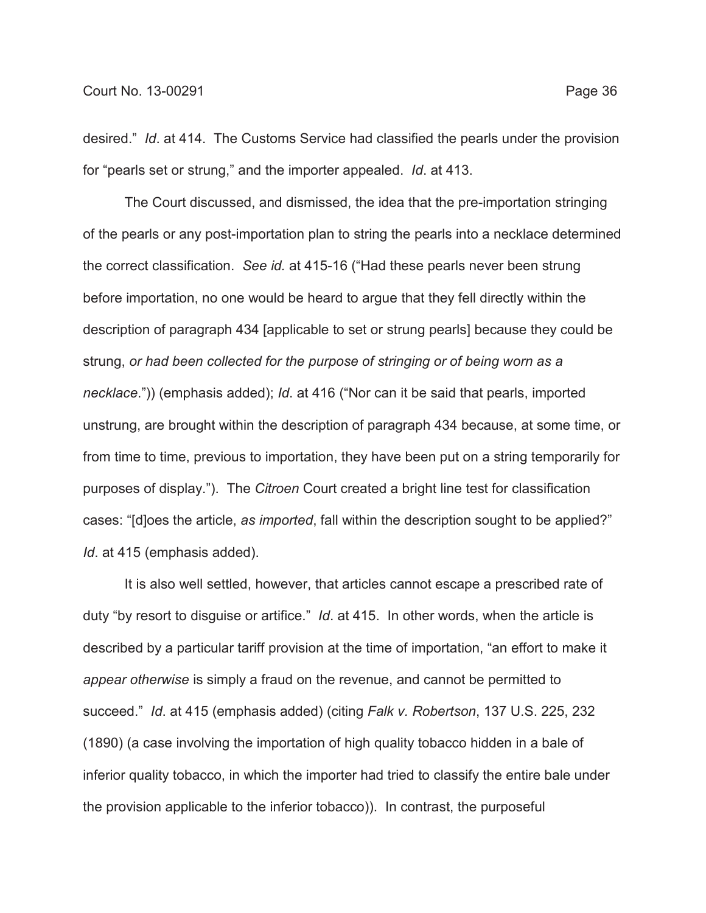desired." *Id*. at 414. The Customs Service had classified the pearls under the provision for "pearls set or strung," and the importer appealed. *Id*. at 413.

The Court discussed, and dismissed, the idea that the pre-importation stringing of the pearls or any post-importation plan to string the pearls into a necklace determined the correct classification. *See id.* at 415-16 ("Had these pearls never been strung before importation, no one would be heard to argue that they fell directly within the description of paragraph 434 [applicable to set or strung pearls] because they could be strung, *or had been collected for the purpose of stringing or of being worn as a necklace*.")) (emphasis added); *Id*. at 416 ("Nor can it be said that pearls, imported unstrung, are brought within the description of paragraph 434 because, at some time, or from time to time, previous to importation, they have been put on a string temporarily for purposes of display."). The *Citroen* Court created a bright line test for classification cases: "[d]oes the article, *as imported*, fall within the description sought to be applied?" *Id*. at 415 (emphasis added).

It is also well settled, however, that articles cannot escape a prescribed rate of duty "by resort to disguise or artifice." *Id*. at 415. In other words, when the article is described by a particular tariff provision at the time of importation, "an effort to make it *appear otherwise* is simply a fraud on the revenue, and cannot be permitted to succeed." *Id*. at 415 (emphasis added) (citing *Falk v. Robertson*, 137 U.S. 225, 232 (1890) (a case involving the importation of high quality tobacco hidden in a bale of inferior quality tobacco, in which the importer had tried to classify the entire bale under the provision applicable to the inferior tobacco)). In contrast, the purposeful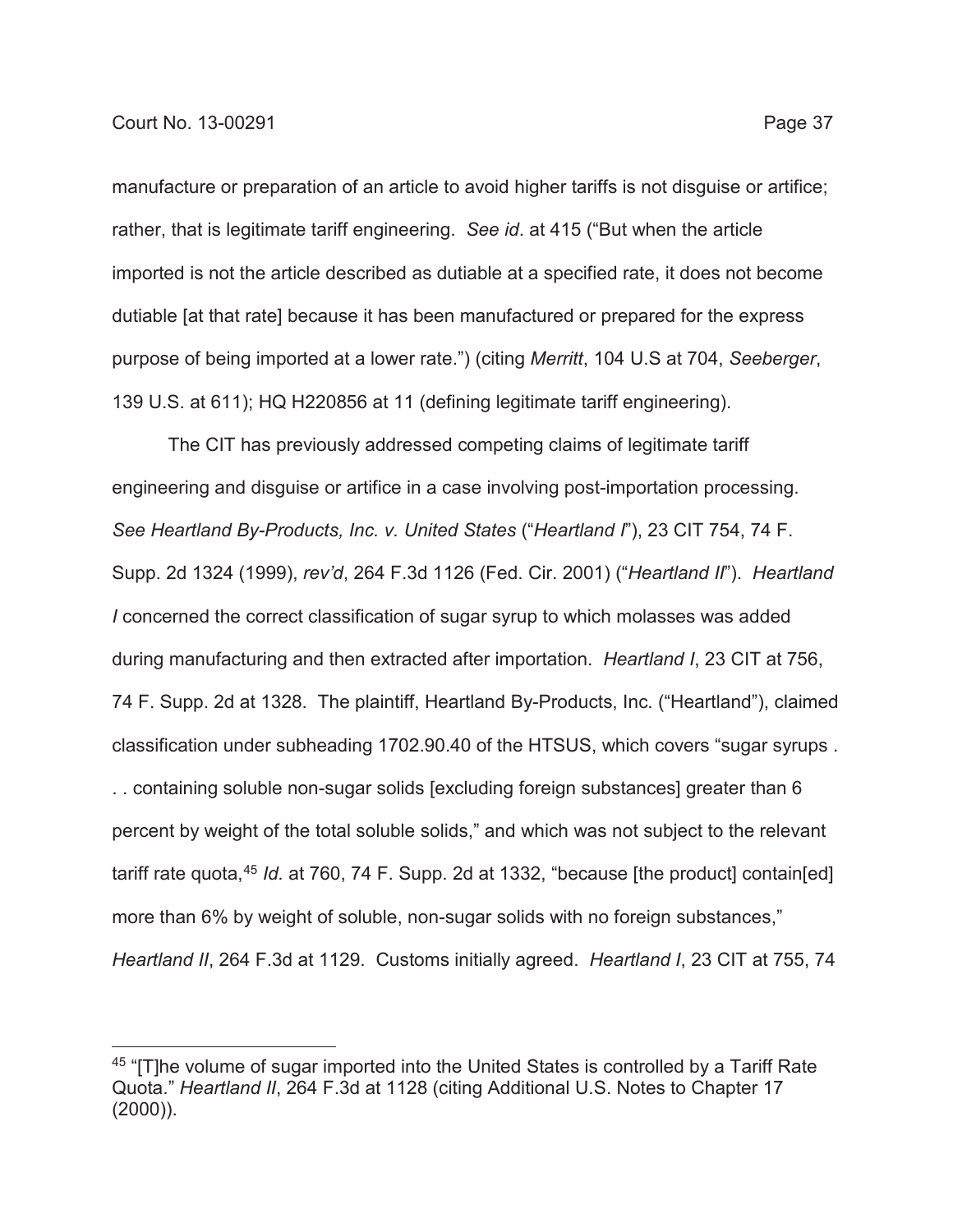manufacture or preparation of an article to avoid higher tariffs is not disguise or artifice; rather, that is legitimate tariff engineering. *See id*. at 415 ("But when the article imported is not the article described as dutiable at a specified rate, it does not become dutiable [at that rate] because it has been manufactured or prepared for the express purpose of being imported at a lower rate.") (citing *Merritt*, 104 U.S at 704, *Seeberger*, 139 U.S. at 611); HQ H220856 at 11 (defining legitimate tariff engineering).

The CIT has previously addressed competing claims of legitimate tariff engineering and disguise or artifice in a case involving post-importation processing. *See Heartland By-Products, Inc. v. United States* ("*Heartland I*"), 23 CIT 754, 74 F. Supp. 2d 1324 (1999), *rev'd*, 264 F.3d 1126 (Fed. Cir. 2001) ("*Heartland II*"). *Heartland I* concerned the correct classification of sugar syrup to which molasses was added during manufacturing and then extracted after importation. *Heartland I*, 23 CIT at 756, 74 F. Supp. 2d at 1328. The plaintiff, Heartland By-Products, Inc. ("Heartland"), claimed classification under subheading 1702.90.40 of the HTSUS, which covers "sugar syrups . . . containing soluble non-sugar solids [excluding foreign substances] greater than 6 percent by weight of the total soluble solids," and which was not subject to the relevant tariff rate quota,[45] *Id.* at 760, 74 F. Supp. 2d at 1332, "because [the product] contain[ed] more than 6% by weight of soluble, non-sugar solids with no foreign substances," *Heartland II*, 264 F.3d at 1129. Customs initially agreed. *Heartland I*, 23 CIT at 755, 74

---

[45] "[T]he volume of sugar imported into the United States is controlled by a Tariff Rate Quota." *Heartland II*, 264 F.3d at 1128 (citing Additional U.S. Notes to Chapter 17 (2000)).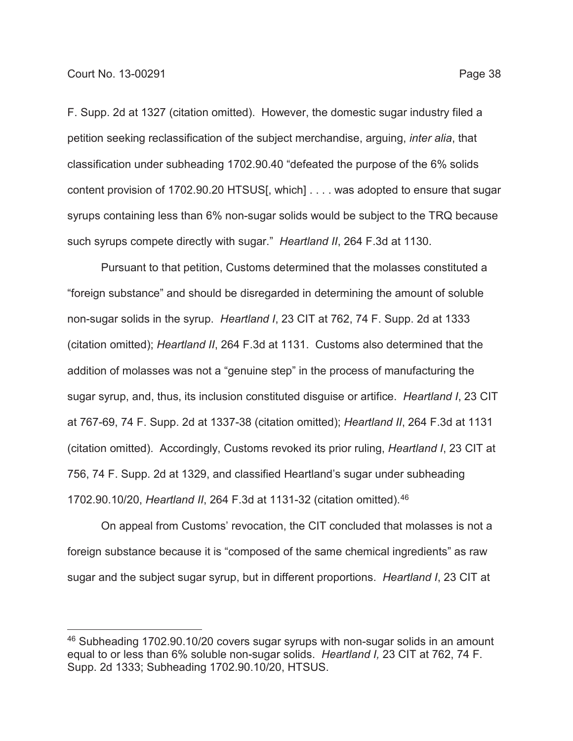F. Supp. 2d at 1327 (citation omitted). However, the domestic sugar industry filed a petition seeking reclassification of the subject merchandise, arguing, *inter alia*, that classification under subheading 1702.90.40 "defeated the purpose of the 6% solids content provision of 1702.90.20 HTSUS[, which] . . . . was adopted to ensure that sugar syrups containing less than 6% non-sugar solids would be subject to the TRQ because such syrups compete directly with sugar." *Heartland II*, 264 F.3d at 1130.

Pursuant to that petition, Customs determined that the molasses constituted a "foreign substance" and should be disregarded in determining the amount of soluble non-sugar solids in the syrup. *Heartland I*, 23 CIT at 762, 74 F. Supp. 2d at 1333 (citation omitted); *Heartland II*, 264 F.3d at 1131. Customs also determined that the addition of molasses was not a "genuine step" in the process of manufacturing the sugar syrup, and, thus, its inclusion constituted disguise or artifice. *Heartland I*, 23 CIT at 767-69, 74 F. Supp. 2d at 1337-38 (citation omitted); *Heartland II*, 264 F.3d at 1131 (citation omitted). Accordingly, Customs revoked its prior ruling, *Heartland I*, 23 CIT at 756, 74 F. Supp. 2d at 1329, and classified Heartland's sugar under subheading 1702.90.10/20, *Heartland II*, 264 F.3d at 1131-32 (citation omitted).[46]

On appeal from Customs' revocation, the CIT concluded that molasses is not a foreign substance because it is "composed of the same chemical ingredients" as raw sugar and the subject sugar syrup, but in different proportions. *Heartland I*, 23 CIT at

---

[46] Subheading 1702.90.10/20 covers sugar syrups with non-sugar solids in an amount equal to or less than 6% soluble non-sugar solids. *Heartland I,* 23 CIT at 762, 74 F. Supp. 2d 1333; Subheading 1702.90.10/20, HTSUS.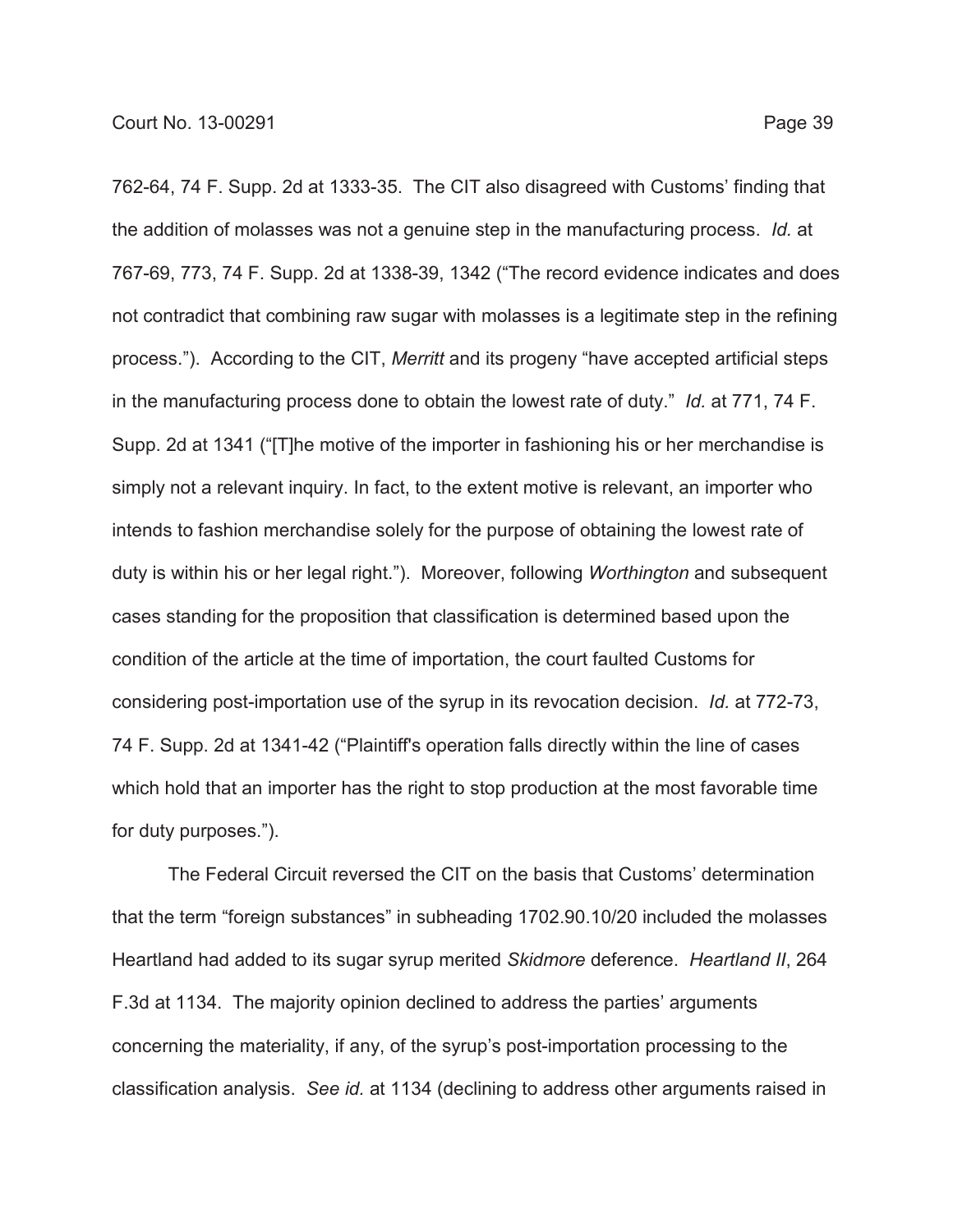762-64, 74 F. Supp. 2d at 1333-35. The CIT also disagreed with Customs' finding that the addition of molasses was not a genuine step in the manufacturing process. *Id.* at 767-69, 773, 74 F. Supp. 2d at 1338-39, 1342 ("The record evidence indicates and does not contradict that combining raw sugar with molasses is a legitimate step in the refining process."). According to the CIT, *Merritt* and its progeny "have accepted artificial steps in the manufacturing process done to obtain the lowest rate of duty." *Id.* at 771, 74 F. Supp. 2d at 1341 ("[T]he motive of the importer in fashioning his or her merchandise is simply not a relevant inquiry. In fact, to the extent motive is relevant, an importer who intends to fashion merchandise solely for the purpose of obtaining the lowest rate of duty is within his or her legal right."). Moreover, following *Worthington* and subsequent cases standing for the proposition that classification is determined based upon the condition of the article at the time of importation, the court faulted Customs for considering post-importation use of the syrup in its revocation decision. *Id.* at 772-73, 74 F. Supp. 2d at 1341-42 ("Plaintiff's operation falls directly within the line of cases which hold that an importer has the right to stop production at the most favorable time for duty purposes.").

The Federal Circuit reversed the CIT on the basis that Customs' determination that the term "foreign substances" in subheading 1702.90.10/20 included the molasses Heartland had added to its sugar syrup merited *Skidmore* deference. *Heartland II*, 264 F.3d at 1134. The majority opinion declined to address the parties' arguments concerning the materiality, if any, of the syrup's post-importation processing to the classification analysis. *See id.* at 1134 (declining to address other arguments raised in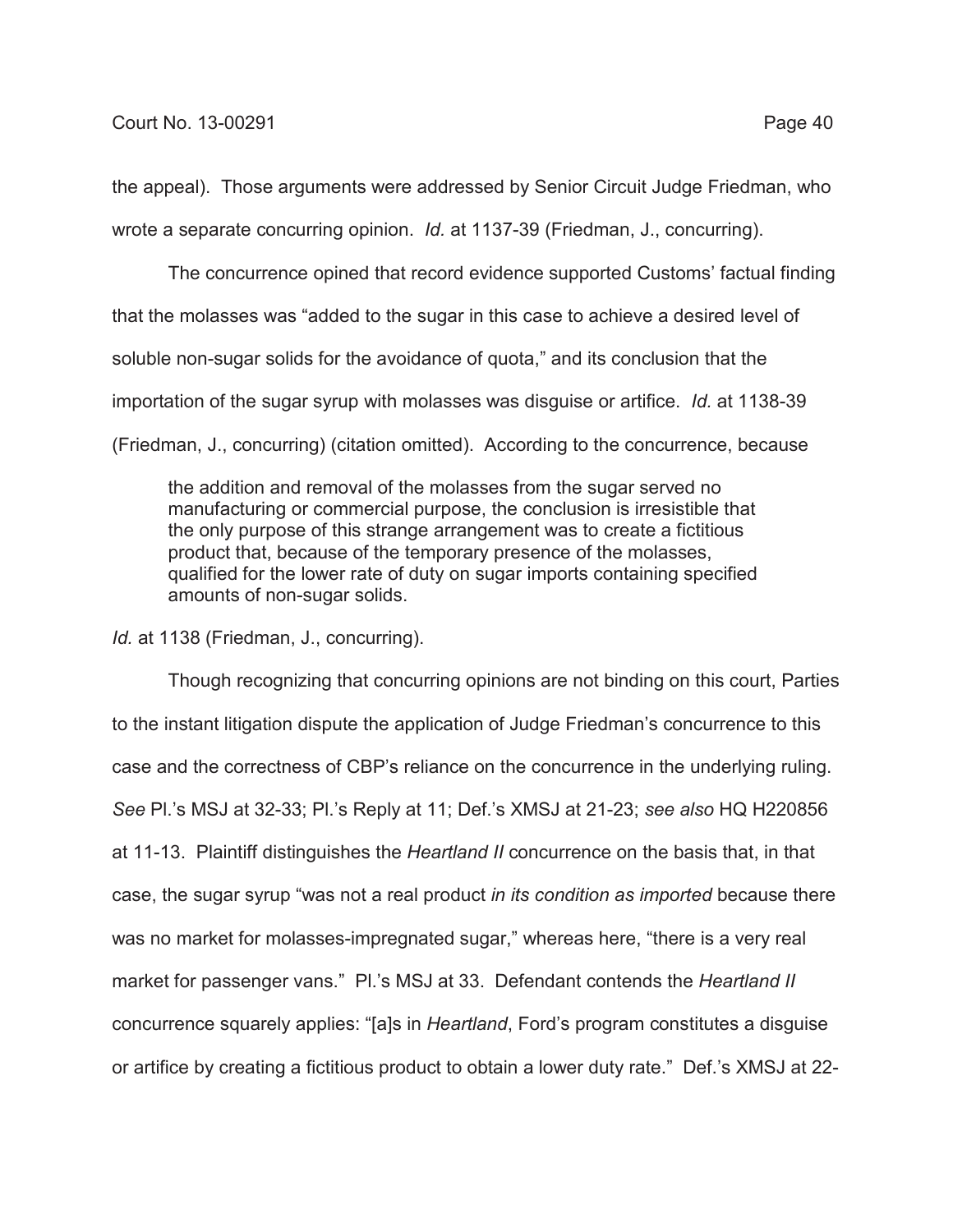the appeal). Those arguments were addressed by Senior Circuit Judge Friedman, who wrote a separate concurring opinion. *Id.* at 1137-39 (Friedman, J., concurring).

The concurrence opined that record evidence supported Customs' factual finding that the molasses was "added to the sugar in this case to achieve a desired level of soluble non-sugar solids for the avoidance of quota," and its conclusion that the importation of the sugar syrup with molasses was disguise or artifice. *Id.* at 1138-39 (Friedman, J., concurring) (citation omitted). According to the concurrence, because

> the addition and removal of the molasses from the sugar served no manufacturing or commercial purpose, the conclusion is irresistible that the only purpose of this strange arrangement was to create a fictitious product that, because of the temporary presence of the molasses, qualified for the lower rate of duty on sugar imports containing specified amounts of non-sugar solids.

*Id.* at 1138 (Friedman, J., concurring).

Though recognizing that concurring opinions are not binding on this court, Parties to the instant litigation dispute the application of Judge Friedman's concurrence to this case and the correctness of CBP's reliance on the concurrence in the underlying ruling. *See* Pl.'s MSJ at 32-33; Pl.'s Reply at 11; Def.'s XMSJ at 21-23; *see also* HQ H220856 at 11-13. Plaintiff distinguishes the *Heartland II* concurrence on the basis that, in that case, the sugar syrup "was not a real product *in its condition as imported* because there was no market for molasses-impregnated sugar," whereas here, "there is a very real market for passenger vans." Pl.'s MSJ at 33. Defendant contends the *Heartland II* concurrence squarely applies: "[a]s in *Heartland*, Ford's program constitutes a disguise or artifice by creating a fictitious product to obtain a lower duty rate." Def.'s XMSJ at 22-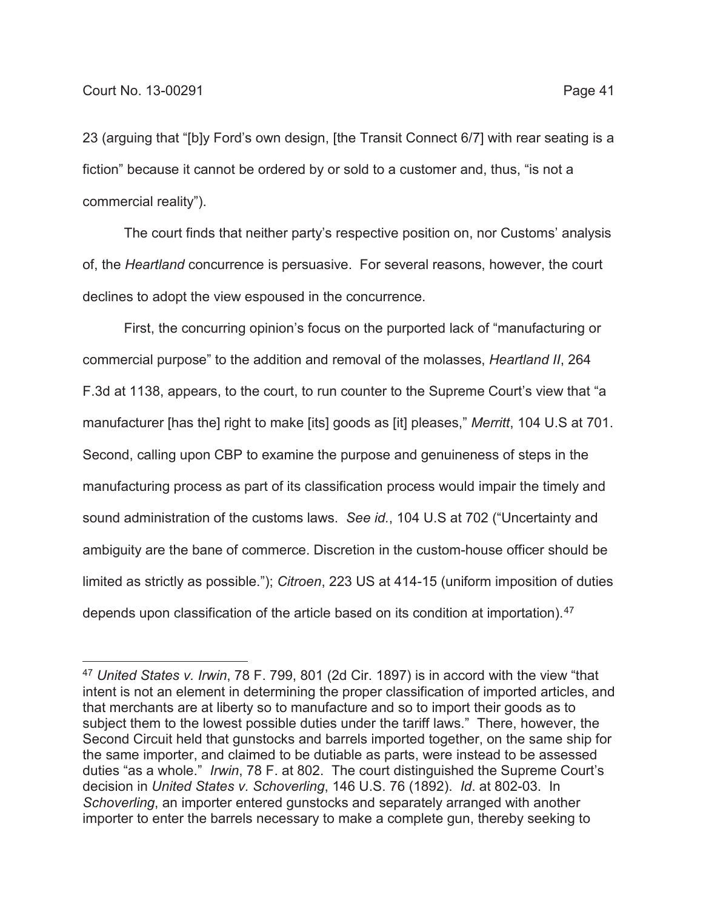23 (arguing that "[b]y Ford's own design, [the Transit Connect 6/7] with rear seating is a fiction" because it cannot be ordered by or sold to a customer and, thus, "is not a commercial reality").

The court finds that neither party's respective position on, nor Customs' analysis of, the *Heartland* concurrence is persuasive. For several reasons, however, the court declines to adopt the view espoused in the concurrence.

First, the concurring opinion's focus on the purported lack of "manufacturing or commercial purpose" to the addition and removal of the molasses, *Heartland II*, 264 F.3d at 1138, appears, to the court, to run counter to the Supreme Court's view that "a manufacturer [has the] right to make [its] goods as [it] pleases," *Merritt*, 104 U.S at 701. Second, calling upon CBP to examine the purpose and genuineness of steps in the manufacturing process as part of its classification process would impair the timely and sound administration of the customs laws. *See id.*, 104 U.S at 702 ("Uncertainty and ambiguity are the bane of commerce. Discretion in the custom-house officer should be limited as strictly as possible."); *Citroen*, 223 US at 414-15 (uniform imposition of duties depends upon classification of the article based on its condition at importation).[47]

---

[47] *United States v. Irwin*, 78 F. 799, 801 (2d Cir. 1897) is in accord with the view "that intent is not an element in determining the proper classification of imported articles, and that merchants are at liberty so to manufacture and so to import their goods as to subject them to the lowest possible duties under the tariff laws." There, however, the Second Circuit held that gunstocks and barrels imported together, on the same ship for the same importer, and claimed to be dutiable as parts, were instead to be assessed duties "as a whole." *Irwin*, 78 F. at 802. The court distinguished the Supreme Court's decision in *United States v. Schoverling*, 146 U.S. 76 (1892). *Id*. at 802-03. In *Schoverling*, an importer entered gunstocks and separately arranged with another importer to enter the barrels necessary to make a complete gun, thereby seeking to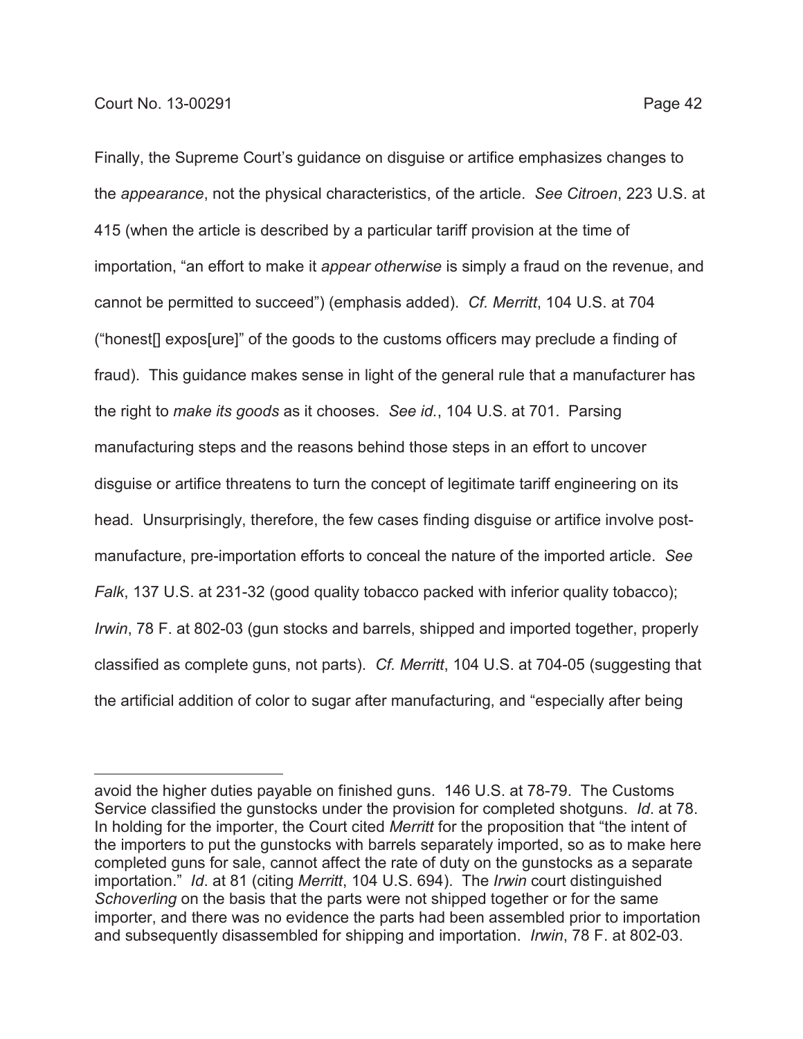Finally, the Supreme Court's guidance on disguise or artifice emphasizes changes to the *appearance*, not the physical characteristics, of the article. *See Citroen*, 223 U.S. at 415 (when the article is described by a particular tariff provision at the time of importation, "an effort to make it *appear otherwise* is simply a fraud on the revenue, and cannot be permitted to succeed") (emphasis added). *Cf. Merritt*, 104 U.S. at 704 ("honest[] expos[ure]" of the goods to the customs officers may preclude a finding of fraud). This guidance makes sense in light of the general rule that a manufacturer has the right to *make its goods* as it chooses. *See id.*, 104 U.S. at 701. Parsing manufacturing steps and the reasons behind those steps in an effort to uncover disguise or artifice threatens to turn the concept of legitimate tariff engineering on its head. Unsurprisingly, therefore, the few cases finding disguise or artifice involve post-manufacture, pre-importation efforts to conceal the nature of the imported article. *See Falk*, 137 U.S. at 231-32 (good quality tobacco packed with inferior quality tobacco); *Irwin*, 78 F. at 802-03 (gun stocks and barrels, shipped and imported together, properly classified as complete guns, not parts). *Cf. Merritt*, 104 U.S. at 704-05 (suggesting that the artificial addition of color to sugar after manufacturing, and "especially after being

---

avoid the higher duties payable on finished guns. 146 U.S. at 78-79. The Customs Service classified the gunstocks under the provision for completed shotguns. *Id*. at 78. In holding for the importer, the Court cited *Merritt* for the proposition that "the intent of the importers to put the gunstocks with barrels separately imported, so as to make here completed guns for sale, cannot affect the rate of duty on the gunstocks as a separate importation." *Id*. at 81 (citing *Merritt*, 104 U.S. 694). The *Irwin* court distinguished *Schoverling* on the basis that the parts were not shipped together or for the same importer, and there was no evidence the parts had been assembled prior to importation and subsequently disassembled for shipping and importation. *Irwin*, 78 F. at 802-03.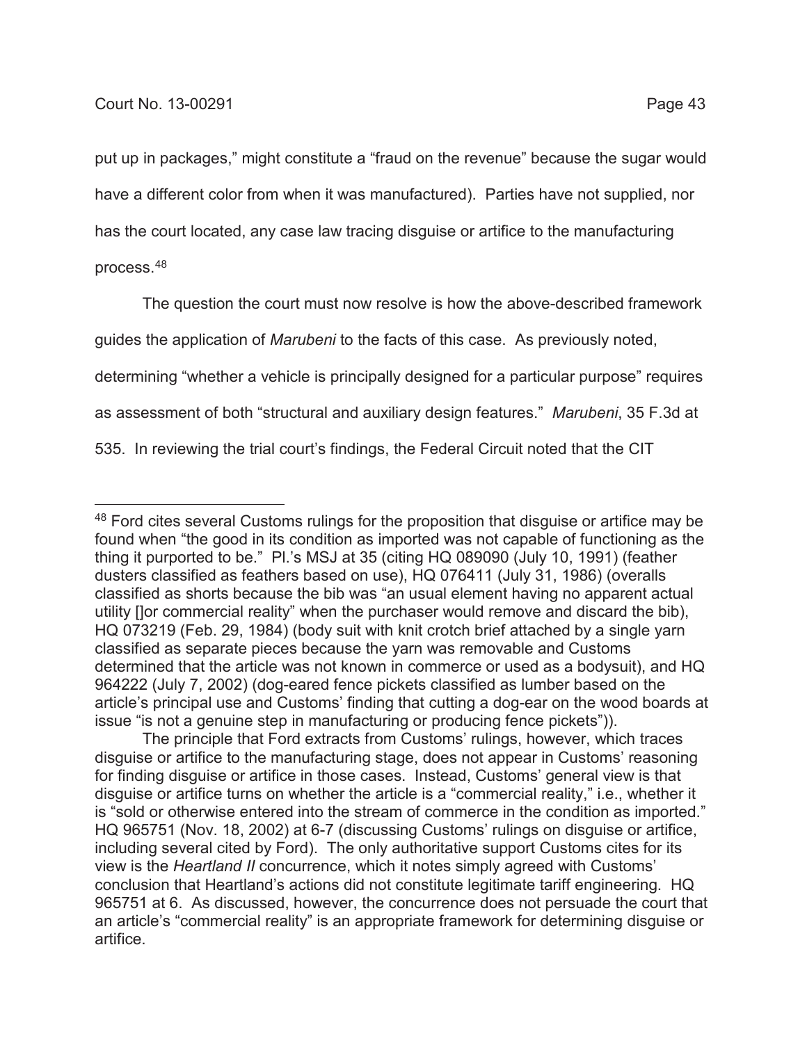put up in packages," might constitute a "fraud on the revenue" because the sugar would have a different color from when it was manufactured). Parties have not supplied, nor has the court located, any case law tracing disguise or artifice to the manufacturing process.[48]

The question the court must now resolve is how the above-described framework guides the application of *Marubeni* to the facts of this case. As previously noted, determining "whether a vehicle is principally designed for a particular purpose" requires as assessment of both "structural and auxiliary design features." *Marubeni*, 35 F.3d at 535. In reviewing the trial court's findings, the Federal Circuit noted that the CIT

---

[48] Ford cites several Customs rulings for the proposition that disguise or artifice may be found when "the good in its condition as imported was not capable of functioning as the thing it purported to be." Pl.'s MSJ at 35 (citing HQ 089090 (July 10, 1991) (feather dusters classified as feathers based on use), HQ 076411 (July 31, 1986) (overalls classified as shorts because the bib was "an usual element having no apparent actual utility []or commercial reality" when the purchaser would remove and discard the bib), HQ 073219 (Feb. 29, 1984) (body suit with knit crotch brief attached by a single yarn classified as separate pieces because the yarn was removable and Customs determined that the article was not known in commerce or used as a bodysuit), and HQ 964222 (July 7, 2002) (dog-eared fence pickets classified as lumber based on the article's principal use and Customs' finding that cutting a dog-ear on the wood boards at issue "is not a genuine step in manufacturing or producing fence pickets")).

The principle that Ford extracts from Customs' rulings, however, which traces disguise or artifice to the manufacturing stage, does not appear in Customs' reasoning for finding disguise or artifice in those cases. Instead, Customs' general view is that disguise or artifice turns on whether the article is a "commercial reality," i.e., whether it is "sold or otherwise entered into the stream of commerce in the condition as imported." HQ 965751 (Nov. 18, 2002) at 6-7 (discussing Customs' rulings on disguise or artifice, including several cited by Ford). The only authoritative support Customs cites for its view is the *Heartland II* concurrence, which it notes simply agreed with Customs' conclusion that Heartland's actions did not constitute legitimate tariff engineering. HQ 965751 at 6. As discussed, however, the concurrence does not persuade the court that an article's "commercial reality" is an appropriate framework for determining disguise or artifice.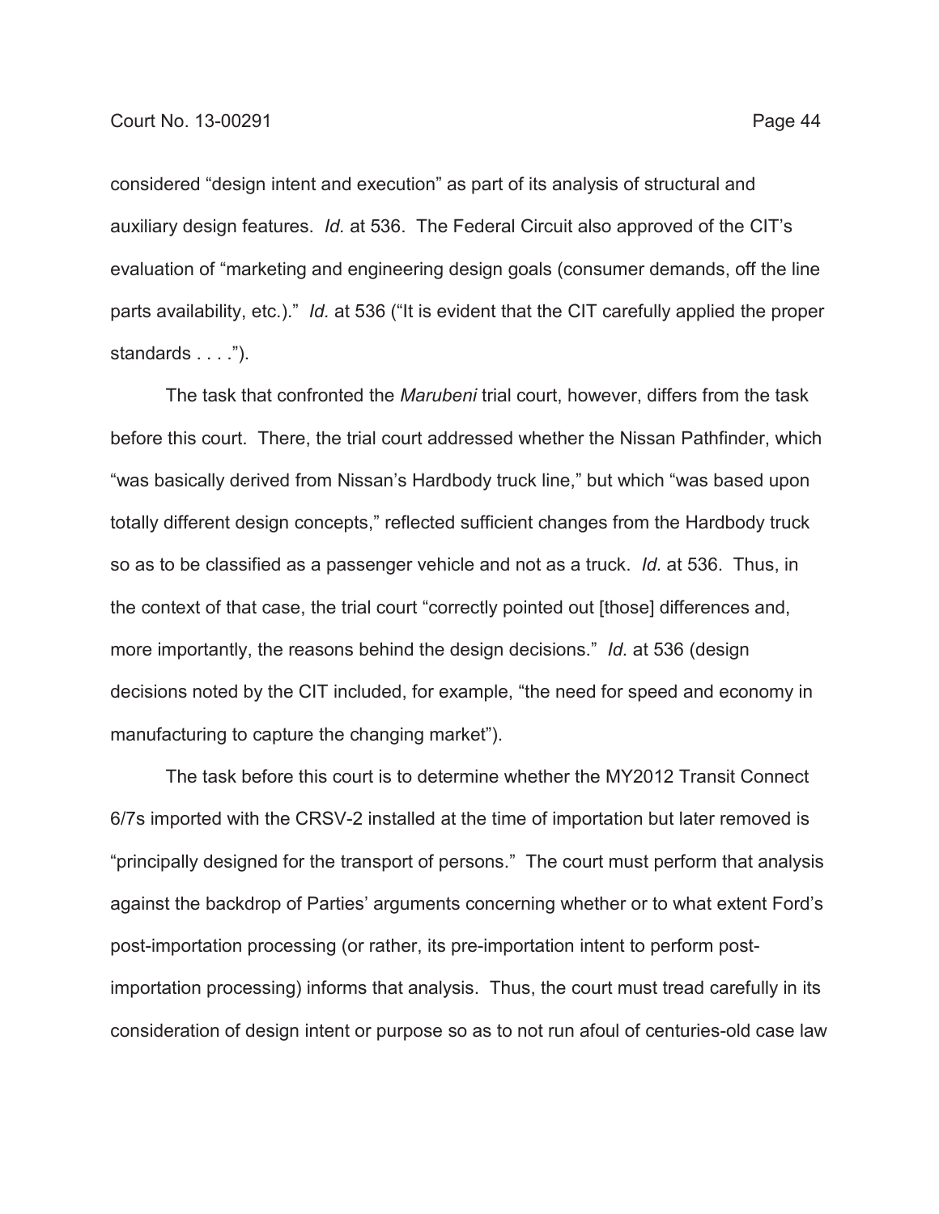considered "design intent and execution" as part of its analysis of structural and auxiliary design features. *Id.* at 536. The Federal Circuit also approved of the CIT's evaluation of "marketing and engineering design goals (consumer demands, off the line parts availability, etc.)." *Id.* at 536 ("It is evident that the CIT carefully applied the proper standards . . . .").

The task that confronted the *Marubeni* trial court, however, differs from the task before this court. There, the trial court addressed whether the Nissan Pathfinder, which "was basically derived from Nissan's Hardbody truck line," but which "was based upon totally different design concepts," reflected sufficient changes from the Hardbody truck so as to be classified as a passenger vehicle and not as a truck. *Id.* at 536. Thus, in the context of that case, the trial court "correctly pointed out [those] differences and, more importantly, the reasons behind the design decisions." *Id.* at 536 (design decisions noted by the CIT included, for example, "the need for speed and economy in manufacturing to capture the changing market").

The task before this court is to determine whether the MY2012 Transit Connect 6/7s imported with the CRSV-2 installed at the time of importation but later removed is "principally designed for the transport of persons." The court must perform that analysis against the backdrop of Parties' arguments concerning whether or to what extent Ford's post-importation processing (or rather, its pre-importation intent to perform post-importation processing) informs that analysis. Thus, the court must tread carefully in its consideration of design intent or purpose so as to not run afoul of centuries-old case law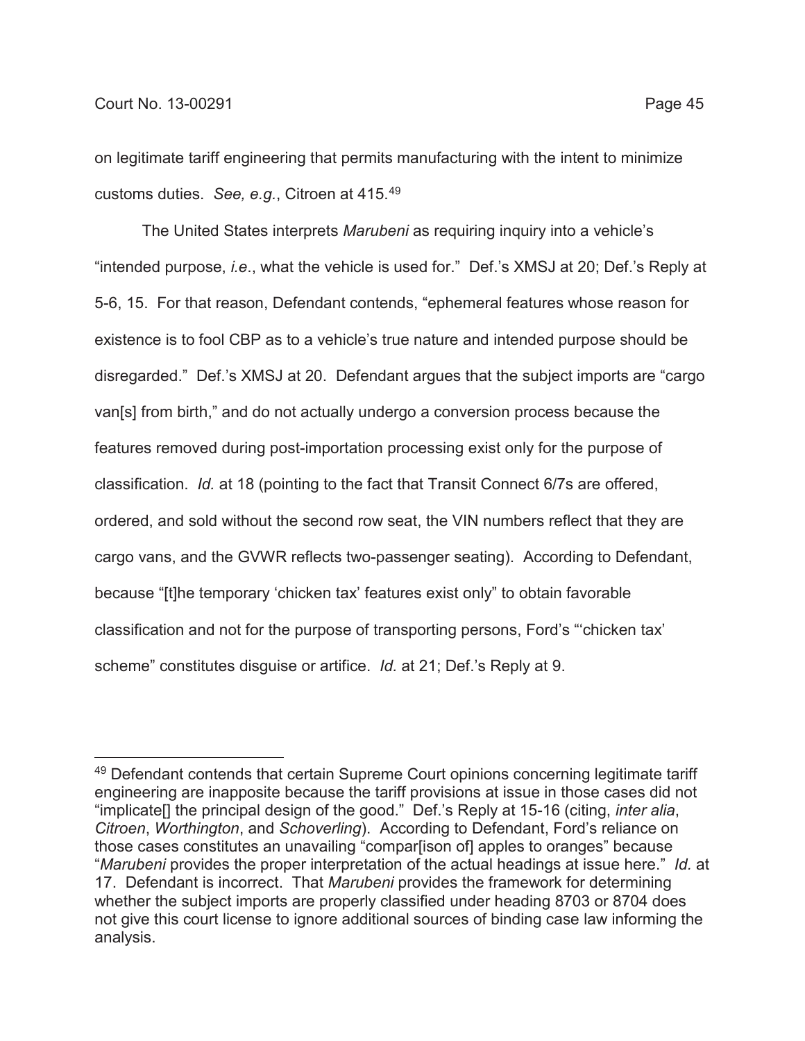on legitimate tariff engineering that permits manufacturing with the intent to minimize customs duties. *See, e.g.*, Citroen at 415.[49]

The United States interprets *Marubeni* as requiring inquiry into a vehicle's "intended purpose, *i.e*., what the vehicle is used for." Def.'s XMSJ at 20; Def.'s Reply at 5-6, 15. For that reason, Defendant contends, "ephemeral features whose reason for existence is to fool CBP as to a vehicle's true nature and intended purpose should be disregarded." Def.'s XMSJ at 20. Defendant argues that the subject imports are "cargo van[s] from birth," and do not actually undergo a conversion process because the features removed during post-importation processing exist only for the purpose of classification. *Id.* at 18 (pointing to the fact that Transit Connect 6/7s are offered, ordered, and sold without the second row seat, the VIN numbers reflect that they are cargo vans, and the GVWR reflects two-passenger seating). According to Defendant, because "[t]he temporary 'chicken tax' features exist only" to obtain favorable classification and not for the purpose of transporting persons, Ford's "'chicken tax' scheme" constitutes disguise or artifice. *Id.* at 21; Def.'s Reply at 9.

---

[49] Defendant contends that certain Supreme Court opinions concerning legitimate tariff engineering are inapposite because the tariff provisions at issue in those cases did not "implicate[] the principal design of the good." Def.'s Reply at 15-16 (citing, *inter alia*, *Citroen*, *Worthington*, and *Schoverling*). According to Defendant, Ford's reliance on those cases constitutes an unavailing "compar[ison of] apples to oranges" because "*Marubeni* provides the proper interpretation of the actual headings at issue here." *Id.* at 17. Defendant is incorrect. That *Marubeni* provides the framework for determining whether the subject imports are properly classified under heading 8703 or 8704 does not give this court license to ignore additional sources of binding case law informing the analysis.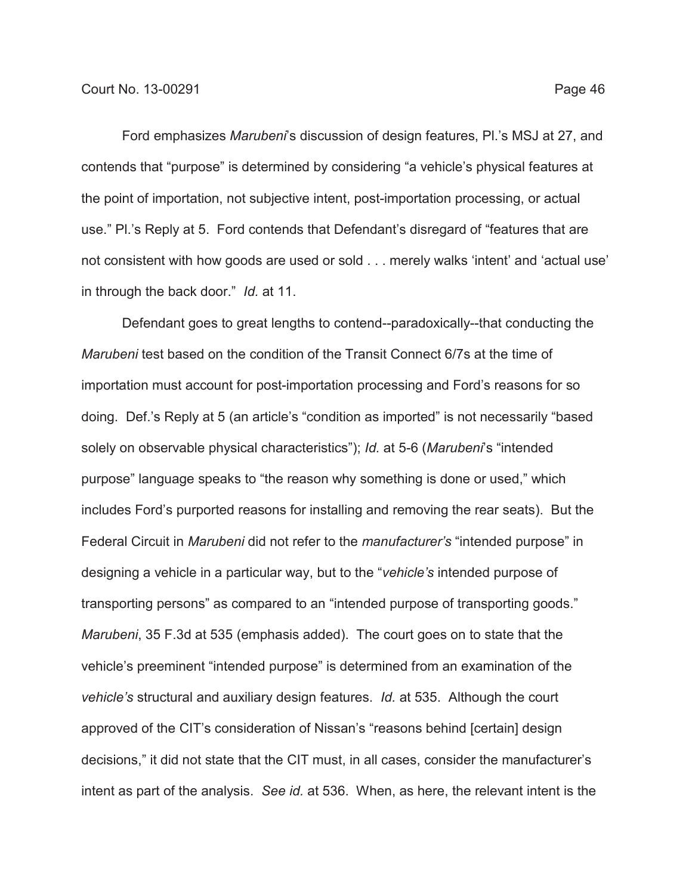Ford emphasizes *Marubeni*'s discussion of design features, Pl.'s MSJ at 27, and contends that "purpose" is determined by considering "a vehicle's physical features at the point of importation, not subjective intent, post-importation processing, or actual use." Pl.'s Reply at 5. Ford contends that Defendant's disregard of "features that are not consistent with how goods are used or sold . . . merely walks 'intent' and 'actual use' in through the back door." *Id.* at 11.

Defendant goes to great lengths to contend--paradoxically--that conducting the *Marubeni* test based on the condition of the Transit Connect 6/7s at the time of importation must account for post-importation processing and Ford's reasons for so doing. Def.'s Reply at 5 (an article's "condition as imported" is not necessarily "based solely on observable physical characteristics"); *Id.* at 5-6 (*Marubeni*'s "intended purpose" language speaks to "the reason why something is done or used," which includes Ford's purported reasons for installing and removing the rear seats). But the Federal Circuit in *Marubeni* did not refer to the *manufacturer's* "intended purpose" in designing a vehicle in a particular way, but to the "*vehicle's* intended purpose of transporting persons" as compared to an "intended purpose of transporting goods." *Marubeni*, 35 F.3d at 535 (emphasis added). The court goes on to state that the vehicle's preeminent "intended purpose" is determined from an examination of the *vehicle's* structural and auxiliary design features. *Id.* at 535. Although the court approved of the CIT's consideration of Nissan's "reasons behind [certain] design decisions," it did not state that the CIT must, in all cases, consider the manufacturer's intent as part of the analysis. *See id.* at 536. When, as here, the relevant intent is the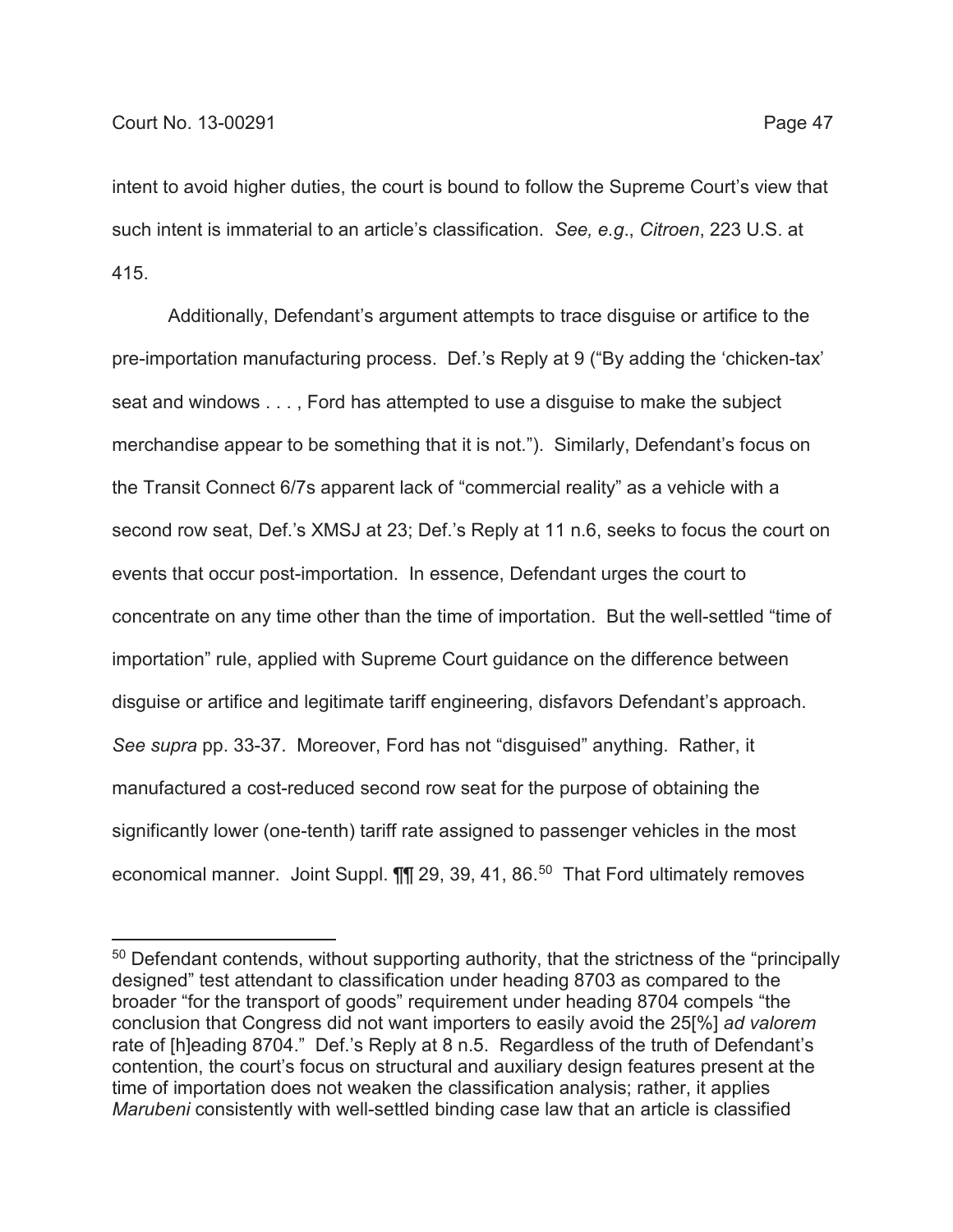intent to avoid higher duties, the court is bound to follow the Supreme Court's view that such intent is immaterial to an article's classification. *See, e.g.*, *Citroen*, 223 U.S. at 415.

Additionally, Defendant's argument attempts to trace disguise or artifice to the pre-importation manufacturing process. Def.'s Reply at 9 ("By adding the 'chicken-tax' seat and windows . . . , Ford has attempted to use a disguise to make the subject merchandise appear to be something that it is not."). Similarly, Defendant's focus on the Transit Connect 6/7s apparent lack of "commercial reality" as a vehicle with a second row seat, Def.'s XMSJ at 23; Def.'s Reply at 11 n.6, seeks to focus the court on events that occur post-importation. In essence, Defendant urges the court to concentrate on any time other than the time of importation. But the well-settled "time of importation" rule, applied with Supreme Court guidance on the difference between disguise or artifice and legitimate tariff engineering, disfavors Defendant's approach. *See supra* pp. 33-37. Moreover, Ford has not "disguised" anything. Rather, it manufactured a cost-reduced second row seat for the purpose of obtaining the significantly lower (one-tenth) tariff rate assigned to passenger vehicles in the most economical manner. Joint Suppl. ¶¶ 29, 39, 41, 86.[50] That Ford ultimately removes

[50] Defendant contends, without supporting authority, that the strictness of the "principally designed" test attendant to classification under heading 8703 as compared to the broader "for the transport of goods" requirement under heading 8704 compels "the conclusion that Congress did not want importers to easily avoid the 25[%] *ad valorem* rate of [h]eading 8704." Def.'s Reply at 8 n.5. Regardless of the truth of Defendant's contention, the court's focus on structural and auxiliary design features present at the time of importation does not weaken the classification analysis; rather, it applies *Marubeni* consistently with well-settled binding case law that an article is classified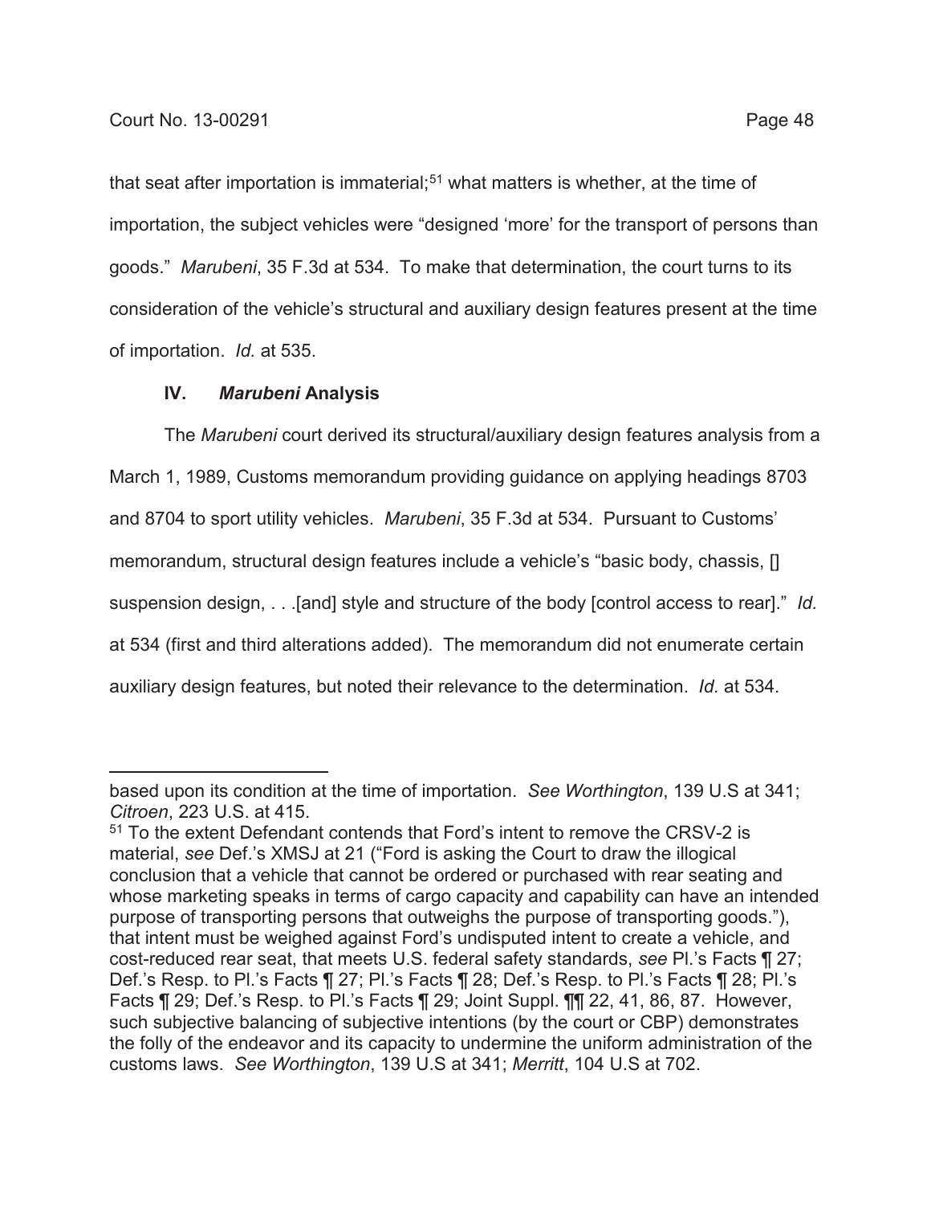that seat after importation is immaterial;[51] what matters is whether, at the time of importation, the subject vehicles were "designed 'more' for the transport of persons than goods." *Marubeni*, 35 F.3d at 534. To make that determination, the court turns to its consideration of the vehicle's structural and auxiliary design features present at the time of importation. *Id.* at 535.

## IV. *Marubeni* Analysis

The *Marubeni* court derived its structural/auxiliary design features analysis from a March 1, 1989, Customs memorandum providing guidance on applying headings 8703 and 8704 to sport utility vehicles. *Marubeni*, 35 F.3d at 534. Pursuant to Customs' memorandum, structural design features include a vehicle's "basic body, chassis, [] suspension design, . . .[and] style and structure of the body [control access to rear]." *Id.* at 534 (first and third alterations added). The memorandum did not enumerate certain auxiliary design features, but noted their relevance to the determination. *Id.* at 534.

---

based upon its condition at the time of importation. *See Worthington*, 139 U.S at 341; *Citroen*, 223 U.S. at 415.

[51] To the extent Defendant contends that Ford's intent to remove the CRSV-2 is material, *see* Def.'s XMSJ at 21 ("Ford is asking the Court to draw the illogical conclusion that a vehicle that cannot be ordered or purchased with rear seating and whose marketing speaks in terms of cargo capacity and capability can have an intended purpose of transporting persons that outweighs the purpose of transporting goods."), that intent must be weighed against Ford's undisputed intent to create a vehicle, and cost-reduced rear seat, that meets U.S. federal safety standards, *see* Pl.'s Facts ¶ 27; Def.'s Resp. to Pl.'s Facts ¶ 27; Pl.'s Facts ¶ 28; Def.'s Resp. to Pl.'s Facts ¶ 28; Pl.'s Facts ¶ 29; Def.'s Resp. to Pl.'s Facts ¶ 29; Joint Suppl. ¶¶ 22, 41, 86, 87. However, such subjective balancing of subjective intentions (by the court or CBP) demonstrates the folly of the endeavor and its capacity to undermine the uniform administration of the customs laws. *See Worthington*, 139 U.S at 341; *Merritt*, 104 U.S at 702.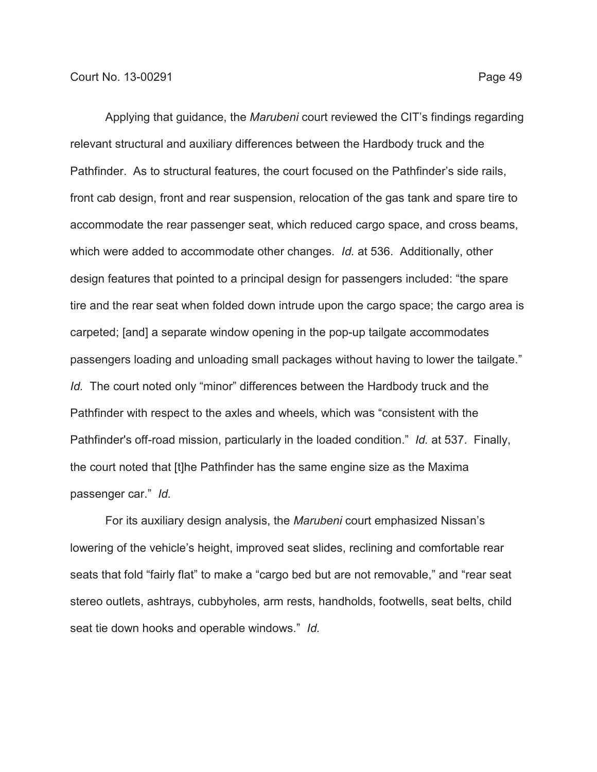Applying that guidance, the *Marubeni* court reviewed the CIT's findings regarding relevant structural and auxiliary differences between the Hardbody truck and the Pathfinder. As to structural features, the court focused on the Pathfinder's side rails, front cab design, front and rear suspension, relocation of the gas tank and spare tire to accommodate the rear passenger seat, which reduced cargo space, and cross beams, which were added to accommodate other changes. *Id.* at 536. Additionally, other design features that pointed to a principal design for passengers included: "the spare tire and the rear seat when folded down intrude upon the cargo space; the cargo area is carpeted; [and] a separate window opening in the pop-up tailgate accommodates passengers loading and unloading small packages without having to lower the tailgate." *Id.* The court noted only "minor" differences between the Hardbody truck and the Pathfinder with respect to the axles and wheels, which was "consistent with the Pathfinder's off-road mission, particularly in the loaded condition." *Id.* at 537. Finally, the court noted that [t]he Pathfinder has the same engine size as the Maxima passenger car." *Id.*

For its auxiliary design analysis, the *Marubeni* court emphasized Nissan's lowering of the vehicle's height, improved seat slides, reclining and comfortable rear seats that fold "fairly flat" to make a "cargo bed but are not removable," and "rear seat stereo outlets, ashtrays, cubbyholes, arm rests, handholds, footwells, seat belts, child seat tie down hooks and operable windows." *Id.*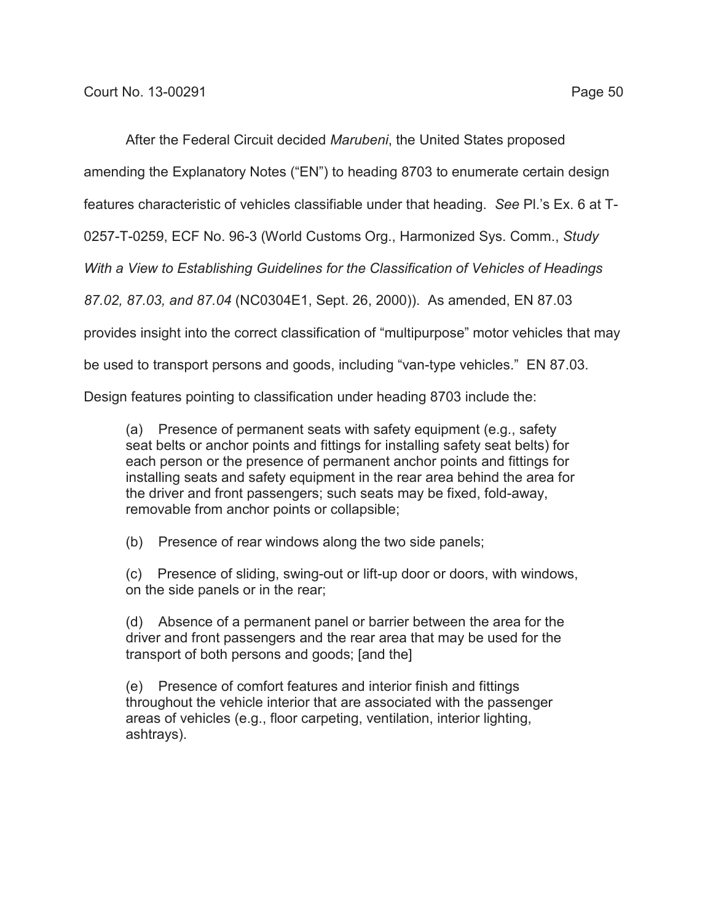After the Federal Circuit decided *Marubeni*, the United States proposed amending the Explanatory Notes ("EN") to heading 8703 to enumerate certain design features characteristic of vehicles classifiable under that heading. *See* Pl.'s Ex. 6 at T-0257-T-0259, ECF No. 96-3 (World Customs Org., Harmonized Sys. Comm., *Study With a View to Establishing Guidelines for the Classification of Vehicles of Headings 87.02, 87.03, and 87.04* (NC0304E1, Sept. 26, 2000)). As amended, EN 87.03 provides insight into the correct classification of "multipurpose" motor vehicles that may be used to transport persons and goods, including "van-type vehicles." EN 87.03. Design features pointing to classification under heading 8703 include the:

> (a) Presence of permanent seats with safety equipment (e.g., safety seat belts or anchor points and fittings for installing safety seat belts) for each person or the presence of permanent anchor points and fittings for installing seats and safety equipment in the rear area behind the area for the driver and front passengers; such seats may be fixed, fold-away, removable from anchor points or collapsible;
>
> (b) Presence of rear windows along the two side panels;
>
> (c) Presence of sliding, swing-out or lift-up door or doors, with windows, on the side panels or in the rear;
>
> (d) Absence of a permanent panel or barrier between the area for the driver and front passengers and the rear area that may be used for the transport of both persons and goods; [and the]
>
> (e) Presence of comfort features and interior finish and fittings throughout the vehicle interior that are associated with the passenger areas of vehicles (e.g., floor carpeting, ventilation, interior lighting, ashtrays).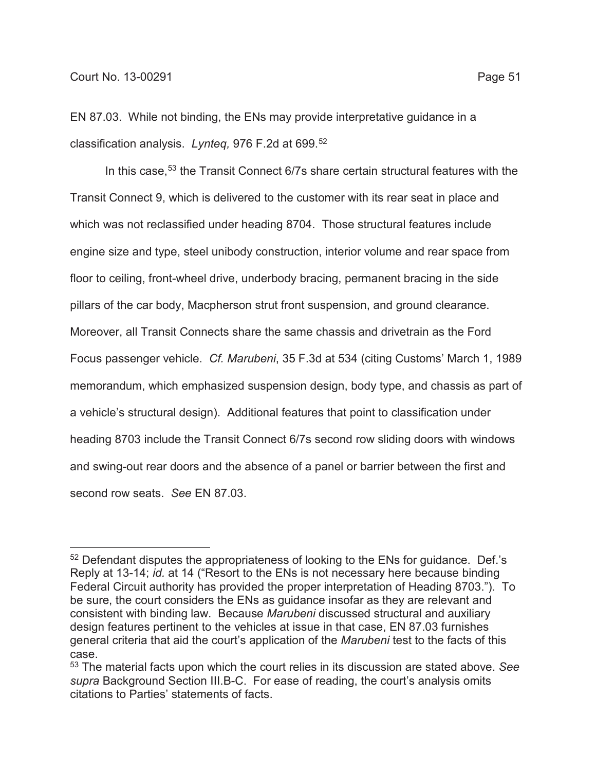EN 87.03. While not binding, the ENs may provide interpretative guidance in a classification analysis. *Lynteq,* 976 F.2d at 699.[52]

In this case,[53] the Transit Connect 6/7s share certain structural features with the Transit Connect 9, which is delivered to the customer with its rear seat in place and which was not reclassified under heading 8704. Those structural features include engine size and type, steel unibody construction, interior volume and rear space from floor to ceiling, front-wheel drive, underbody bracing, permanent bracing in the side pillars of the car body, Macpherson strut front suspension, and ground clearance. Moreover, all Transit Connects share the same chassis and drivetrain as the Ford Focus passenger vehicle. *Cf. Marubeni*, 35 F.3d at 534 (citing Customs' March 1, 1989 memorandum, which emphasized suspension design, body type, and chassis as part of a vehicle's structural design). Additional features that point to classification under heading 8703 include the Transit Connect 6/7s second row sliding doors with windows and swing-out rear doors and the absence of a panel or barrier between the first and second row seats. *See* EN 87.03.

---

[52] Defendant disputes the appropriateness of looking to the ENs for guidance. Def.'s Reply at 13-14; *id.* at 14 ("Resort to the ENs is not necessary here because binding Federal Circuit authority has provided the proper interpretation of Heading 8703."). To be sure, the court considers the ENs as guidance insofar as they are relevant and consistent with binding law. Because *Marubeni* discussed structural and auxiliary design features pertinent to the vehicles at issue in that case, EN 87.03 furnishes general criteria that aid the court's application of the *Marubeni* test to the facts of this case.

[53] The material facts upon which the court relies in its discussion are stated above. *See supra* Background Section III.B-C. For ease of reading, the court's analysis omits citations to Parties' statements of facts.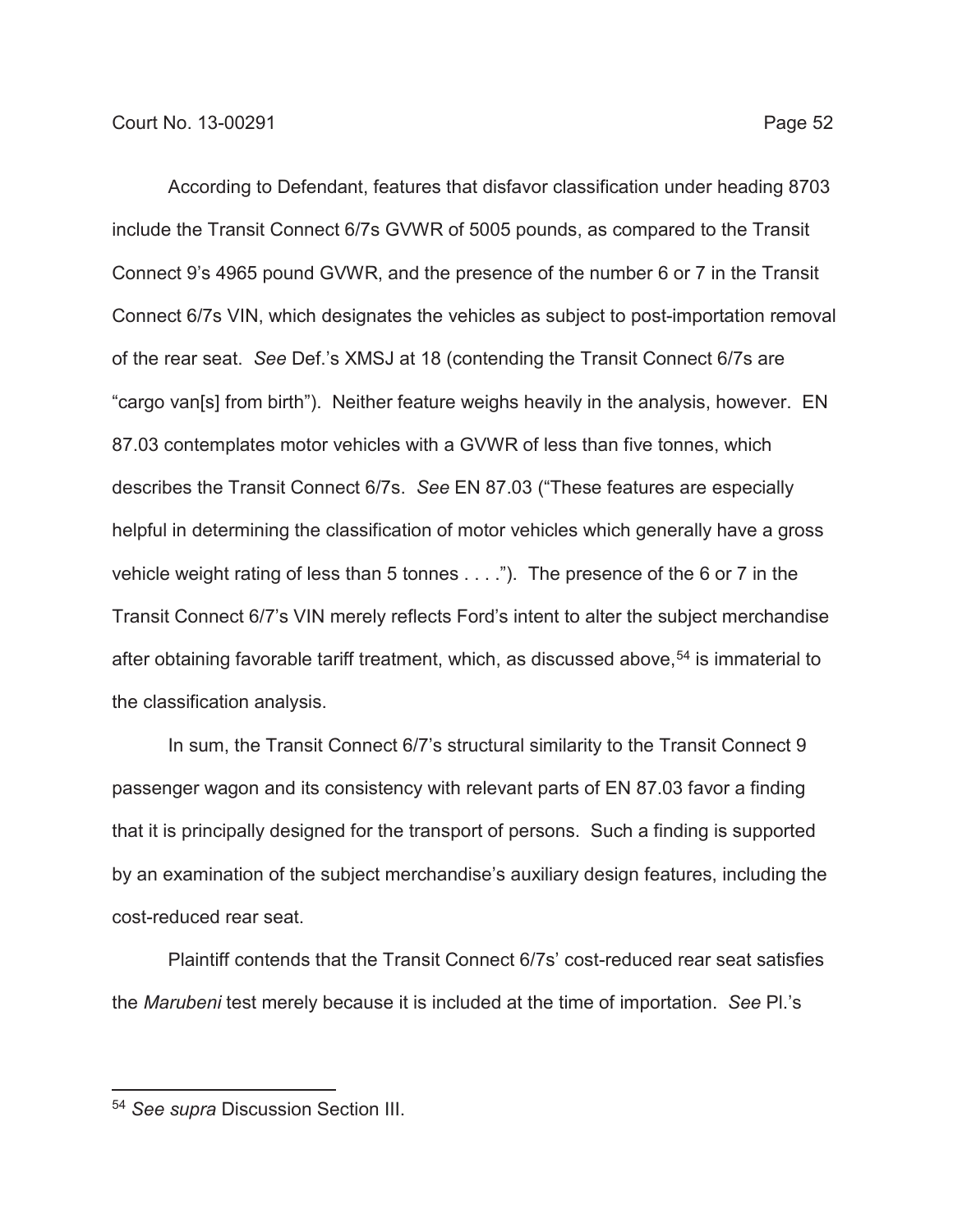According to Defendant, features that disfavor classification under heading 8703 include the Transit Connect 6/7s GVWR of 5005 pounds, as compared to the Transit Connect 9's 4965 pound GVWR, and the presence of the number 6 or 7 in the Transit Connect 6/7s VIN, which designates the vehicles as subject to post-importation removal of the rear seat. *See* Def.'s XMSJ at 18 (contending the Transit Connect 6/7s are "cargo van[s] from birth"). Neither feature weighs heavily in the analysis, however. EN 87.03 contemplates motor vehicles with a GVWR of less than five tonnes, which describes the Transit Connect 6/7s. *See* EN 87.03 ("These features are especially helpful in determining the classification of motor vehicles which generally have a gross vehicle weight rating of less than 5 tonnes . . . ."). The presence of the 6 or 7 in the Transit Connect 6/7's VIN merely reflects Ford's intent to alter the subject merchandise after obtaining favorable tariff treatment, which, as discussed above,[54] is immaterial to the classification analysis.

In sum, the Transit Connect 6/7's structural similarity to the Transit Connect 9 passenger wagon and its consistency with relevant parts of EN 87.03 favor a finding that it is principally designed for the transport of persons. Such a finding is supported by an examination of the subject merchandise's auxiliary design features, including the cost-reduced rear seat.

Plaintiff contends that the Transit Connect 6/7s' cost-reduced rear seat satisfies the *Marubeni* test merely because it is included at the time of importation. *See* Pl.'s

---

[54] *See supra* Discussion Section III.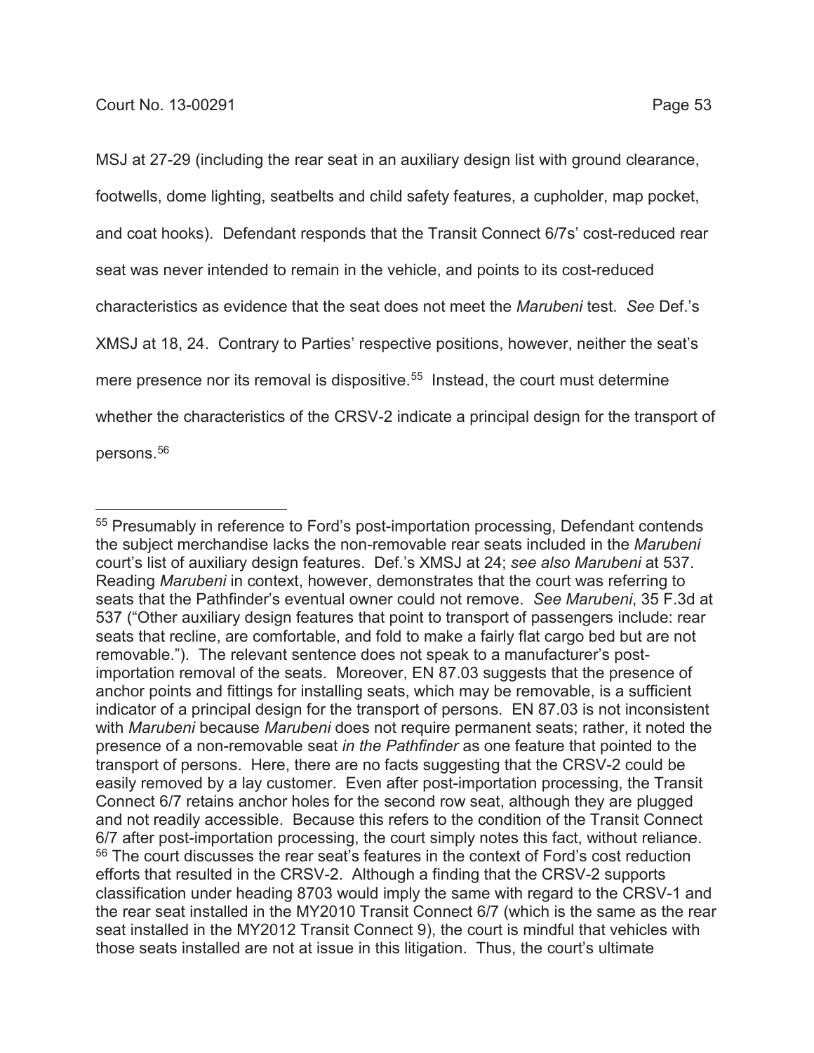MSJ at 27-29 (including the rear seat in an auxiliary design list with ground clearance, footwells, dome lighting, seatbelts and child safety features, a cupholder, map pocket, and coat hooks). Defendant responds that the Transit Connect 6/7s' cost-reduced rear seat was never intended to remain in the vehicle, and points to its cost-reduced characteristics as evidence that the seat does not meet the *Marubeni* test. *See* Def.'s XMSJ at 18, 24. Contrary to Parties' respective positions, however, neither the seat's mere presence nor its removal is dispositive.[55] Instead, the court must determine whether the characteristics of the CRSV-2 indicate a principal design for the transport of persons.[56]

---

[55] Presumably in reference to Ford's post-importation processing, Defendant contends the subject merchandise lacks the non-removable rear seats included in the *Marubeni* court's list of auxiliary design features. Def.'s XMSJ at 24; *see also Marubeni* at 537. Reading *Marubeni* in context, however, demonstrates that the court was referring to seats that the Pathfinder's eventual owner could not remove. *See Marubeni*, 35 F.3d at 537 ("Other auxiliary design features that point to transport of passengers include: rear seats that recline, are comfortable, and fold to make a fairly flat cargo bed but are not removable."). The relevant sentence does not speak to a manufacturer's post-importation removal of the seats. Moreover, EN 87.03 suggests that the presence of anchor points and fittings for installing seats, which may be removable, is a sufficient indicator of a principal design for the transport of persons. EN 87.03 is not inconsistent with *Marubeni* because *Marubeni* does not require permanent seats; rather, it noted the presence of a non-removable seat *in the Pathfinder* as one feature that pointed to the transport of persons. Here, there are no facts suggesting that the CRSV-2 could be easily removed by a lay customer. Even after post-importation processing, the Transit Connect 6/7 retains anchor holes for the second row seat, although they are plugged and not readily accessible. Because this refers to the condition of the Transit Connect 6/7 after post-importation processing, the court simply notes this fact, without reliance.

[56] The court discusses the rear seat's features in the context of Ford's cost reduction efforts that resulted in the CRSV-2. Although a finding that the CRSV-2 supports classification under heading 8703 would imply the same with regard to the CRSV-1 and the rear seat installed in the MY2010 Transit Connect 6/7 (which is the same as the rear seat installed in the MY2012 Transit Connect 9), the court is mindful that vehicles with those seats installed are not at issue in this litigation. Thus, the court's ultimate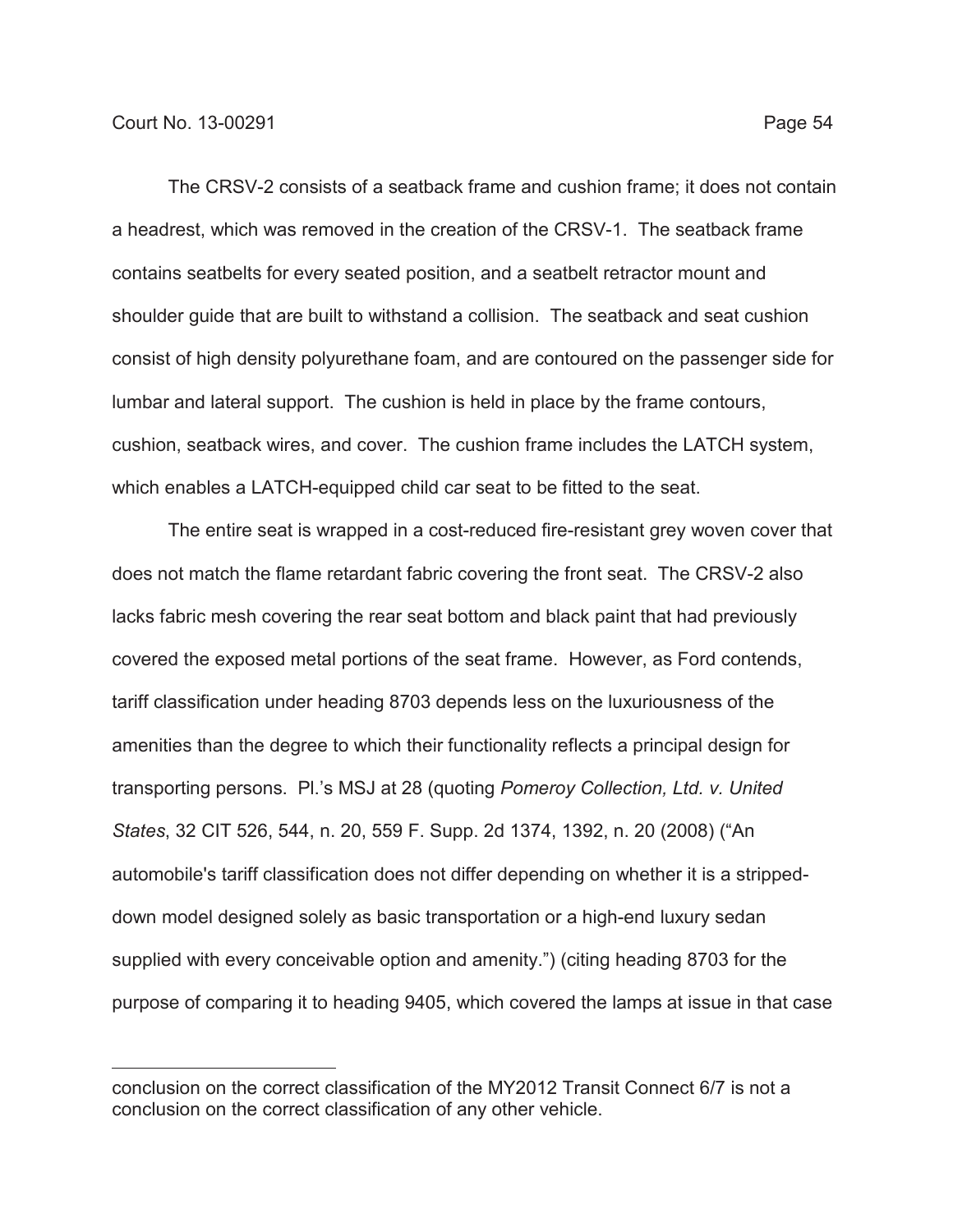The CRSV-2 consists of a seatback frame and cushion frame; it does not contain a headrest, which was removed in the creation of the CRSV-1. The seatback frame contains seatbelts for every seated position, and a seatbelt retractor mount and shoulder guide that are built to withstand a collision. The seatback and seat cushion consist of high density polyurethane foam, and are contoured on the passenger side for lumbar and lateral support. The cushion is held in place by the frame contours, cushion, seatback wires, and cover. The cushion frame includes the LATCH system, which enables a LATCH-equipped child car seat to be fitted to the seat.

The entire seat is wrapped in a cost-reduced fire-resistant grey woven cover that does not match the flame retardant fabric covering the front seat. The CRSV-2 also lacks fabric mesh covering the rear seat bottom and black paint that had previously covered the exposed metal portions of the seat frame. However, as Ford contends, tariff classification under heading 8703 depends less on the luxuriousness of the amenities than the degree to which their functionality reflects a principal design for transporting persons. Pl.'s MSJ at 28 (quoting *Pomeroy Collection, Ltd. v. United States*, 32 CIT 526, 544, n. 20, 559 F. Supp. 2d 1374, 1392, n. 20 (2008) ("An automobile's tariff classification does not differ depending on whether it is a stripped-down model designed solely as basic transportation or a high-end luxury sedan supplied with every conceivable option and amenity.") (citing heading 8703 for the purpose of comparing it to heading 9405, which covered the lamps at issue in that case

conclusion on the correct classification of the MY2012 Transit Connect 6/7 is not a conclusion on the correct classification of any other vehicle.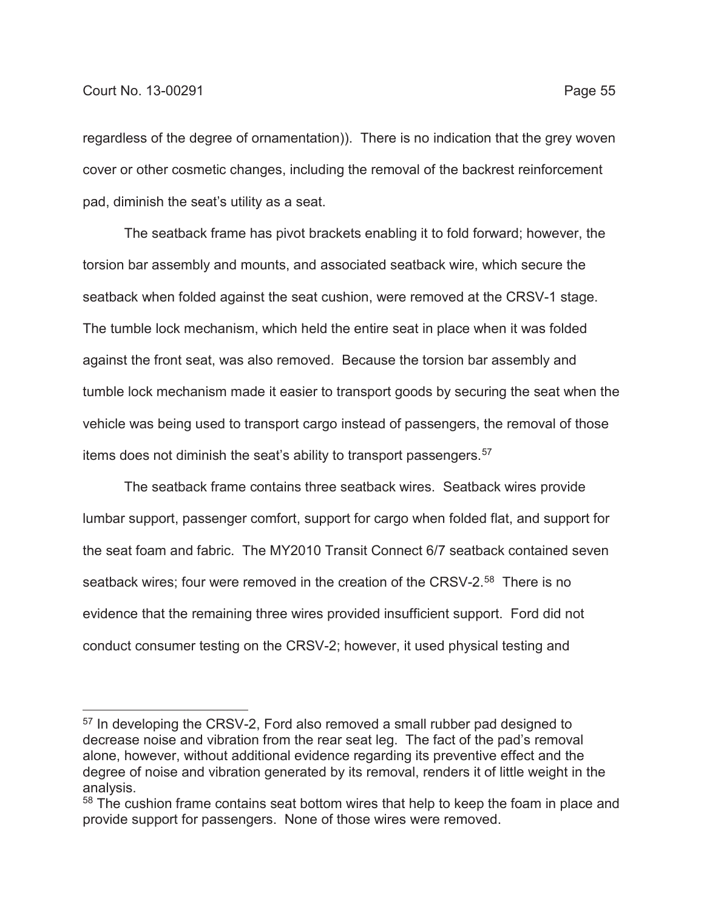regardless of the degree of ornamentation)). There is no indication that the grey woven cover or other cosmetic changes, including the removal of the backrest reinforcement pad, diminish the seat's utility as a seat.

The seatback frame has pivot brackets enabling it to fold forward; however, the torsion bar assembly and mounts, and associated seatback wire, which secure the seatback when folded against the seat cushion, were removed at the CRSV-1 stage. The tumble lock mechanism, which held the entire seat in place when it was folded against the front seat, was also removed. Because the torsion bar assembly and tumble lock mechanism made it easier to transport goods by securing the seat when the vehicle was being used to transport cargo instead of passengers, the removal of those items does not diminish the seat's ability to transport passengers.[57]

The seatback frame contains three seatback wires. Seatback wires provide lumbar support, passenger comfort, support for cargo when folded flat, and support for the seat foam and fabric. The MY2010 Transit Connect 6/7 seatback contained seven seatback wires; four were removed in the creation of the CRSV-2.[58] There is no evidence that the remaining three wires provided insufficient support. Ford did not conduct consumer testing on the CRSV-2; however, it used physical testing and

---

[57] In developing the CRSV-2, Ford also removed a small rubber pad designed to decrease noise and vibration from the rear seat leg. The fact of the pad's removal alone, however, without additional evidence regarding its preventive effect and the degree of noise and vibration generated by its removal, renders it of little weight in the analysis.

[58] The cushion frame contains seat bottom wires that help to keep the foam in place and provide support for passengers. None of those wires were removed.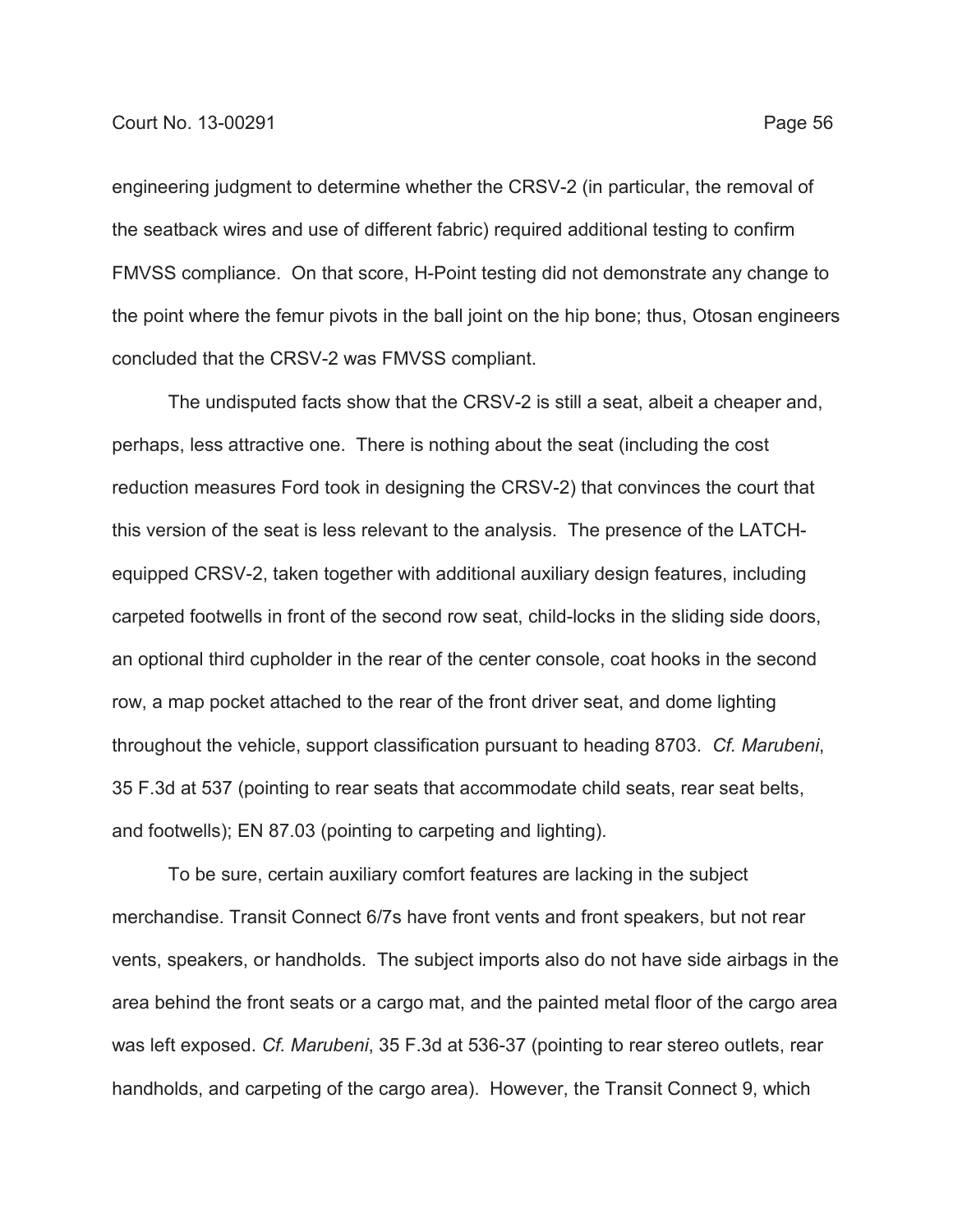engineering judgment to determine whether the CRSV-2 (in particular, the removal of the seatback wires and use of different fabric) required additional testing to confirm FMVSS compliance. On that score, H-Point testing did not demonstrate any change to the point where the femur pivots in the ball joint on the hip bone; thus, Otosan engineers concluded that the CRSV-2 was FMVSS compliant.

The undisputed facts show that the CRSV-2 is still a seat, albeit a cheaper and, perhaps, less attractive one. There is nothing about the seat (including the cost reduction measures Ford took in designing the CRSV-2) that convinces the court that this version of the seat is less relevant to the analysis. The presence of the LATCH-equipped CRSV-2, taken together with additional auxiliary design features, including carpeted footwells in front of the second row seat, child-locks in the sliding side doors, an optional third cupholder in the rear of the center console, coat hooks in the second row, a map pocket attached to the rear of the front driver seat, and dome lighting throughout the vehicle, support classification pursuant to heading 8703. *Cf. Marubeni*, 35 F.3d at 537 (pointing to rear seats that accommodate child seats, rear seat belts, and footwells); EN 87.03 (pointing to carpeting and lighting).

To be sure, certain auxiliary comfort features are lacking in the subject merchandise. Transit Connect 6/7s have front vents and front speakers, but not rear vents, speakers, or handholds. The subject imports also do not have side airbags in the area behind the front seats or a cargo mat, and the painted metal floor of the cargo area was left exposed. *Cf. Marubeni*, 35 F.3d at 536-37 (pointing to rear stereo outlets, rear handholds, and carpeting of the cargo area). However, the Transit Connect 9, which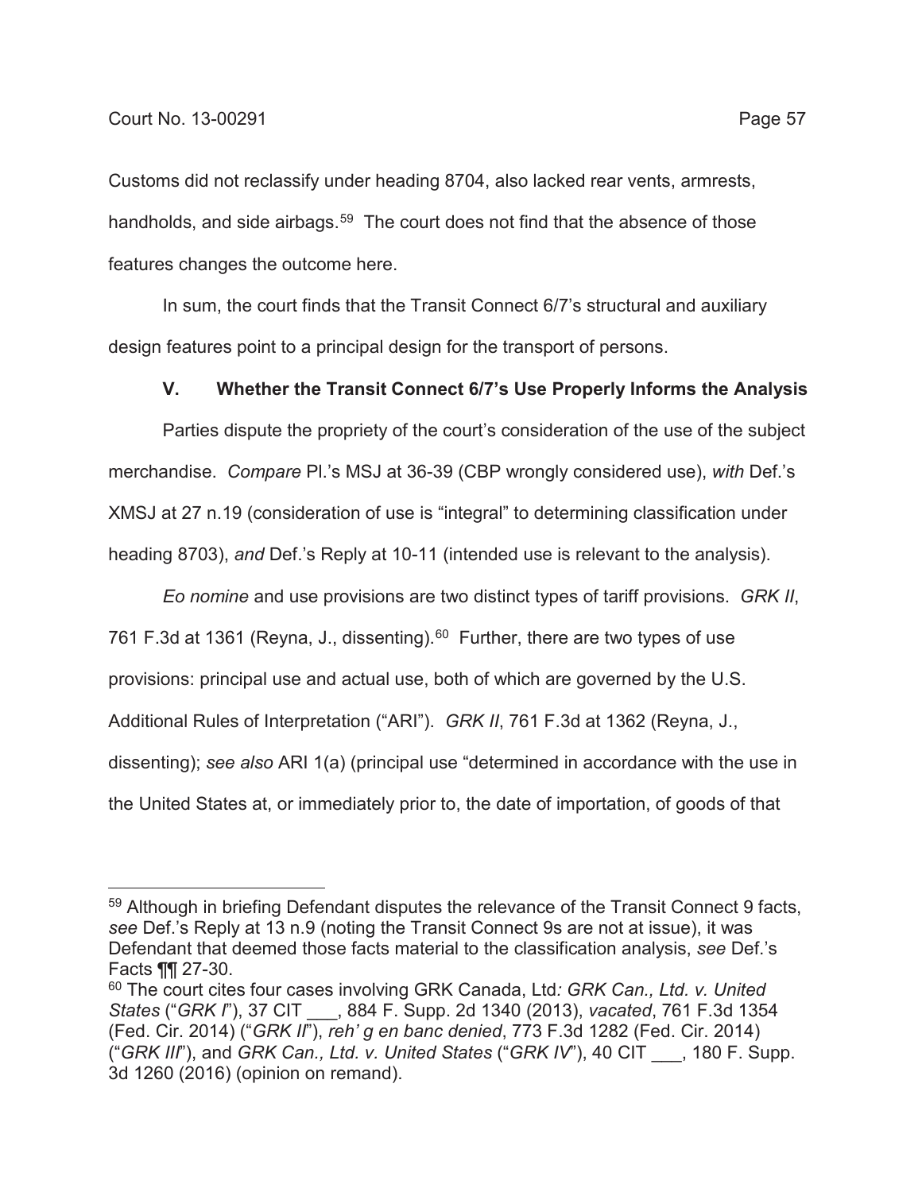Customs did not reclassify under heading 8704, also lacked rear vents, armrests, handholds, and side airbags.[59] The court does not find that the absence of those features changes the outcome here.

In sum, the court finds that the Transit Connect 6/7's structural and auxiliary design features point to a principal design for the transport of persons.

### V. Whether the Transit Connect 6/7's Use Properly Informs the Analysis

Parties dispute the propriety of the court's consideration of the use of the subject merchandise. *Compare* Pl.'s MSJ at 36-39 (CBP wrongly considered use), *with* Def.'s XMSJ at 27 n.19 (consideration of use is "integral" to determining classification under heading 8703), *and* Def.'s Reply at 10-11 (intended use is relevant to the analysis).

*Eo nomine* and use provisions are two distinct types of tariff provisions. *GRK II*, 761 F.3d at 1361 (Reyna, J., dissenting).[60] Further, there are two types of use provisions: principal use and actual use, both of which are governed by the U.S. Additional Rules of Interpretation ("ARI"). *GRK II*, 761 F.3d at 1362 (Reyna, J., dissenting); *see also* ARI 1(a) (principal use "determined in accordance with the use in the United States at, or immediately prior to, the date of importation, of goods of that

---

[59] Although in briefing Defendant disputes the relevance of the Transit Connect 9 facts, *see* Def.'s Reply at 13 n.9 (noting the Transit Connect 9s are not at issue), it was Defendant that deemed those facts material to the classification analysis, *see* Def.'s Facts ¶¶ 27-30.

[60] The court cites four cases involving GRK Canada, Ltd*: GRK Can., Ltd. v. United States* ("*GRK I*"), 37 CIT ___, 884 F. Supp. 2d 1340 (2013), *vacated*, 761 F.3d 1354 (Fed. Cir. 2014) ("*GRK II*"), *reh' g en banc denied*, 773 F.3d 1282 (Fed. Cir. 2014) ("*GRK III*"), and *GRK Can., Ltd. v. United States* ("*GRK IV*"), 40 CIT ___, 180 F. Supp. 3d 1260 (2016) (opinion on remand).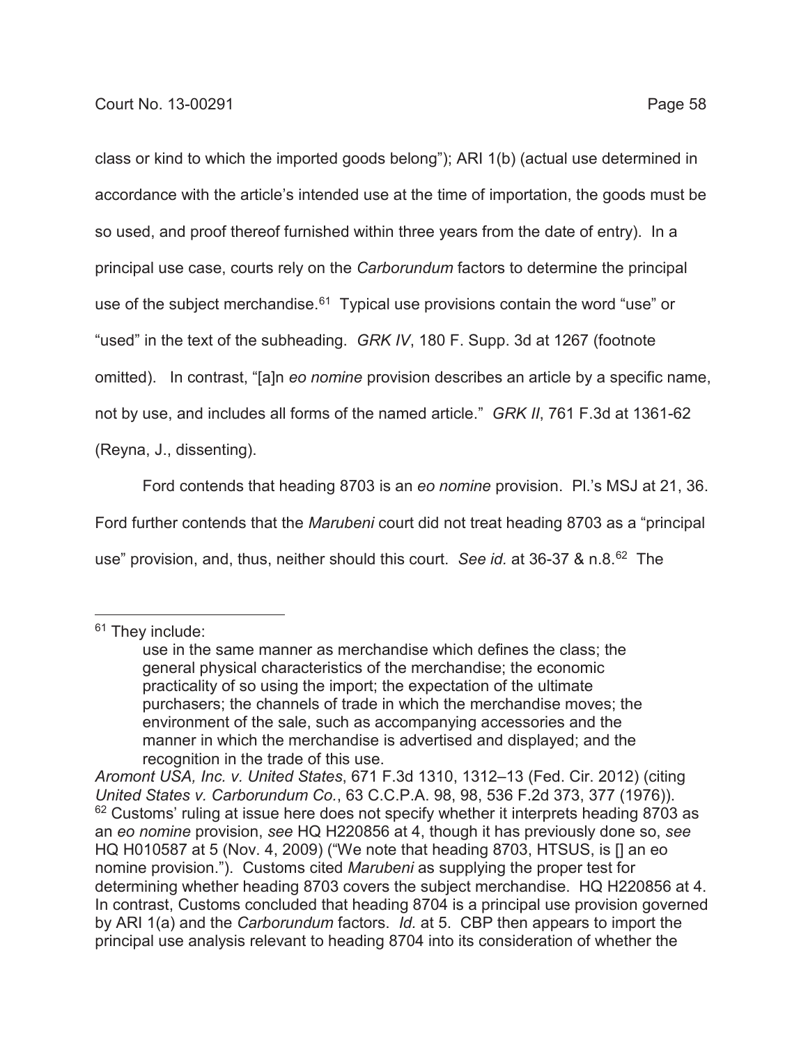class or kind to which the imported goods belong"); ARI 1(b) (actual use determined in accordance with the article's intended use at the time of importation, the goods must be so used, and proof thereof furnished within three years from the date of entry). In a principal use case, courts rely on the *Carborundum* factors to determine the principal use of the subject merchandise.[61] Typical use provisions contain the word "use" or "used" in the text of the subheading. *GRK IV*, 180 F. Supp. 3d at 1267 (footnote omitted). In contrast, "[a]n *eo nomine* provision describes an article by a specific name, not by use, and includes all forms of the named article." *GRK II*, 761 F.3d at 1361-62 (Reyna, J., dissenting).

Ford contends that heading 8703 is an *eo nomine* provision. Pl.'s MSJ at 21, 36. Ford further contends that the *Marubeni* court did not treat heading 8703 as a "principal use" provision, and, thus, neither should this court. *See id.* at 36-37 & n.8.[62] The

---

[61] They include:

> use in the same manner as merchandise which defines the class; the general physical characteristics of the merchandise; the economic practicality of so using the import; the expectation of the ultimate purchasers; the channels of trade in which the merchandise moves; the environment of the sale, such as accompanying accessories and the manner in which the merchandise is advertised and displayed; and the recognition in the trade of this use.

*Aromont USA, Inc. v. United States*, 671 F.3d 1310, 1312–13 (Fed. Cir. 2012) (citing *United States v. Carborundum Co.*, 63 C.C.P.A. 98, 98, 536 F.2d 373, 377 (1976)).

[62] Customs' ruling at issue here does not specify whether it interprets heading 8703 as an *eo nomine* provision, *see* HQ H220856 at 4, though it has previously done so, *see* HQ H010587 at 5 (Nov. 4, 2009) ("We note that heading 8703, HTSUS, is [] an eo nomine provision."). Customs cited *Marubeni* as supplying the proper test for determining whether heading 8703 covers the subject merchandise. HQ H220856 at 4. In contrast, Customs concluded that heading 8704 is a principal use provision governed by ARI 1(a) and the *Carborundum* factors. *Id.* at 5. CBP then appears to import the principal use analysis relevant to heading 8704 into its consideration of whether the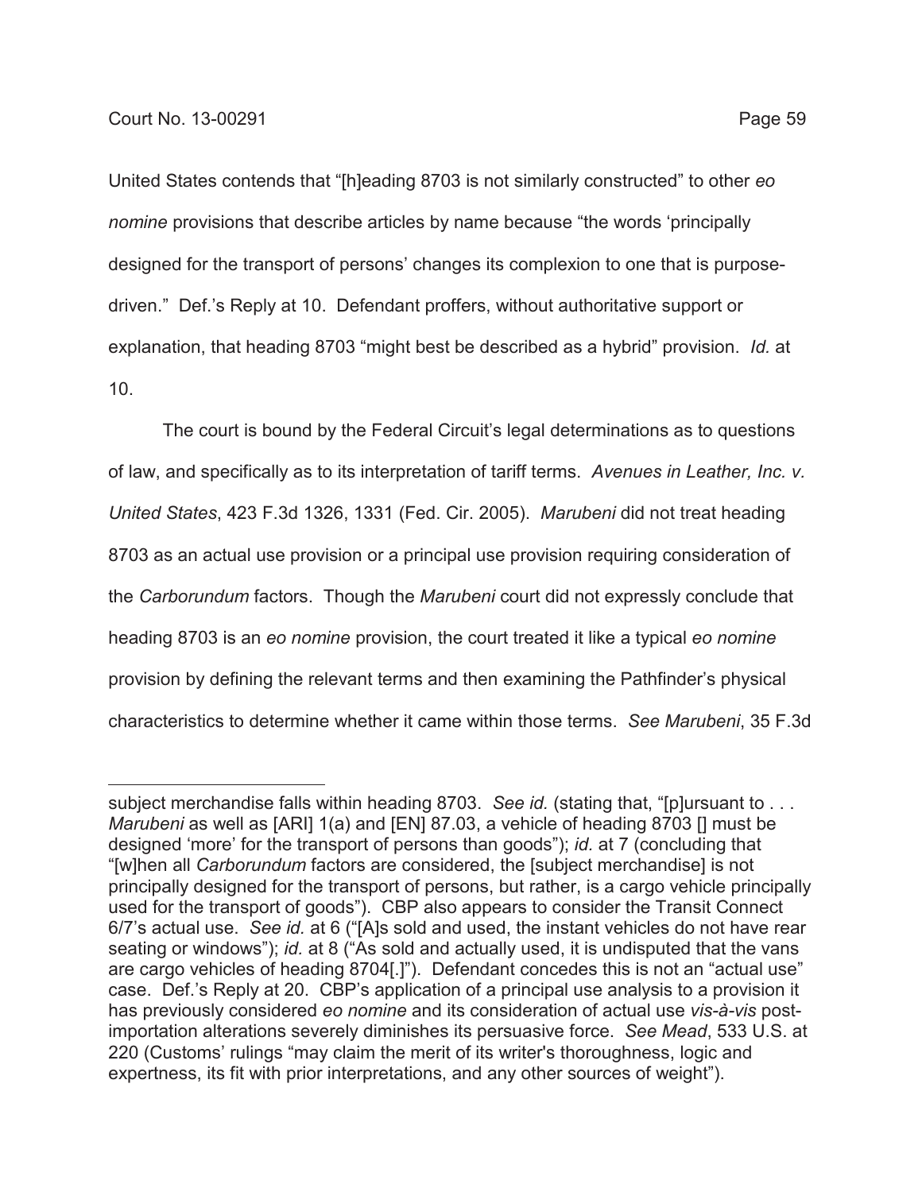United States contends that "[h]eading 8703 is not similarly constructed" to other *eo nomine* provisions that describe articles by name because "the words 'principally designed for the transport of persons' changes its complexion to one that is purpose-driven." Def.'s Reply at 10. Defendant proffers, without authoritative support or explanation, that heading 8703 "might best be described as a hybrid" provision. *Id.* at 10.

The court is bound by the Federal Circuit's legal determinations as to questions of law, and specifically as to its interpretation of tariff terms. *Avenues in Leather, Inc. v. United States*, 423 F.3d 1326, 1331 (Fed. Cir. 2005). *Marubeni* did not treat heading 8703 as an actual use provision or a principal use provision requiring consideration of the *Carborundum* factors. Though the *Marubeni* court did not expressly conclude that heading 8703 is an *eo nomine* provision, the court treated it like a typical *eo nomine* provision by defining the relevant terms and then examining the Pathfinder's physical characteristics to determine whether it came within those terms. *See Marubeni*, 35 F.3d

---

subject merchandise falls within heading 8703. *See id.* (stating that, "[p]ursuant to . . . *Marubeni* as well as [ARI] 1(a) and [EN] 87.03, a vehicle of heading 8703 [] must be designed 'more' for the transport of persons than goods"); *id.* at 7 (concluding that "[w]hen all *Carborundum* factors are considered, the [subject merchandise] is not principally designed for the transport of persons, but rather, is a cargo vehicle principally used for the transport of goods"). CBP also appears to consider the Transit Connect 6/7's actual use. *See id.* at 6 ("[A]s sold and used, the instant vehicles do not have rear seating or windows"); *id.* at 8 ("As sold and actually used, it is undisputed that the vans are cargo vehicles of heading 8704[.]"). Defendant concedes this is not an "actual use" case. Def.'s Reply at 20. CBP's application of a principal use analysis to a provision it has previously considered *eo nomine* and its consideration of actual use *vis-à-vis* post-importation alterations severely diminishes its persuasive force. *See Mead*, 533 U.S. at 220 (Customs' rulings "may claim the merit of its writer's thoroughness, logic and expertness, its fit with prior interpretations, and any other sources of weight").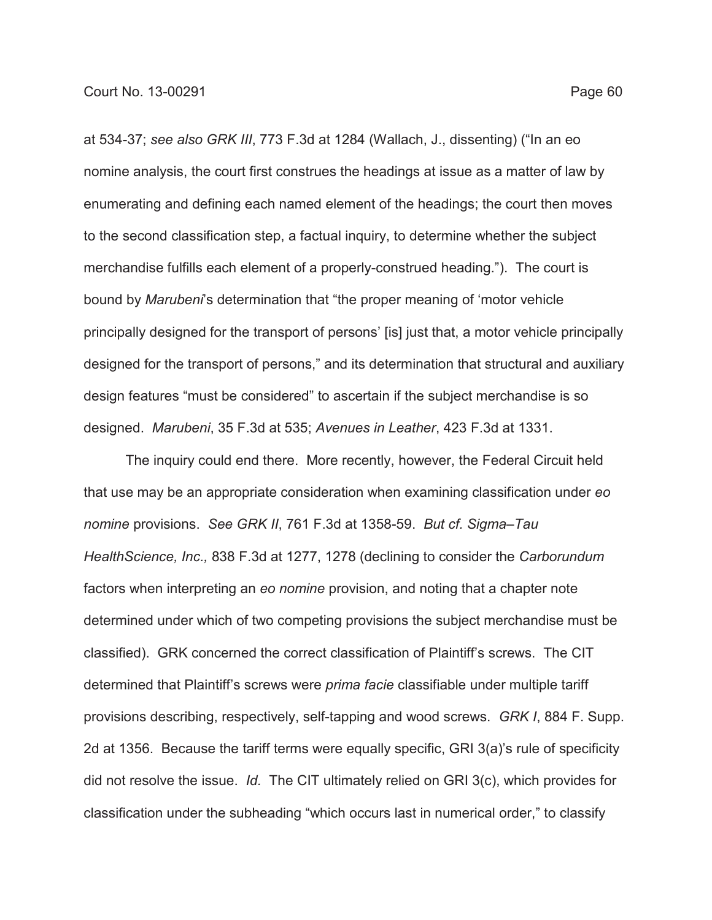at 534-37; *see also GRK III*, 773 F.3d at 1284 (Wallach, J., dissenting) ("In an eo nomine analysis, the court first construes the headings at issue as a matter of law by enumerating and defining each named element of the headings; the court then moves to the second classification step, a factual inquiry, to determine whether the subject merchandise fulfills each element of a properly-construed heading."). The court is bound by *Marubeni*'s determination that "the proper meaning of 'motor vehicle principally designed for the transport of persons' [is] just that, a motor vehicle principally designed for the transport of persons," and its determination that structural and auxiliary design features "must be considered" to ascertain if the subject merchandise is so designed. *Marubeni*, 35 F.3d at 535; *Avenues in Leather*, 423 F.3d at 1331.

The inquiry could end there. More recently, however, the Federal Circuit held that use may be an appropriate consideration when examining classification under *eo nomine* provisions. *See GRK II*, 761 F.3d at 1358-59. *But cf. Sigma–Tau HealthScience, Inc.,* 838 F.3d at 1277, 1278 (declining to consider the *Carborundum* factors when interpreting an *eo nomine* provision, and noting that a chapter note determined under which of two competing provisions the subject merchandise must be classified). GRK concerned the correct classification of Plaintiff's screws. The CIT determined that Plaintiff's screws were *prima facie* classifiable under multiple tariff provisions describing, respectively, self-tapping and wood screws. *GRK I*, 884 F. Supp. 2d at 1356. Because the tariff terms were equally specific, GRI 3(a)'s rule of specificity did not resolve the issue. *Id.* The CIT ultimately relied on GRI 3(c), which provides for classification under the subheading "which occurs last in numerical order," to classify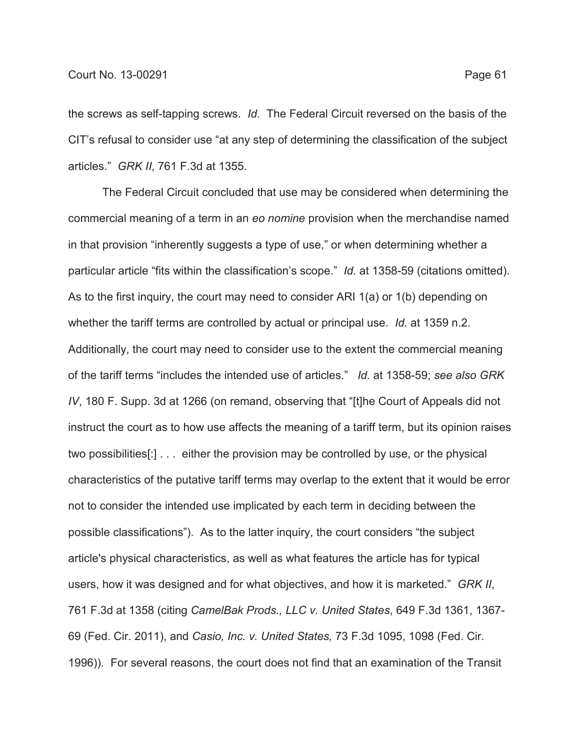the screws as self-tapping screws. *Id.* The Federal Circuit reversed on the basis of the CIT's refusal to consider use "at any step of determining the classification of the subject articles." *GRK II*, 761 F.3d at 1355.

The Federal Circuit concluded that use may be considered when determining the commercial meaning of a term in an *eo nomine* provision when the merchandise named in that provision "inherently suggests a type of use," or when determining whether a particular article "fits within the classification's scope." *Id.* at 1358-59 (citations omitted). As to the first inquiry, the court may need to consider ARI 1(a) or 1(b) depending on whether the tariff terms are controlled by actual or principal use. *Id.* at 1359 n.2. Additionally, the court may need to consider use to the extent the commercial meaning of the tariff terms "includes the intended use of articles." *Id.* at 1358-59; *see also GRK IV*, 180 F. Supp. 3d at 1266 (on remand, observing that "[t]he Court of Appeals did not instruct the court as to how use affects the meaning of a tariff term, but its opinion raises two possibilities[:] . . . either the provision may be controlled by use, or the physical characteristics of the putative tariff terms may overlap to the extent that it would be error not to consider the intended use implicated by each term in deciding between the possible classifications"). As to the latter inquiry, the court considers "the subject article's physical characteristics, as well as what features the article has for typical users, how it was designed and for what objectives, and how it is marketed." *GRK II*, 761 F.3d at 1358 (citing *CamelBak Prods., LLC v. United States*, 649 F.3d 1361, 1367-69 (Fed. Cir. 2011), and *Casio, Inc. v. United States,* 73 F.3d 1095, 1098 (Fed. Cir. 1996)). For several reasons, the court does not find that an examination of the Transit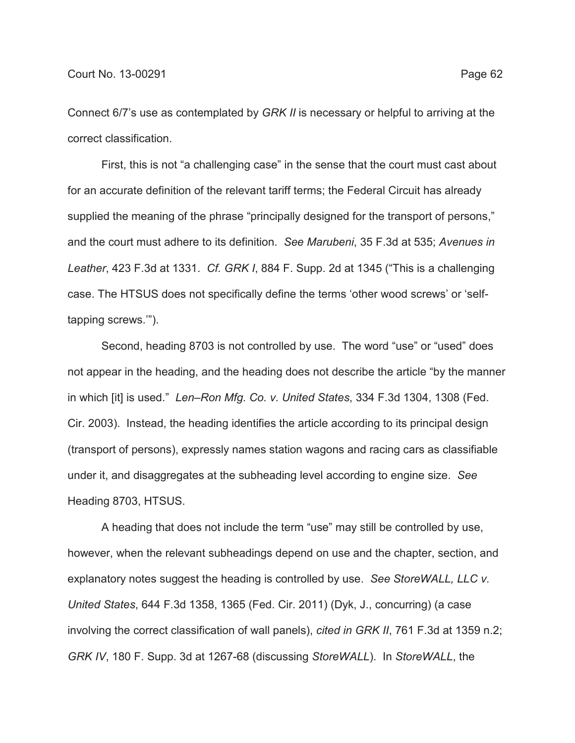Connect 6/7's use as contemplated by *GRK II* is necessary or helpful to arriving at the correct classification.

First, this is not "a challenging case" in the sense that the court must cast about for an accurate definition of the relevant tariff terms; the Federal Circuit has already supplied the meaning of the phrase "principally designed for the transport of persons," and the court must adhere to its definition. *See Marubeni*, 35 F.3d at 535; *Avenues in Leather*, 423 F.3d at 1331. *Cf. GRK I*, 884 F. Supp. 2d at 1345 ("This is a challenging case. The HTSUS does not specifically define the terms 'other wood screws' or 'self-tapping screws.'").

Second, heading 8703 is not controlled by use. The word "use" or "used" does not appear in the heading, and the heading does not describe the article "by the manner in which [it] is used." *Len–Ron Mfg. Co. v. United States*, 334 F.3d 1304, 1308 (Fed. Cir. 2003). Instead, the heading identifies the article according to its principal design (transport of persons), expressly names station wagons and racing cars as classifiable under it, and disaggregates at the subheading level according to engine size. *See* Heading 8703, HTSUS.

A heading that does not include the term "use" may still be controlled by use, however, when the relevant subheadings depend on use and the chapter, section, and explanatory notes suggest the heading is controlled by use. *See StoreWALL, LLC v. United States*, 644 F.3d 1358, 1365 (Fed. Cir. 2011) (Dyk, J., concurring) (a case involving the correct classification of wall panels), *cited in GRK II*, 761 F.3d at 1359 n.2; *GRK IV*, 180 F. Supp. 3d at 1267-68 (discussing *StoreWALL*). In *StoreWALL*, the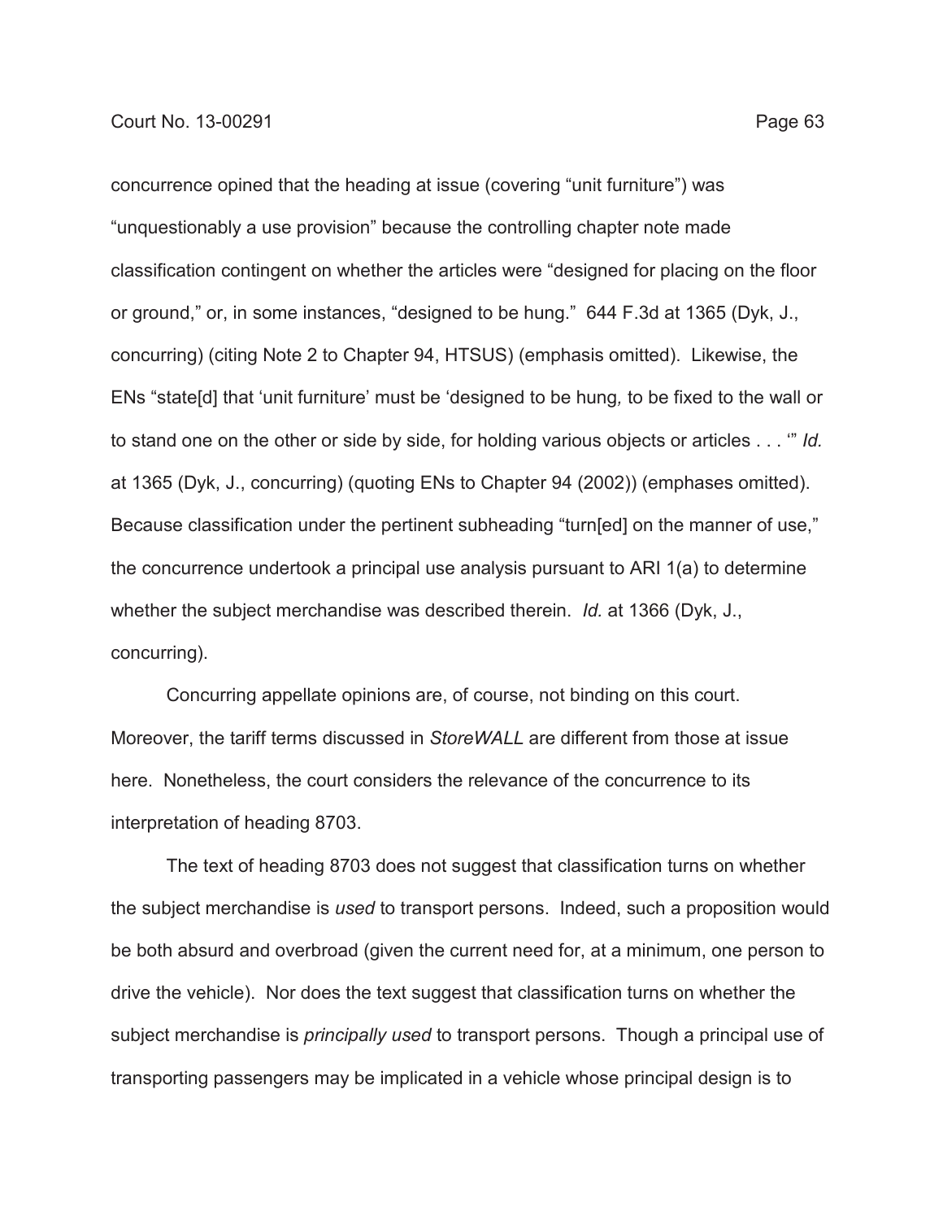concurrence opined that the heading at issue (covering "unit furniture") was "unquestionably a use provision" because the controlling chapter note made classification contingent on whether the articles were "designed for placing on the floor or ground," or, in some instances, "designed to be hung." 644 F.3d at 1365 (Dyk, J., concurring) (citing Note 2 to Chapter 94, HTSUS) (emphasis omitted). Likewise, the ENs "state[d] that 'unit furniture' must be 'designed to be hung, to be fixed to the wall or to stand one on the other or side by side, for holding various objects or articles . . . '" *Id.* at 1365 (Dyk, J., concurring) (quoting ENs to Chapter 94 (2002)) (emphases omitted). Because classification under the pertinent subheading "turn[ed] on the manner of use," the concurrence undertook a principal use analysis pursuant to ARI 1(a) to determine whether the subject merchandise was described therein. *Id.* at 1366 (Dyk, J., concurring).

Concurring appellate opinions are, of course, not binding on this court. Moreover, the tariff terms discussed in *StoreWALL* are different from those at issue here. Nonetheless, the court considers the relevance of the concurrence to its interpretation of heading 8703.

The text of heading 8703 does not suggest that classification turns on whether the subject merchandise is *used* to transport persons. Indeed, such a proposition would be both absurd and overbroad (given the current need for, at a minimum, one person to drive the vehicle). Nor does the text suggest that classification turns on whether the subject merchandise is *principally used* to transport persons. Though a principal use of transporting passengers may be implicated in a vehicle whose principal design is to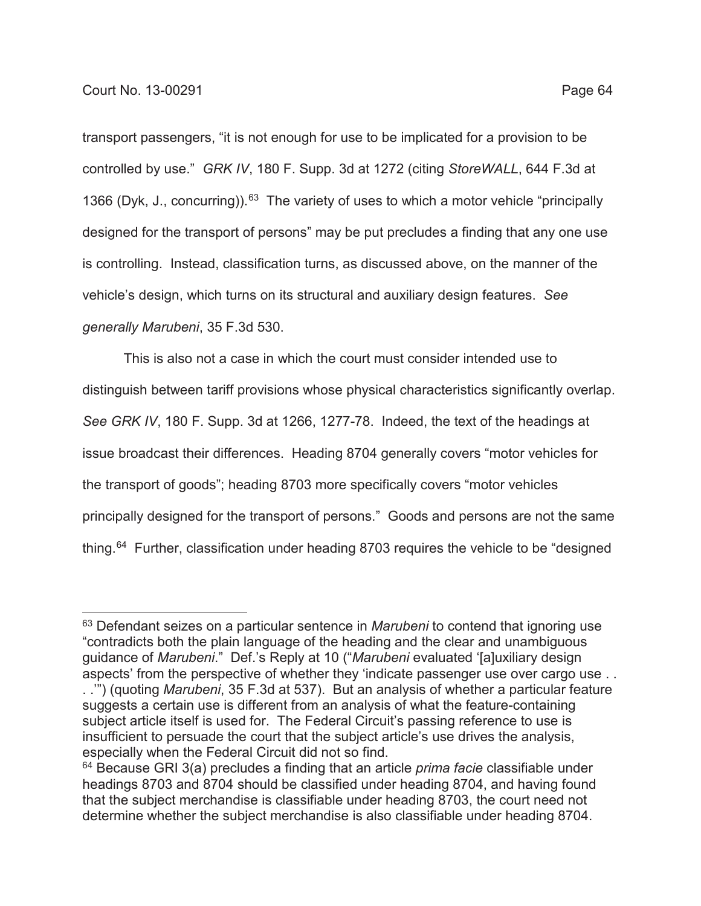transport passengers, "it is not enough for use to be implicated for a provision to be controlled by use." *GRK IV*, 180 F. Supp. 3d at 1272 (citing *StoreWALL*, 644 F.3d at 1366 (Dyk, J., concurring)).[63] The variety of uses to which a motor vehicle "principally designed for the transport of persons" may be put precludes a finding that any one use is controlling. Instead, classification turns, as discussed above, on the manner of the vehicle's design, which turns on its structural and auxiliary design features. *See generally Marubeni*, 35 F.3d 530.

This is also not a case in which the court must consider intended use to distinguish between tariff provisions whose physical characteristics significantly overlap. *See GRK IV*, 180 F. Supp. 3d at 1266, 1277-78. Indeed, the text of the headings at issue broadcast their differences. Heading 8704 generally covers "motor vehicles for the transport of goods"; heading 8703 more specifically covers "motor vehicles principally designed for the transport of persons." Goods and persons are not the same thing.[64] Further, classification under heading 8703 requires the vehicle to be "designed

---

[63] Defendant seizes on a particular sentence in *Marubeni* to contend that ignoring use "contradicts both the plain language of the heading and the clear and unambiguous guidance of *Marubeni*." Def.'s Reply at 10 ("*Marubeni* evaluated '[a]uxiliary design aspects' from the perspective of whether they 'indicate passenger use over cargo use . . . .'") (quoting *Marubeni*, 35 F.3d at 537). But an analysis of whether a particular feature suggests a certain use is different from an analysis of what the feature-containing subject article itself is used for. The Federal Circuit's passing reference to use is insufficient to persuade the court that the subject article's use drives the analysis, especially when the Federal Circuit did not so find.

[64] Because GRI 3(a) precludes a finding that an article *prima facie* classifiable under headings 8703 and 8704 should be classified under heading 8704, and having found that the subject merchandise is classifiable under heading 8703, the court need not determine whether the subject merchandise is also classifiable under heading 8704.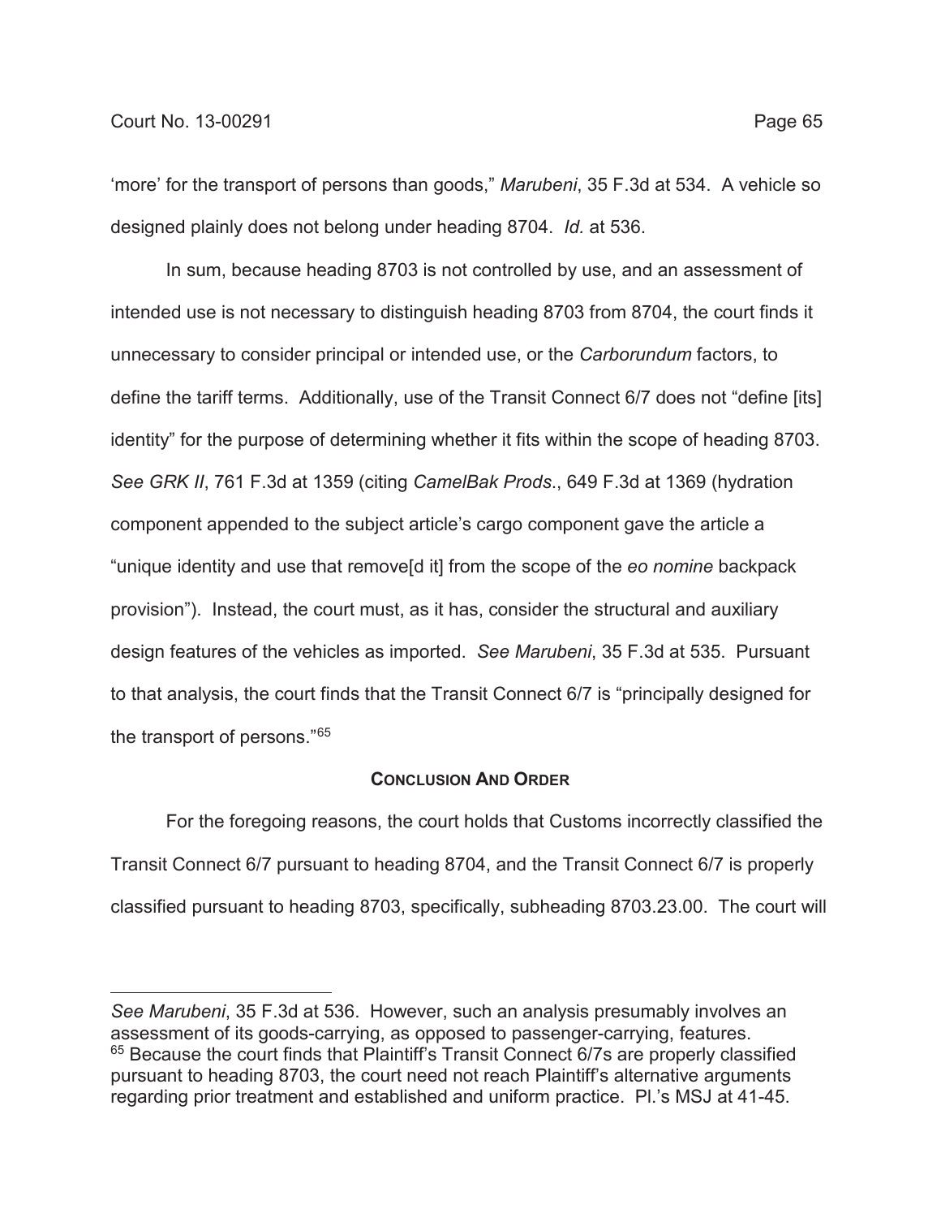'more' for the transport of persons than goods," *Marubeni*, 35 F.3d at 534. A vehicle so designed plainly does not belong under heading 8704. *Id.* at 536.

In sum, because heading 8703 is not controlled by use, and an assessment of intended use is not necessary to distinguish heading 8703 from 8704, the court finds it unnecessary to consider principal or intended use, or the *Carborundum* factors, to define the tariff terms. Additionally, use of the Transit Connect 6/7 does not "define [its] identity" for the purpose of determining whether it fits within the scope of heading 8703. *See GRK II*, 761 F.3d at 1359 (citing *CamelBak Prods*., 649 F.3d at 1369 (hydration component appended to the subject article's cargo component gave the article a "unique identity and use that remove[d it] from the scope of the *eo nomine* backpack provision"). Instead, the court must, as it has, consider the structural and auxiliary design features of the vehicles as imported. *See Marubeni*, 35 F.3d at 535. Pursuant to that analysis, the court finds that the Transit Connect 6/7 is "principally designed for the transport of persons."[65]

## CONCLUSION AND ORDER

For the foregoing reasons, the court holds that Customs incorrectly classified the Transit Connect 6/7 pursuant to heading 8704, and the Transit Connect 6/7 is properly classified pursuant to heading 8703, specifically, subheading 8703.23.00. The court will

---

*See Marubeni*, 35 F.3d at 536. However, such an analysis presumably involves an assessment of its goods-carrying, as opposed to passenger-carrying, features.

[65] Because the court finds that Plaintiff's Transit Connect 6/7s are properly classified pursuant to heading 8703, the court need not reach Plaintiff's alternative arguments regarding prior treatment and established and uniform practice. Pl.'s MSJ at 41-45.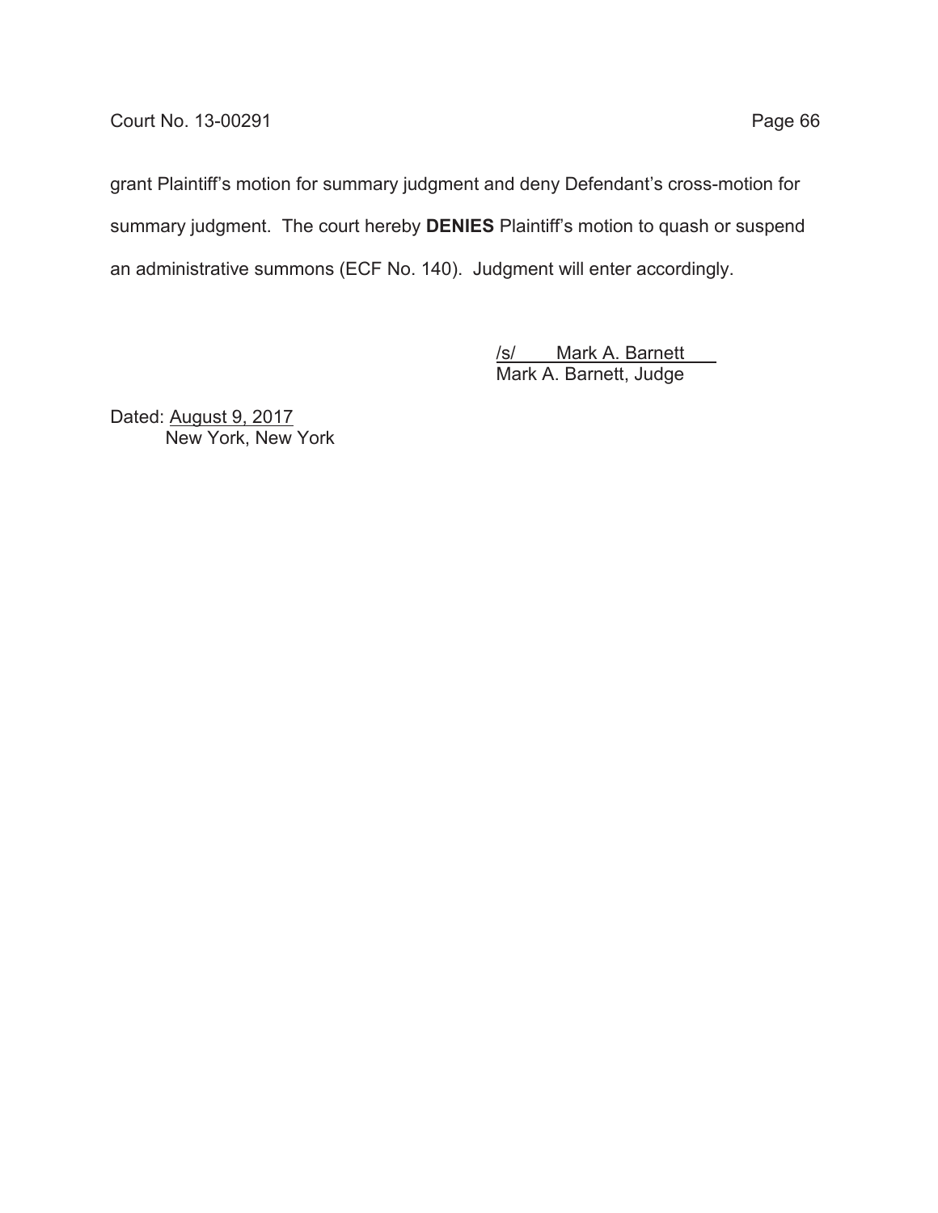grant Plaintiff's motion for summary judgment and deny Defendant's cross-motion for summary judgment. The court hereby **DENIES** Plaintiff's motion to quash or suspend an administrative summons (ECF No. 140). Judgment will enter accordingly.

/s/ Mark A. Barnett
Mark A. Barnett, Judge

Dated: August 9, 2017
New York, New York